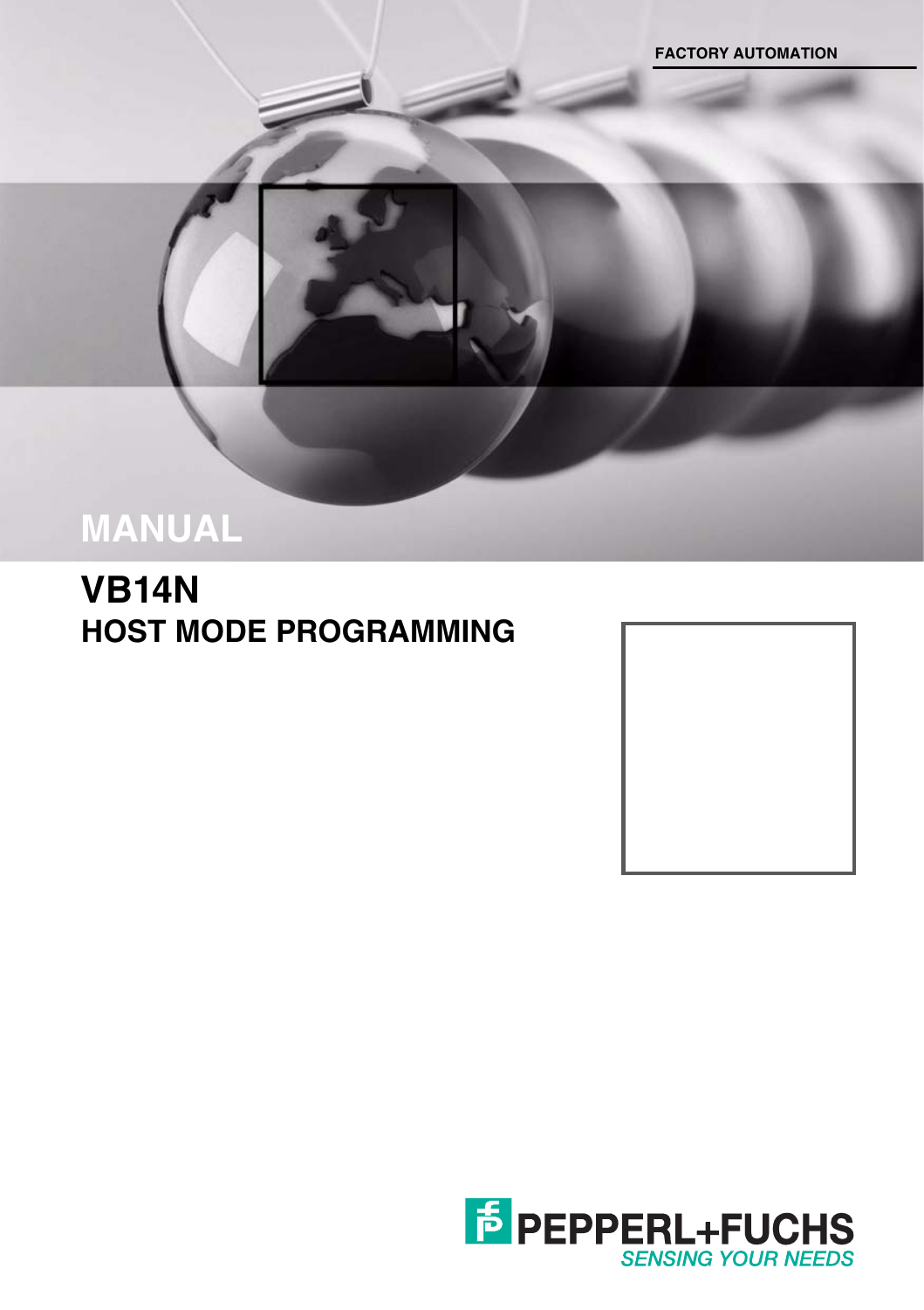FACTORY AUTOMATION

# MANUAL

## VB14N
## HOST MODE PROGRAMMING

PEPPERL+FUCHS
SENSING YOUR NEEDS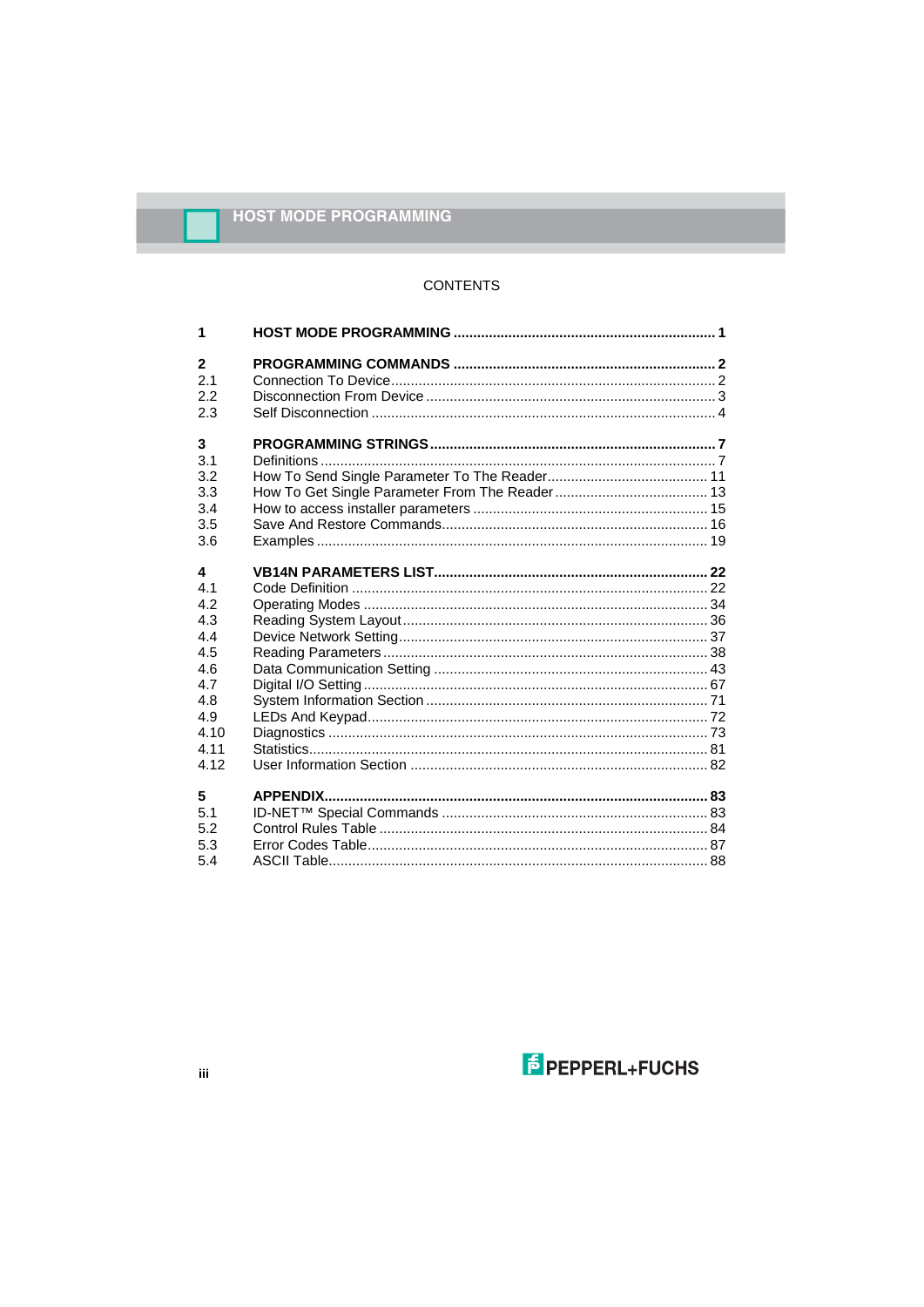# CONTENTS

| | | |
|---|---|---|
| **1** | **HOST MODE PROGRAMMING** | **1** |
| **2** | **PROGRAMMING COMMANDS** | **2** |
| 2.1 | Connection To Device | 2 |
| 2.2 | Disconnection From Device | 3 |
| 2.3 | Self Disconnection | 4 |
| **3** | **PROGRAMMING STRINGS** | **7** |
| 3.1 | Definitions | 7 |
| 3.2 | How To Send Single Parameter To The Reader | 11 |
| 3.3 | How To Get Single Parameter From The Reader | 13 |
| 3.4 | How to access installer parameters | 15 |
| 3.5 | Save And Restore Commands | 16 |
| 3.6 | Examples | 19 |
| **4** | **VB14N PARAMETERS LIST** | **22** |
| 4.1 | Code Definition | 22 |
| 4.2 | Operating Modes | 34 |
| 4.3 | Reading System Layout | 36 |
| 4.4 | Device Network Setting | 37 |
| 4.5 | Reading Parameters | 38 |
| 4.6 | Data Communication Setting | 43 |
| 4.7 | Digital I/O Setting | 67 |
| 4.8 | System Information Section | 71 |
| 4.9 | LEDs And Keypad | 72 |
| 4.10 | Diagnostics | 73 |
| 4.11 | Statistics | 81 |
| 4.12 | User Information Section | 82 |
| **5** | **APPENDIX** | **83** |
| 5.1 | ID-NET™ Special Commands | 83 |
| 5.2 | Control Rules Table | 84 |
| 5.3 | Error Codes Table | 87 |
| 5.4 | ASCII Table | 88 |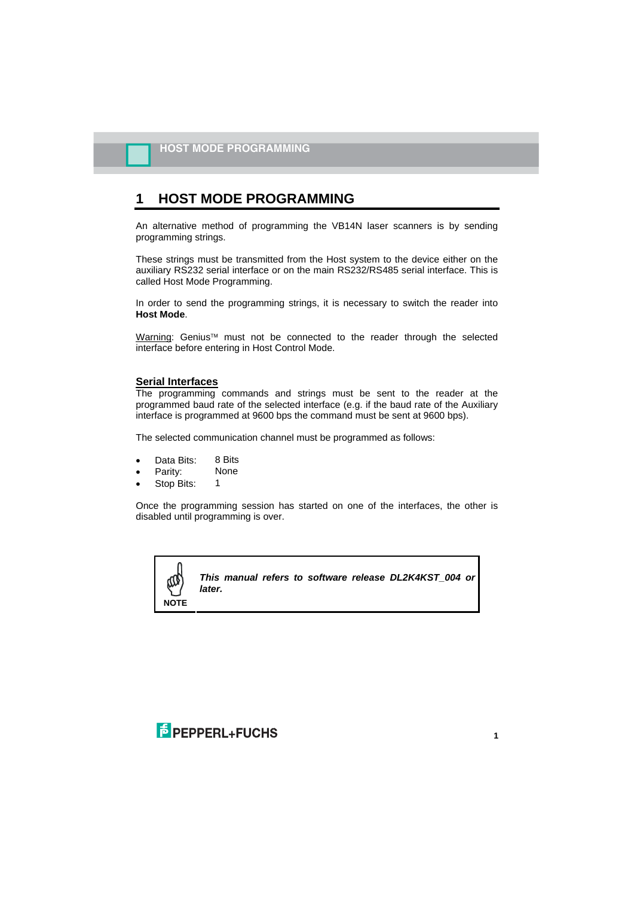# 1 HOST MODE PROGRAMMING

An alternative method of programming the VB14N laser scanners is by sending programming strings.

These strings must be transmitted from the Host system to the device either on the auxiliary RS232 serial interface or on the main RS232/RS485 serial interface. This is called Host Mode Programming.

In order to send the programming strings, it is necessary to switch the reader into **Host Mode**.

Warning: Genius™ must not be connected to the reader through the selected interface before entering in Host Control Mode.

## Serial Interfaces

The programming commands and strings must be sent to the reader at the programmed baud rate of the selected interface (e.g. if the baud rate of the Auxiliary interface is programmed at 9600 bps the command must be sent at 9600 bps).

The selected communication channel must be programmed as follows:

- Data Bits: 8 Bits
- Parity: None
- Stop Bits: 1

Once the programming session has started on one of the interfaces, the other is disabled until programming is over.

**NOTE**

***This manual refers to software release DL2K4KST_004 or later.***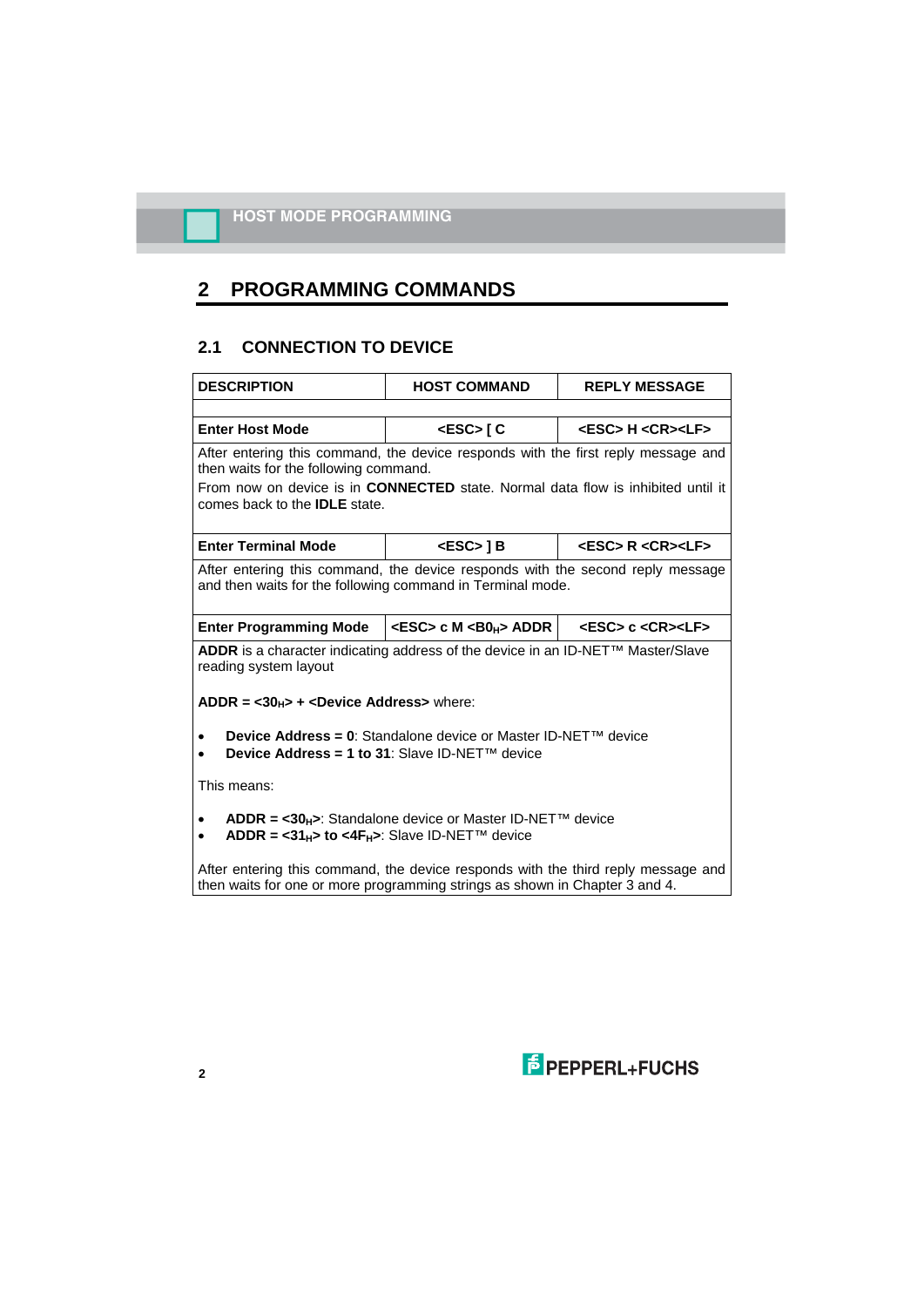# 2 PROGRAMMING COMMANDS

## 2.1 CONNECTION TO DEVICE

| DESCRIPTION | HOST COMMAND | REPLY MESSAGE |
|---|---|---|
| | | |
| **Enter Host Mode** | **<ESC> [ C** | **<ESC> H <CR><LF>** |
| After entering this command, the device responds with the first reply message and then waits for the following command.<br>From now on device is in **CONNECTED** state. Normal data flow is inhibited until it comes back to the **IDLE** state. | | |
| **Enter Terminal Mode** | **<ESC> ] B** | **<ESC> R <CR><LF>** |
| After entering this command, the device responds with the second reply message and then waits for the following command in Terminal mode. | | |
| **Enter Programming Mode** | **<ESC> c M <B0$_H$> ADDR** | **<ESC> c <CR><LF>** |
| **ADDR** is a character indicating address of the device in an ID-NET™ Master/Slave reading system layout<br><br>**ADDR = <30$_H$> + <Device Address>** where:<br><br>• **Device Address = 0**: Standalone device or Master ID-NET™ device<br>• **Device Address = 1 to 31**: Slave ID-NET™ device<br><br>This means:<br><br>• **ADDR = <30$_H$>**: Standalone device or Master ID-NET™ device<br>• **ADDR = <31$_H$> to <4F$_H$>**: Slave ID-NET™ device<br><br>After entering this command, the device responds with the third reply message and then waits for one or more programming strings as shown in Chapter 3 and 4. | | |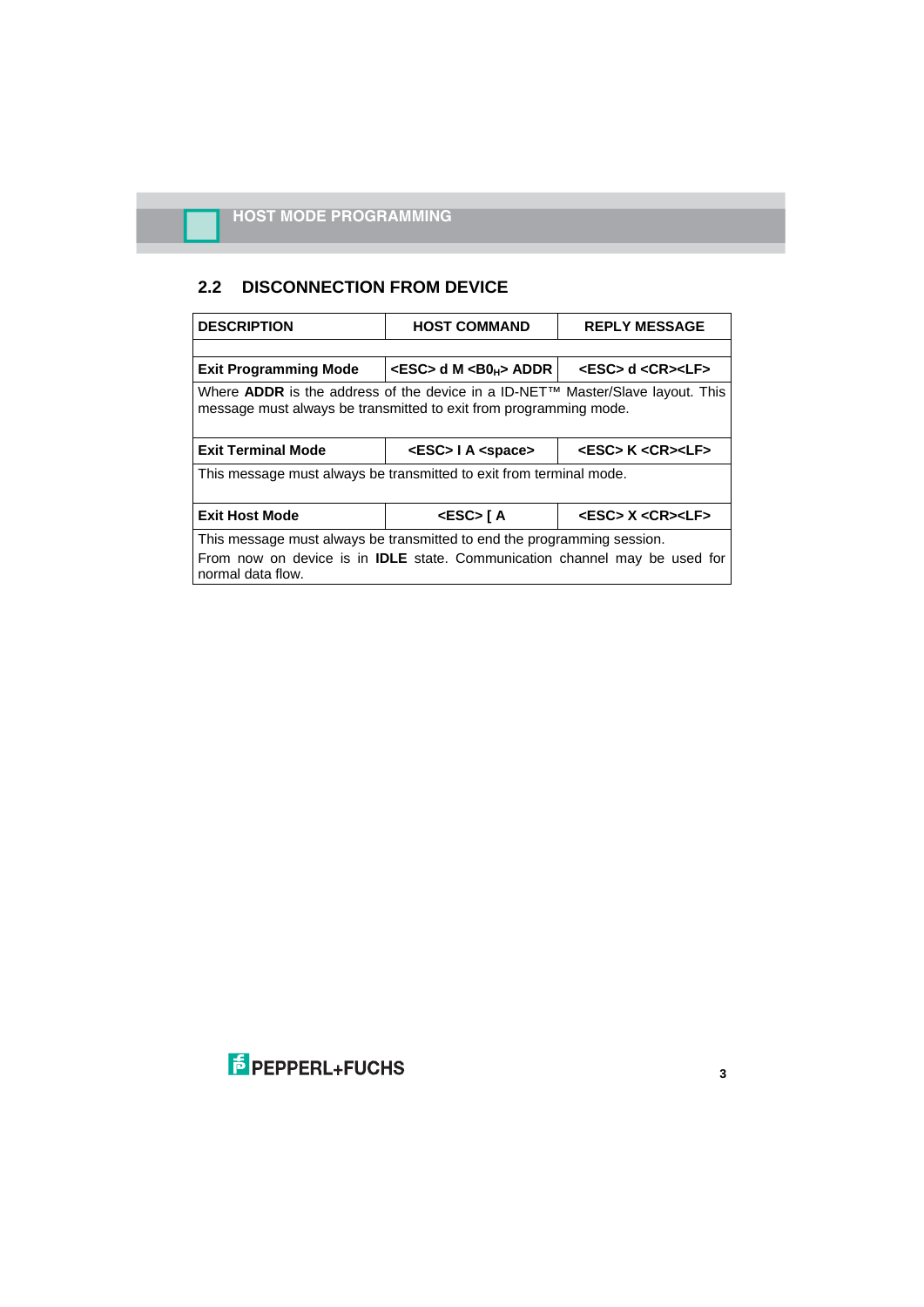## 2.2 DISCONNECTION FROM DEVICE

| DESCRIPTION | HOST COMMAND | REPLY MESSAGE |
|---|---|---|
| | | |
| **Exit Programming Mode** | **<ESC> d M <B0$_H$> ADDR** | **<ESC> d <CR><LF>** |
| Where **ADDR** is the address of the device in a ID-NET™ Master/Slave layout. This message must always be transmitted to exit from programming mode. | | |
| **Exit Terminal Mode** | **<ESC> I A <space>** | **<ESC> K <CR><LF>** |
| This message must always be transmitted to exit from terminal mode. | | |
| **Exit Host Mode** | **<ESC> [ A** | **<ESC> X <CR><LF>** |
| This message must always be transmitted to end the programming session. From now on device is in **IDLE** state. Communication channel may be used for normal data flow. | | |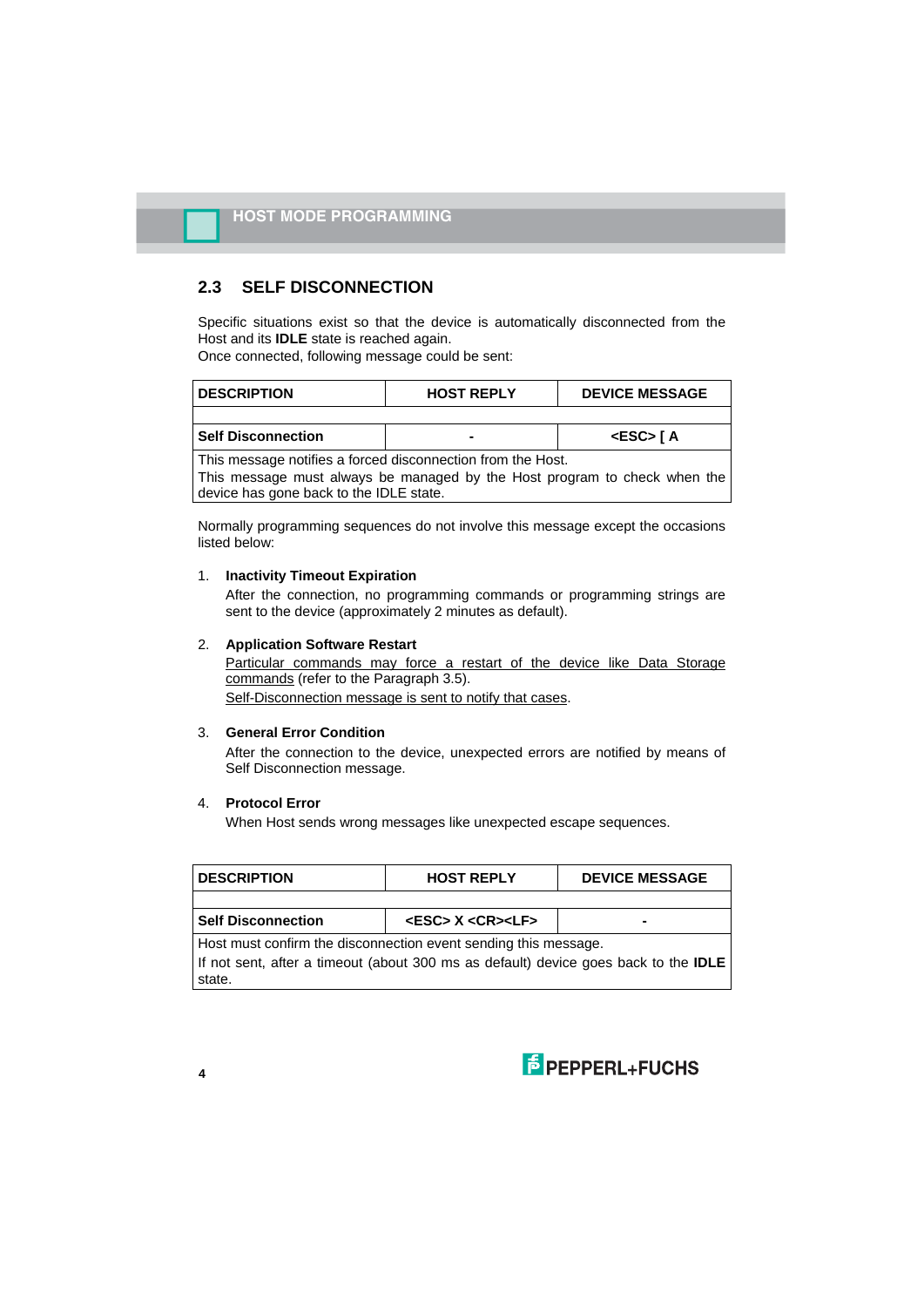## 2.3 SELF DISCONNECTION

Specific situations exist so that the device is automatically disconnected from the Host and its **IDLE** state is reached again.
Once connected, following message could be sent:

| DESCRIPTION | HOST REPLY | DEVICE MESSAGE |
|---|---|---|
| | | |
| **Self Disconnection** | **-** | **<ESC> [ A** |
| This message notifies a forced disconnection from the Host.<br>This message must always be managed by the Host program to check when the device has gone back to the IDLE state. | | |

Normally programming sequences do not involve this message except the occasions listed below:

1. **Inactivity Timeout Expiration**
   After the connection, no programming commands or programming strings are sent to the device (approximately 2 minutes as default).

2. **Application Software Restart**
   Particular commands may force a restart of the device like Data Storage commands (refer to the Paragraph 3.5).
   Self-Disconnection message is sent to notify that cases.

3. **General Error Condition**
   After the connection to the device, unexpected errors are notified by means of Self Disconnection message.

4. **Protocol Error**
   When Host sends wrong messages like unexpected escape sequences.

| DESCRIPTION | HOST REPLY | DEVICE MESSAGE |
|---|---|---|
| | | |
| **Self Disconnection** | **<ESC> X <CR><LF>** | **-** |
| Host must confirm the disconnection event sending this message.<br>If not sent, after a timeout (about 300 ms as default) device goes back to the **IDLE** state. | | |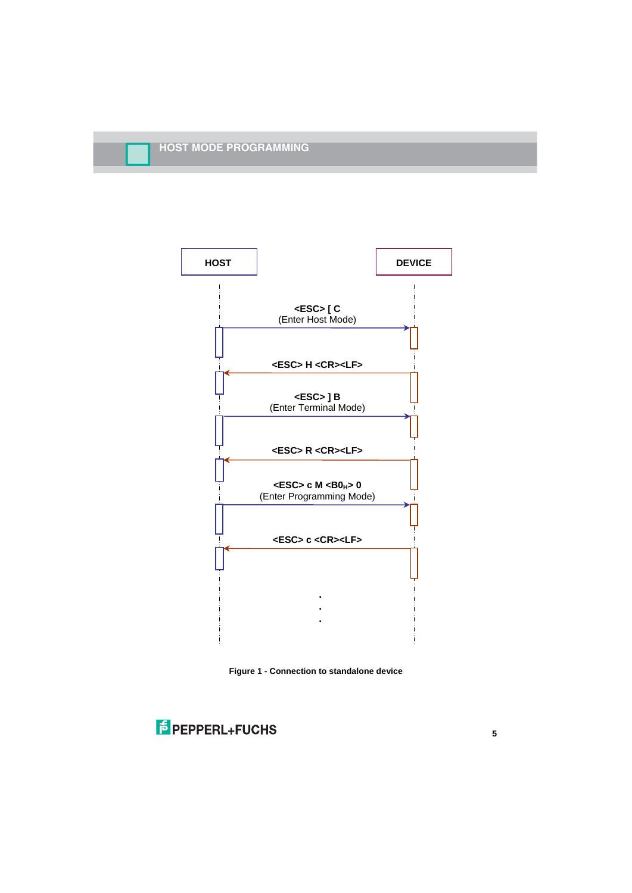## HOST MODE PROGRAMMING

HOST

DEVICE

<ESC> [ C
(Enter Host Mode)

<ESC> H <CR><LF>

<ESC> ] B
(Enter Terminal Mode)

<ESC> R <CR><LF>

<ESC> c M <B0$_H$> 0
(Enter Programming Mode)

<ESC> c <CR><LF>

.
.
.

**Figure 1 - Connection to standalone device**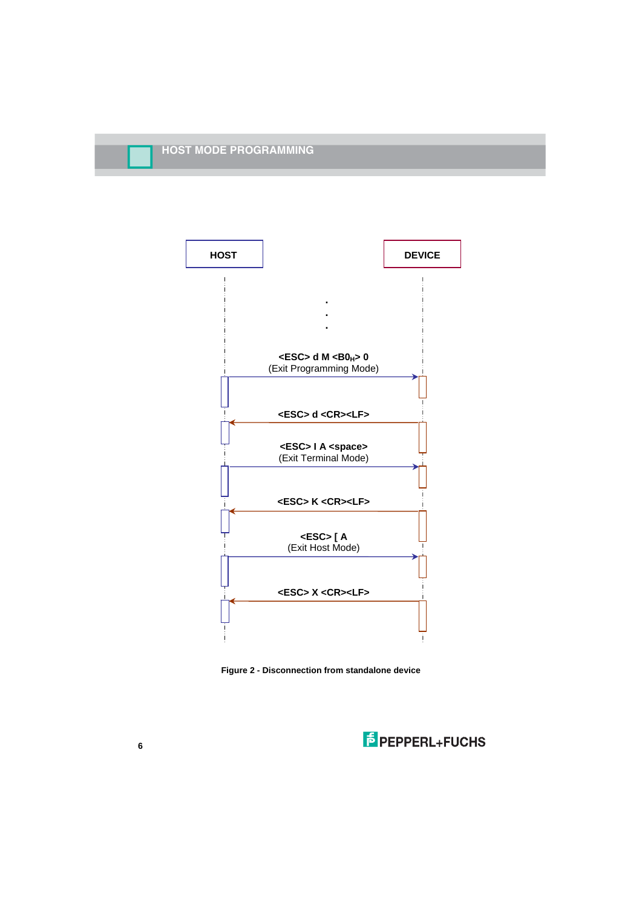HOST

DEVICE

.
.
.

<ESC> d M <B0$_H$> 0
(Exit Programming Mode)

<ESC> d <CR><LF>

<ESC> I A <space>
(Exit Terminal Mode)

<ESC> K <CR><LF>

<ESC> [ A
(Exit Host Mode)

<ESC> X <CR><LF>

**Figure 2 - Disconnection from standalone device**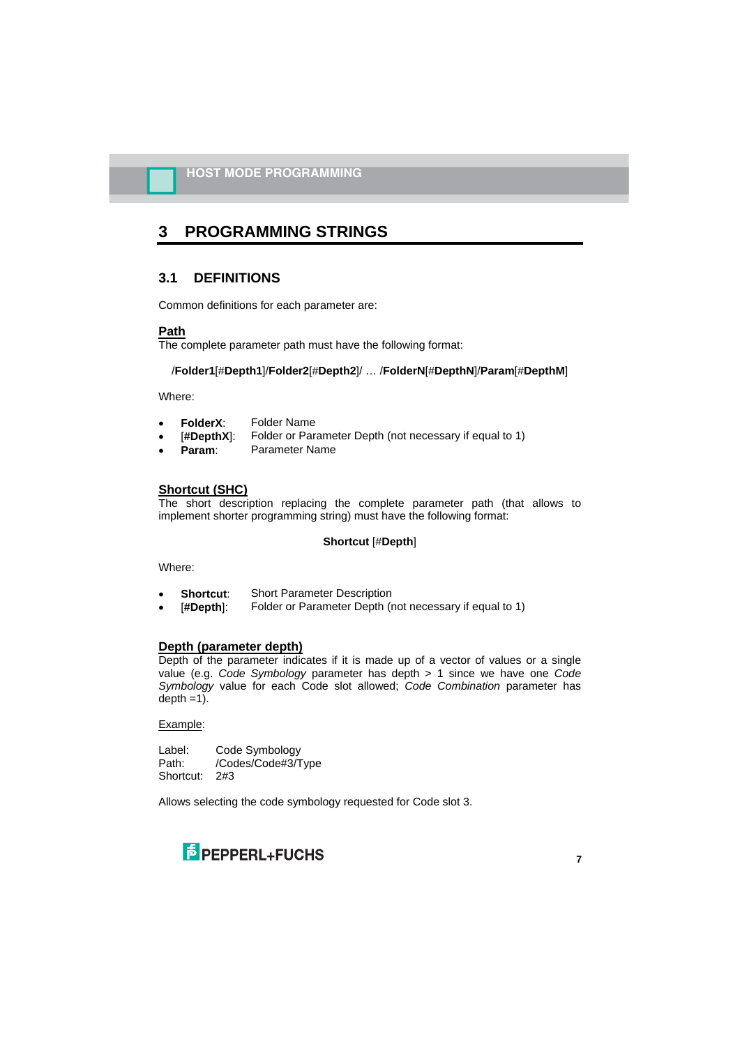# 3 PROGRAMMING STRINGS

## 3.1 DEFINITIONS

Common definitions for each parameter are:

### Path

The complete parameter path must have the following format:

/**Folder1**[#**Depth1**]/**Folder2**[#**Depth2**]/ … /**FolderN**[#**DepthN**]/**Param**[#**DepthM**]

Where:

- **FolderX**: Folder Name
- [**#DepthX**]: Folder or Parameter Depth (not necessary if equal to 1)
- **Param**: Parameter Name

### Shortcut (SHC)

The short description replacing the complete parameter path (that allows to implement shorter programming string) must have the following format:

**Shortcut** [#**Depth**]

Where:

- **Shortcut**: Short Parameter Description
- [**#Depth**]: Folder or Parameter Depth (not necessary if equal to 1)

### Depth (parameter depth)

Depth of the parameter indicates if it is made up of a vector of values or a single value (e.g. *Code Symbology* parameter has depth > 1 since we have one *Code Symbology* value for each Code slot allowed; *Code Combination* parameter has depth =1).

Example:

Label: Code Symbology
Path: /Codes/Code#3/Type
Shortcut: 2#3

Allows selecting the code symbology requested for Code slot 3.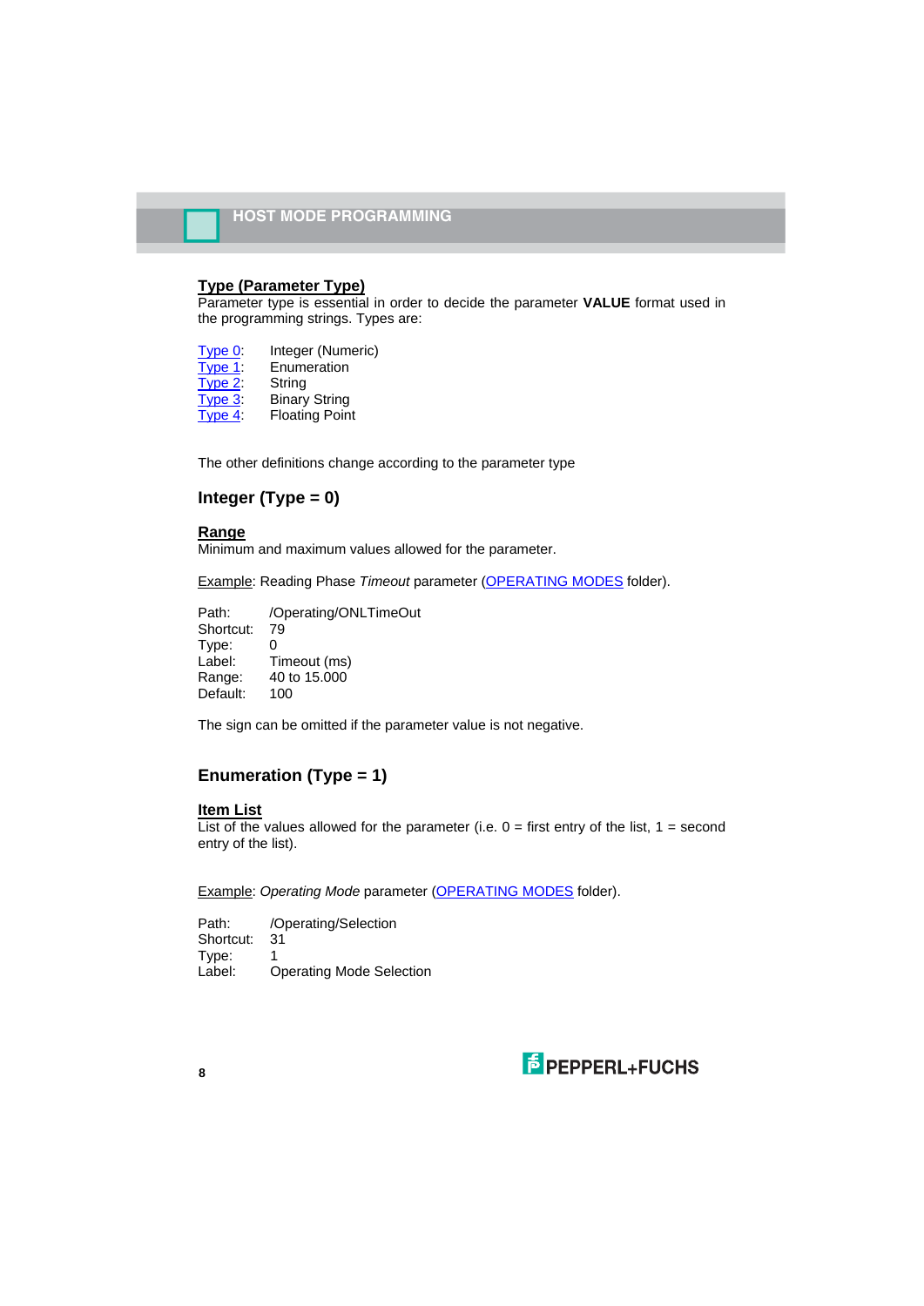**Type (Parameter Type)**
Parameter type is essential in order to decide the parameter **VALUE** format used in the programming strings. Types are:

Type 0: Integer (Numeric)
Type 1: Enumeration
Type 2: String
Type 3: Binary String
Type 4: Floating Point

The other definitions change according to the parameter type

## Integer (Type = 0)

**Range**
Minimum and maximum values allowed for the parameter.

Example: Reading Phase *Timeout* parameter (OPERATING MODES folder).

Path: /Operating/ONLTimeOut
Shortcut: 79
Type: 0
Label: Timeout (ms)
Range: 40 to 15.000
Default: 100

The sign can be omitted if the parameter value is not negative.

## Enumeration (Type = 1)

**Item List**
List of the values allowed for the parameter (i.e. 0 = first entry of the list, 1 = second entry of the list).

Example: *Operating Mode* parameter (OPERATING MODES folder).

Path: /Operating/Selection
Shortcut: 31
Type: 1
Label: Operating Mode Selection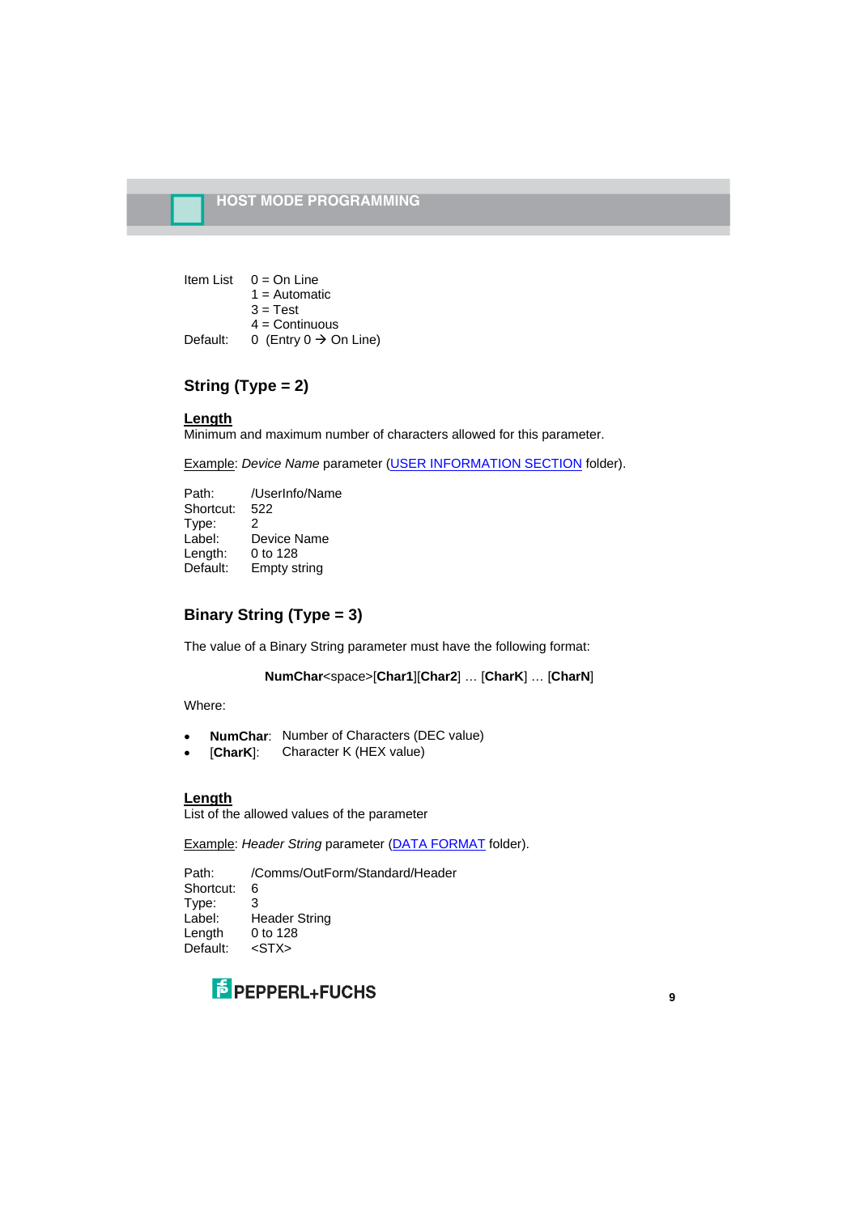| | |
|---|---|
| Item List | 0 = On Line |
| | 1 = Automatic |
| | 3 = Test |
| | 4 = Continuous |
| Default: | 0 (Entry 0 → On Line) |

## String (Type = 2)

**Length**
Minimum and maximum number of characters allowed for this parameter.

Example: *Device Name* parameter (USER INFORMATION SECTION folder).

| | |
|---|---|
| Path: | /UserInfo/Name |
| Shortcut: | 522 |
| Type: | 2 |
| Label: | Device Name |
| Length: | 0 to 128 |
| Default: | Empty string |

## Binary String (Type = 3)

The value of a Binary String parameter must have the following format:

**NumChar**<space>[**Char1**][**Char2**] … [**CharK**] … [**CharN**]

Where:

- **NumChar**: Number of Characters (DEC value)
- [**CharK**]: Character K (HEX value)

**Length**
List of the allowed values of the parameter

Example: *Header String* parameter (DATA FORMAT folder).

| | |
|---|---|
| Path: | /Comms/OutForm/Standard/Header |
| Shortcut: | 6 |
| Type: | 3 |
| Label: | Header String |
| Length | 0 to 128 |
| Default: | <STX> |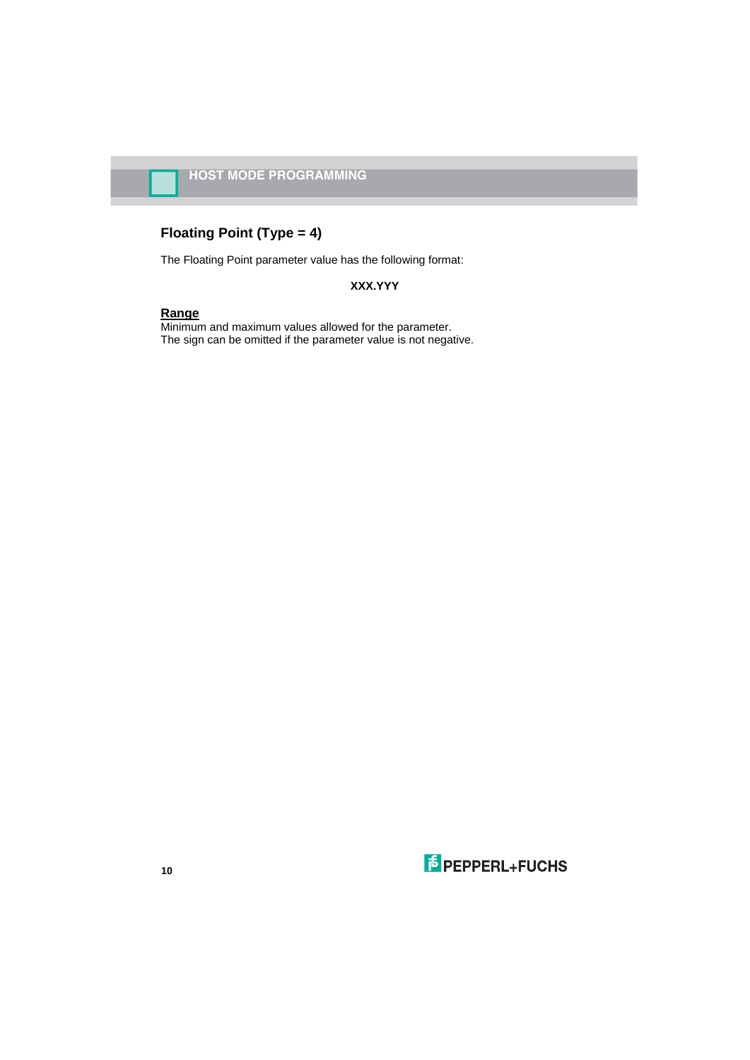### Floating Point (Type = 4)

The Floating Point parameter value has the following format:

**XXX.YYY**

**Range**

Minimum and maximum values allowed for the parameter.
The sign can be omitted if the parameter value is not negative.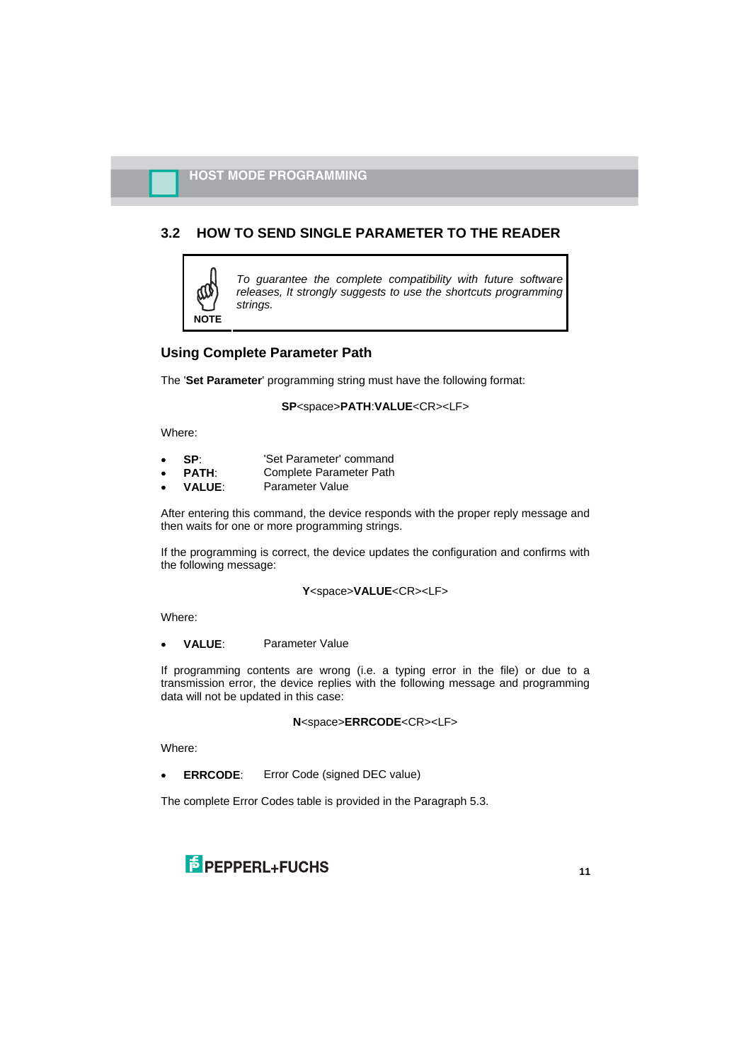## 3.2 HOW TO SEND SINGLE PARAMETER TO THE READER

> **NOTE**
>
> *To guarantee the complete compatibility with future software releases, It strongly suggests to use the shortcuts programming strings.*

### Using Complete Parameter Path

The '**Set Parameter**' programming string must have the following format:

**SP**<space>**PATH**:**VALUE**<CR><LF>

Where:

- **SP**: 'Set Parameter' command
- **PATH**: Complete Parameter Path
- **VALUE**: Parameter Value

After entering this command, the device responds with the proper reply message and then waits for one or more programming strings.

If the programming is correct, the device updates the configuration and confirms with the following message:

**Y**<space>**VALUE**<CR><LF>

Where:

- **VALUE**: Parameter Value

If programming contents are wrong (i.e. a typing error in the file) or due to a transmission error, the device replies with the following message and programming data will not be updated in this case:

**N**<space>**ERRCODE**<CR><LF>

Where:

- **ERRCODE**: Error Code (signed DEC value)

The complete Error Codes table is provided in the Paragraph 5.3.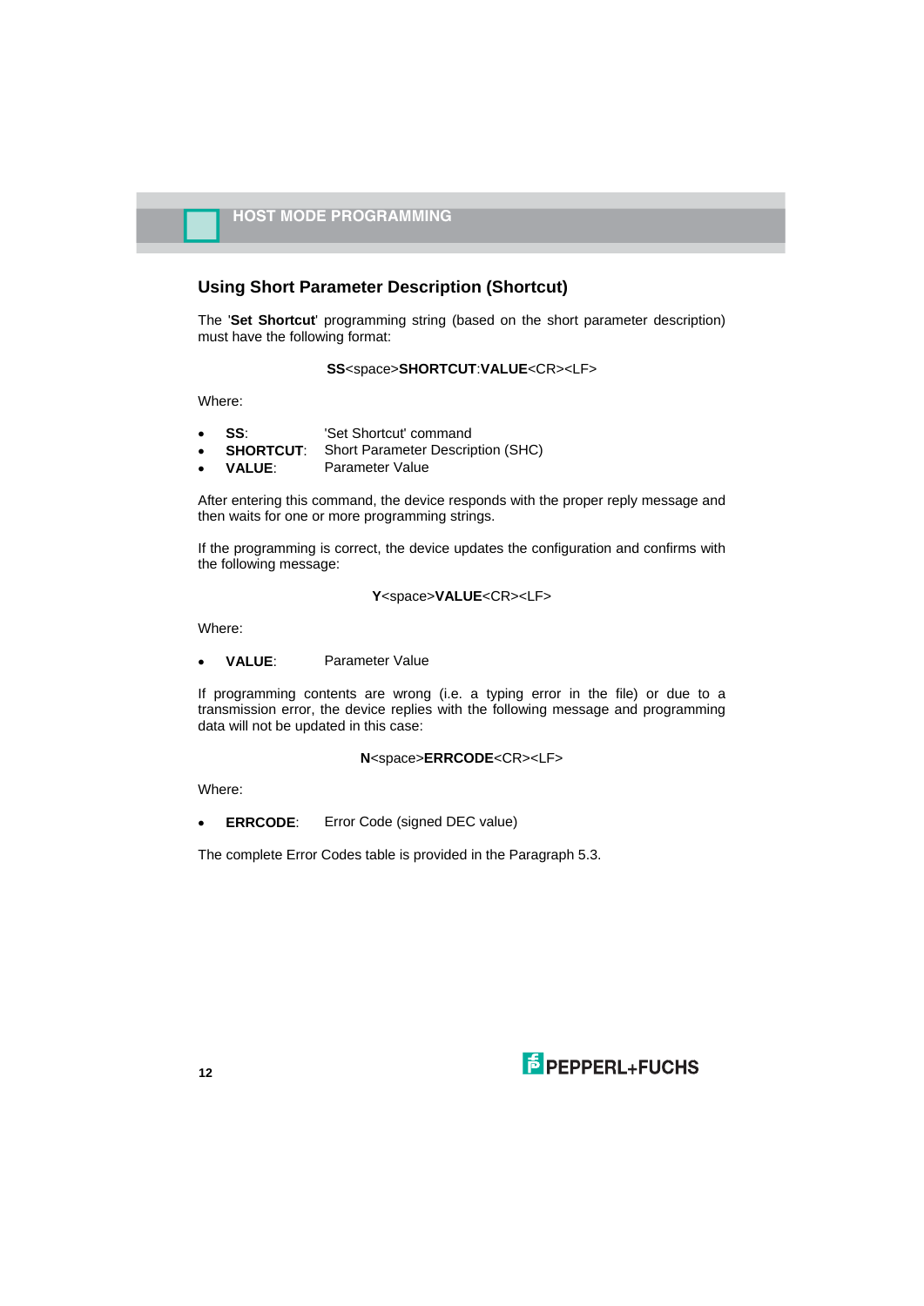## Using Short Parameter Description (Shortcut)

The '**Set Shortcut**' programming string (based on the short parameter description) must have the following format:

**SS**<space>**SHORTCUT**:**VALUE**<CR><LF>

Where:

- **SS**: 'Set Shortcut' command
- **SHORTCUT**: Short Parameter Description (SHC)
- **VALUE**: Parameter Value

After entering this command, the device responds with the proper reply message and then waits for one or more programming strings.

If the programming is correct, the device updates the configuration and confirms with the following message:

**Y**<space>**VALUE**<CR><LF>

Where:

- **VALUE**: Parameter Value

If programming contents are wrong (i.e. a typing error in the file) or due to a transmission error, the device replies with the following message and programming data will not be updated in this case:

**N**<space>**ERRCODE**<CR><LF>

Where:

- **ERRCODE**: Error Code (signed DEC value)

The complete Error Codes table is provided in the Paragraph 5.3.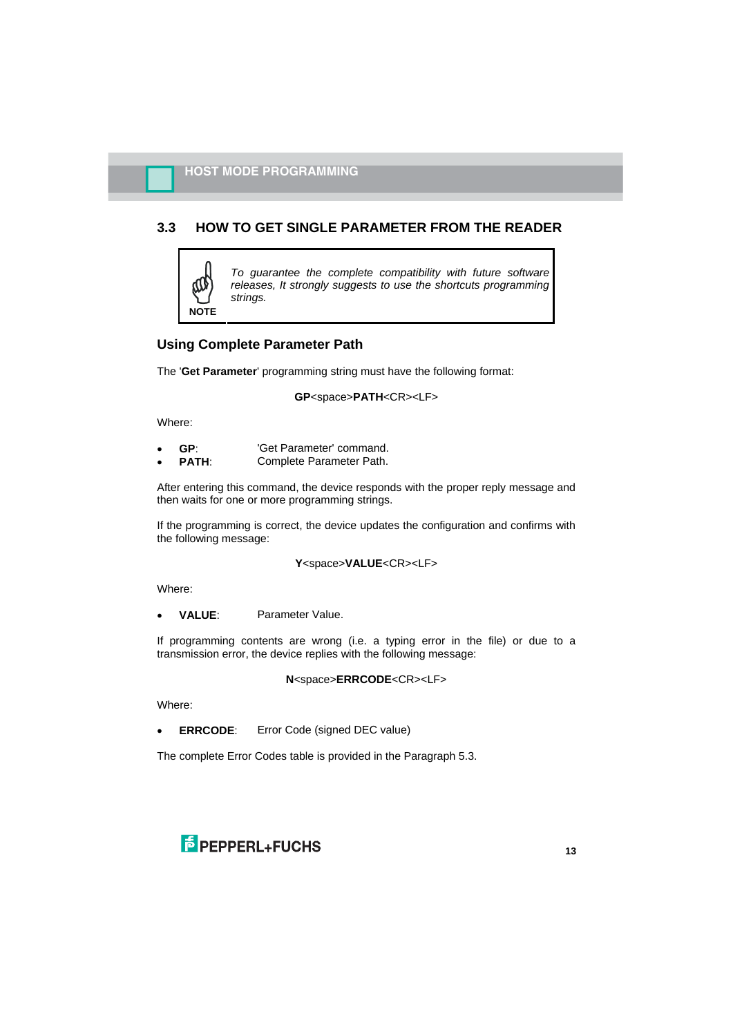## 3.3 HOW TO GET SINGLE PARAMETER FROM THE READER

> **NOTE**
>
> *To guarantee the complete compatibility with future software releases, It strongly suggests to use the shortcuts programming strings.*

### Using Complete Parameter Path

The '**Get Parameter**' programming string must have the following format:

**GP**<space>**PATH**<CR><LF>

Where:

- **GP**: 'Get Parameter' command.
- **PATH**: Complete Parameter Path.

After entering this command, the device responds with the proper reply message and then waits for one or more programming strings.

If the programming is correct, the device updates the configuration and confirms with the following message:

**Y**<space>**VALUE**<CR><LF>

Where:

- **VALUE**: Parameter Value.

If programming contents are wrong (i.e. a typing error in the file) or due to a transmission error, the device replies with the following message:

**N**<space>**ERRCODE**<CR><LF>

Where:

- **ERRCODE**: Error Code (signed DEC value)

The complete Error Codes table is provided in the Paragraph 5.3.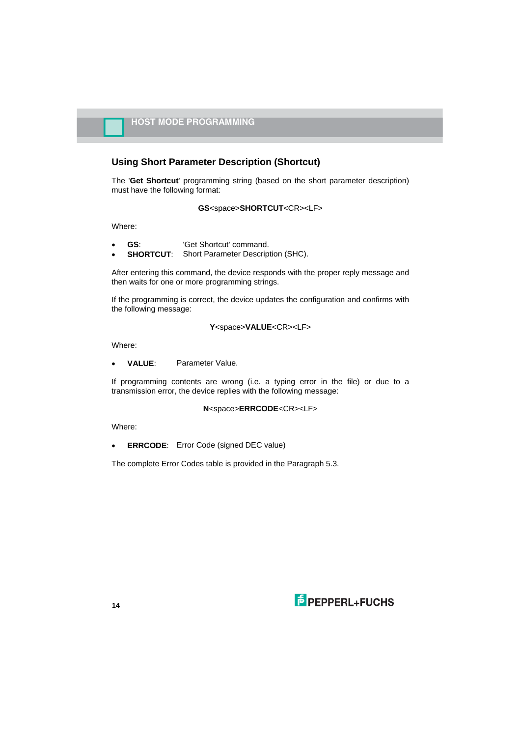## Using Short Parameter Description (Shortcut)

The '**Get Shortcut**' programming string (based on the short parameter description) must have the following format:

**GS**<space>**SHORTCUT**<CR><LF>

Where:

- **GS**: 'Get Shortcut' command.
- **SHORTCUT**: Short Parameter Description (SHC).

After entering this command, the device responds with the proper reply message and then waits for one or more programming strings.

If the programming is correct, the device updates the configuration and confirms with the following message:

**Y**<space>**VALUE**<CR><LF>

Where:

- **VALUE**: Parameter Value.

If programming contents are wrong (i.e. a typing error in the file) or due to a transmission error, the device replies with the following message:

**N**<space>**ERRCODE**<CR><LF>

Where:

- **ERRCODE**: Error Code (signed DEC value)

The complete Error Codes table is provided in the Paragraph 5.3.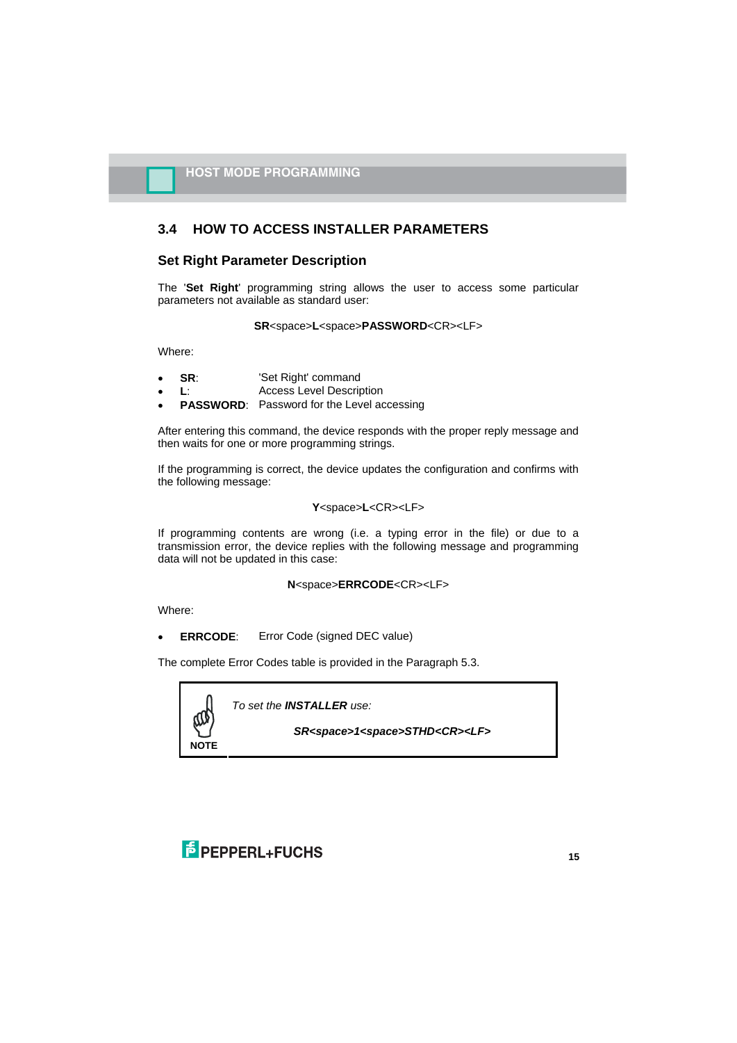## 3.4 HOW TO ACCESS INSTALLER PARAMETERS

### Set Right Parameter Description

The '**Set Right**' programming string allows the user to access some particular parameters not available as standard user:

**SR**<space>**L**<space>**PASSWORD**<CR><LF>

Where:

- **SR**: 'Set Right' command
- **L**: Access Level Description
- **PASSWORD**: Password for the Level accessing

After entering this command, the device responds with the proper reply message and then waits for one or more programming strings.

If the programming is correct, the device updates the configuration and confirms with the following message:

**Y**<space>**L**<CR><LF>

If programming contents are wrong (i.e. a typing error in the file) or due to a transmission error, the device replies with the following message and programming data will not be updated in this case:

**N**<space>**ERRCODE**<CR><LF>

Where:

- **ERRCODE**: Error Code (signed DEC value)

The complete Error Codes table is provided in the Paragraph 5.3.

**NOTE**

*To set the **INSTALLER** use:*

***SR<space>1<space>STHD<CR><LF>***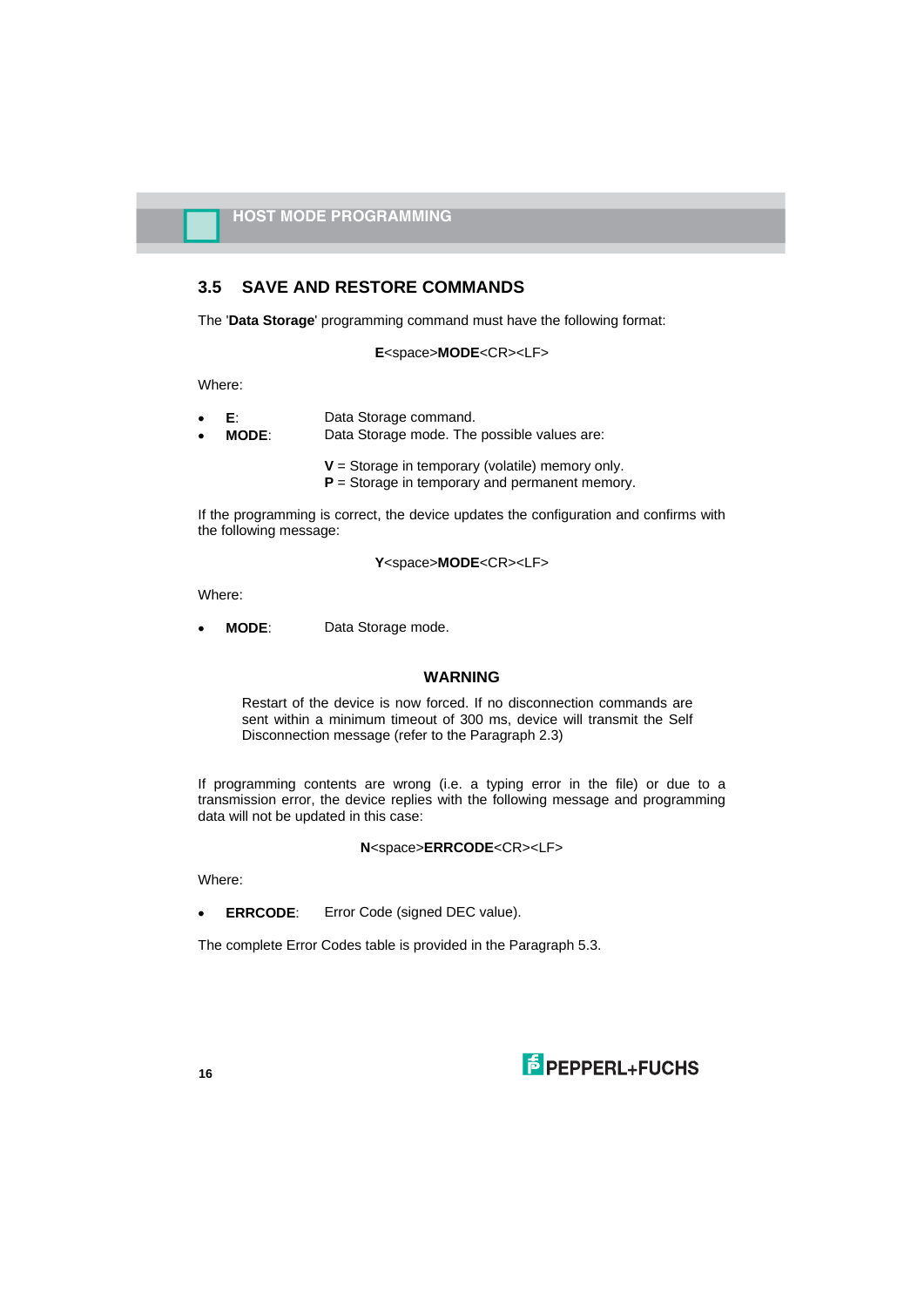## 3.5 SAVE AND RESTORE COMMANDS

The '**Data Storage**' programming command must have the following format:

**E**<space>**MODE**<CR><LF>

Where:

- **E**: Data Storage command.
- **MODE**: Data Storage mode. The possible values are:

  **V** = Storage in temporary (volatile) memory only.
  **P** = Storage in temporary and permanent memory.

If the programming is correct, the device updates the configuration and confirms with the following message:

**Y**<space>**MODE**<CR><LF>

Where:

- **MODE**: Data Storage mode.

**WARNING**

Restart of the device is now forced. If no disconnection commands are sent within a minimum timeout of 300 ms, device will transmit the Self Disconnection message (refer to the Paragraph 2.3)

If programming contents are wrong (i.e. a typing error in the file) or due to a transmission error, the device replies with the following message and programming data will not be updated in this case:

**N**<space>**ERRCODE**<CR><LF>

Where:

- **ERRCODE**: Error Code (signed DEC value).

The complete Error Codes table is provided in the Paragraph 5.3.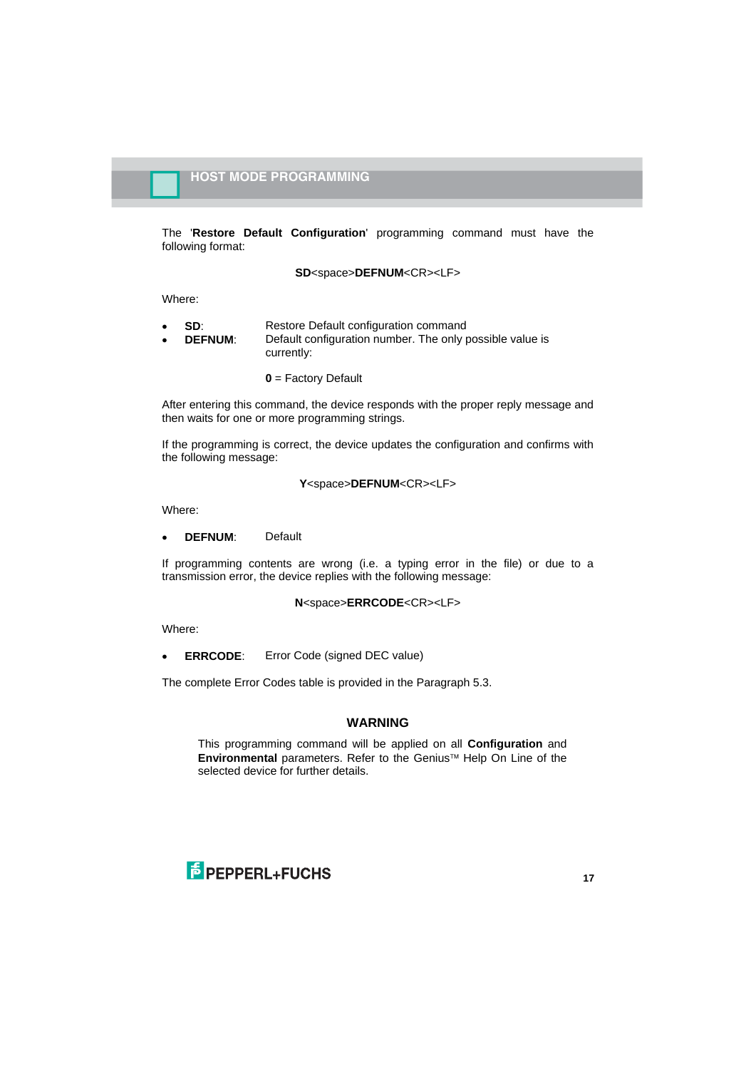The '**Restore Default Configuration**' programming command must have the following format:

**SD**<space>**DEFNUM**<CR><LF>

Where:

- **SD**: Restore Default configuration command
- **DEFNUM**: Default configuration number. The only possible value is currently:

  **0** = Factory Default

After entering this command, the device responds with the proper reply message and then waits for one or more programming strings.

If the programming is correct, the device updates the configuration and confirms with the following message:

**Y**<space>**DEFNUM**<CR><LF>

Where:

- **DEFNUM**: Default

If programming contents are wrong (i.e. a typing error in the file) or due to a transmission error, the device replies with the following message:

**N**<space>**ERRCODE**<CR><LF>

Where:

- **ERRCODE**: Error Code (signed DEC value)

The complete Error Codes table is provided in the Paragraph 5.3.

### WARNING

This programming command will be applied on all **Configuration** and **Environmental** parameters. Refer to the Genius™ Help On Line of the selected device for further details.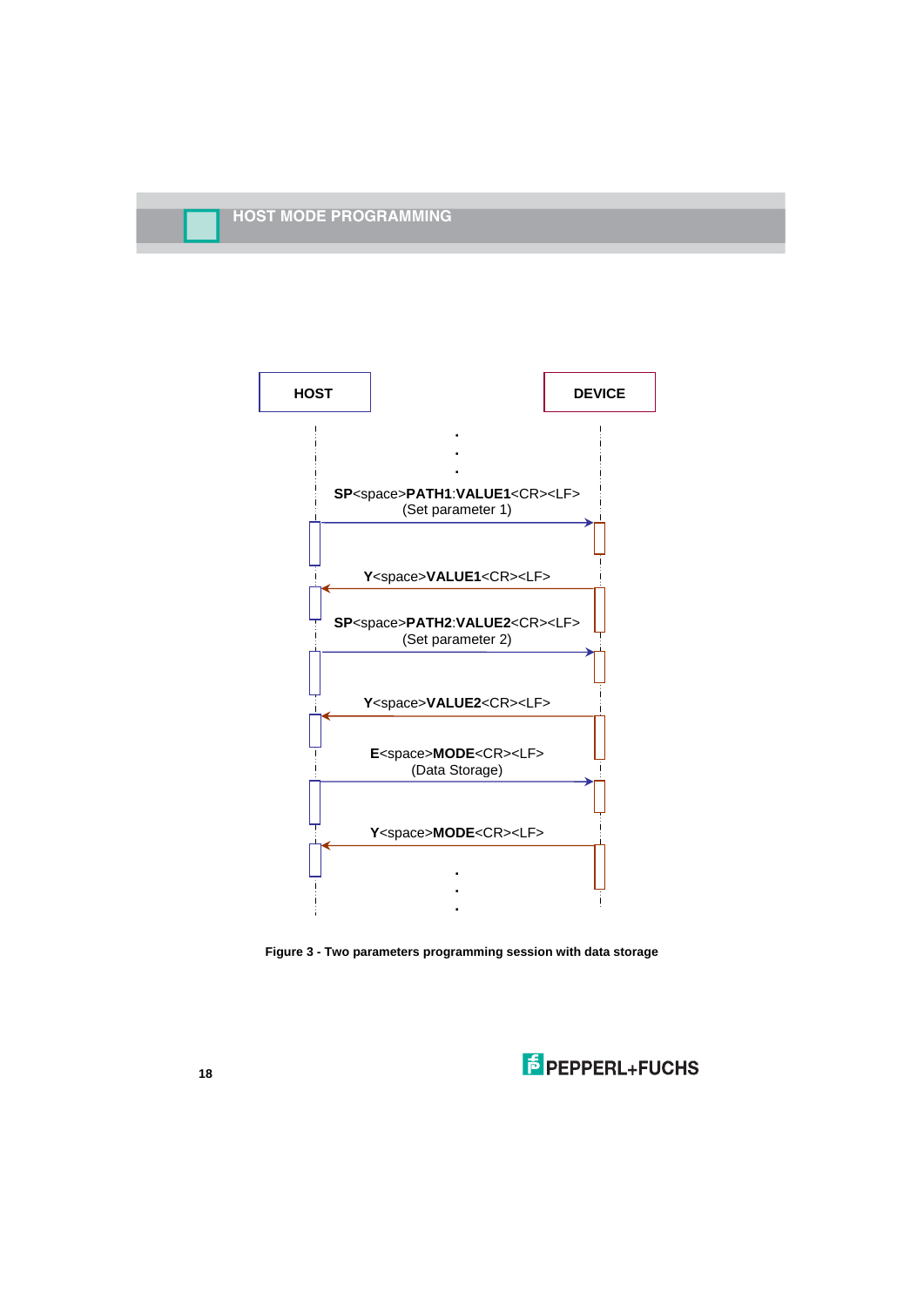| HOST | | DEVICE |
|---|---|---|
| | **SP**<space>**PATH1**:**VALUE1**<CR><LF> (Set parameter 1) → | |
| | ← **Y**<space>**VALUE1**<CR><LF> | |
| | **SP**<space>**PATH2**:**VALUE2**<CR><LF> (Set parameter 2) → | |
| | ← **Y**<space>**VALUE2**<CR><LF> | |
| | **E**<space>**MODE**<CR><LF> (Data Storage) → | |
| | ← **Y**<space>**MODE**<CR><LF> | |

**Figure 3 - Two parameters programming session with data storage**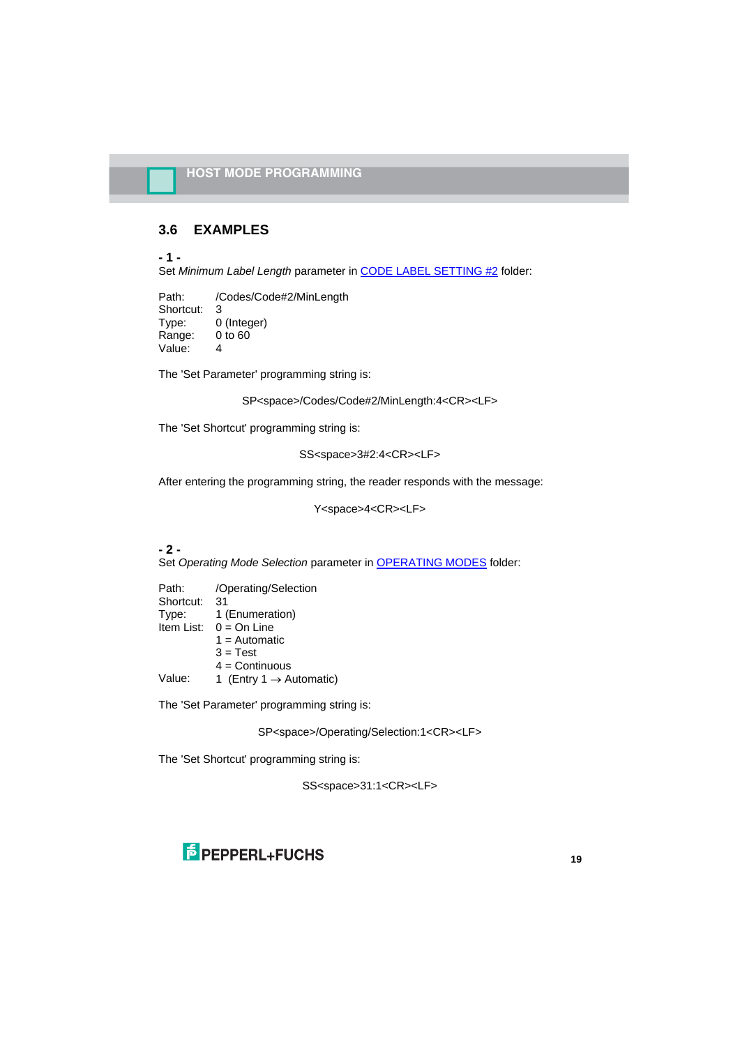## 3.6 EXAMPLES

**- 1 -**

Set *Minimum Label Length* parameter in CODE LABEL SETTING #2 folder:

Path: /Codes/Code#2/MinLength
Shortcut: 3
Type: 0 (Integer)
Range: 0 to 60
Value: 4

The 'Set Parameter' programming string is:

SP<space>/Codes/Code#2/MinLength:4<CR><LF>

The 'Set Shortcut' programming string is:

SS<space>3#2:4<CR><LF>

After entering the programming string, the reader responds with the message:

Y<space>4<CR><LF>

**- 2 -**

Set *Operating Mode Selection* parameter in OPERATING MODES folder:

Path: /Operating/Selection
Shortcut: 31
Type: 1 (Enumeration)
Item List: 0 = On Line
1 = Automatic
3 = Test
4 = Continuous
Value: 1 (Entry 1 → Automatic)

The 'Set Parameter' programming string is:

SP<space>/Operating/Selection:1<CR><LF>

The 'Set Shortcut' programming string is:

SS<space>31:1<CR><LF>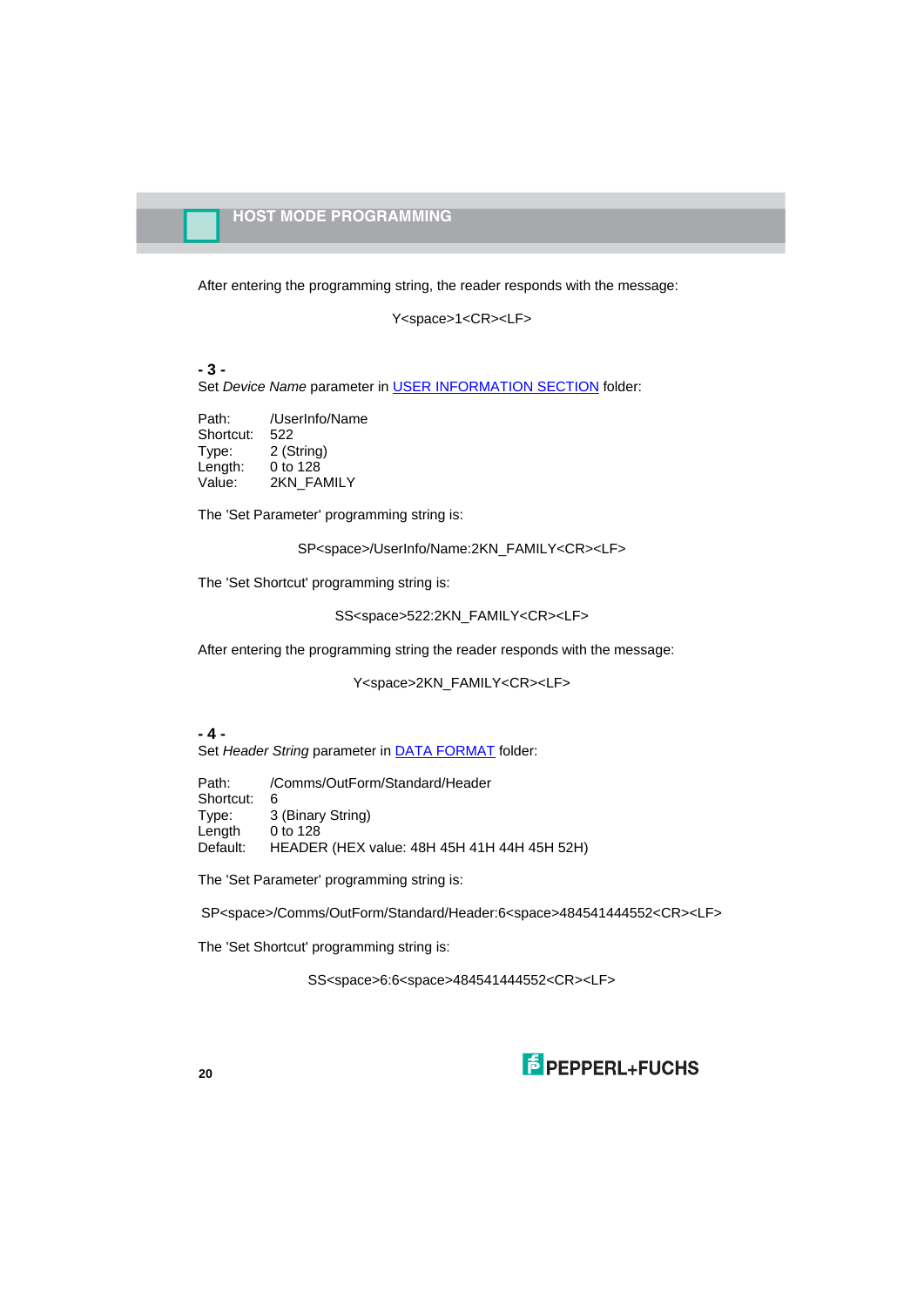After entering the programming string, the reader responds with the message:

Y<space>1<CR><LF>

**- 3 -**

Set *Device Name* parameter in USER INFORMATION SECTION folder:

Path: /UserInfo/Name
Shortcut: 522
Type: 2 (String)
Length: 0 to 128
Value: 2KN_FAMILY

The 'Set Parameter' programming string is:

SP<space>/UserInfo/Name:2KN_FAMILY<CR><LF>

The 'Set Shortcut' programming string is:

SS<space>522:2KN_FAMILY<CR><LF>

After entering the programming string the reader responds with the message:

Y<space>2KN_FAMILY<CR><LF>

**- 4 -**

Set *Header String* parameter in DATA FORMAT folder:

Path: /Comms/OutForm/Standard/Header
Shortcut: 6
Type: 3 (Binary String)
Length 0 to 128
Default: HEADER (HEX value: 48H 45H 41H 44H 45H 52H)

The 'Set Parameter' programming string is:

SP<space>/Comms/OutForm/Standard/Header:6<space>484541444552<CR><LF>

The 'Set Shortcut' programming string is:

SS<space>6:6<space>484541444552<CR><LF>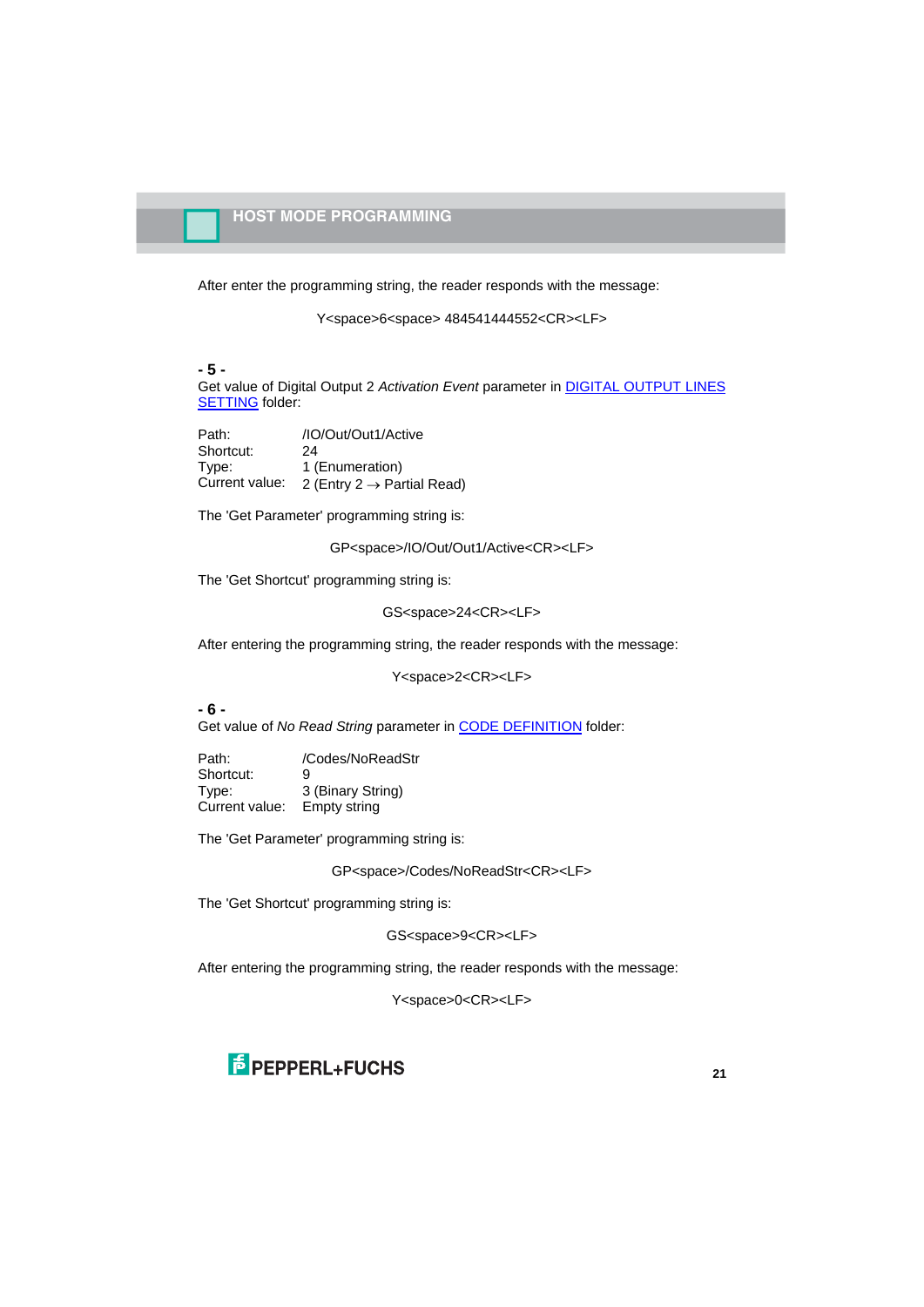After enter the programming string, the reader responds with the message:

Y<space>6<space> 484541444552<CR><LF>

**- 5 -**

Get value of Digital Output 2 *Activation Event* parameter in DIGITAL OUTPUT LINES SETTING folder:

Path: /IO/Out/Out1/Active
Shortcut: 24
Type: 1 (Enumeration)
Current value: 2 (Entry 2 → Partial Read)

The 'Get Parameter' programming string is:

GP<space>/IO/Out/Out1/Active<CR><LF>

The 'Get Shortcut' programming string is:

GS<space>24<CR><LF>

After entering the programming string, the reader responds with the message:

Y<space>2<CR><LF>

**- 6 -**

Get value of *No Read String* parameter in CODE DEFINITION folder:

Path: /Codes/NoReadStr
Shortcut: 9
Type: 3 (Binary String)
Current value: Empty string

The 'Get Parameter' programming string is:

GP<space>/Codes/NoReadStr<CR><LF>

The 'Get Shortcut' programming string is:

GS<space>9<CR><LF>

After entering the programming string, the reader responds with the message:

Y<space>0<CR><LF>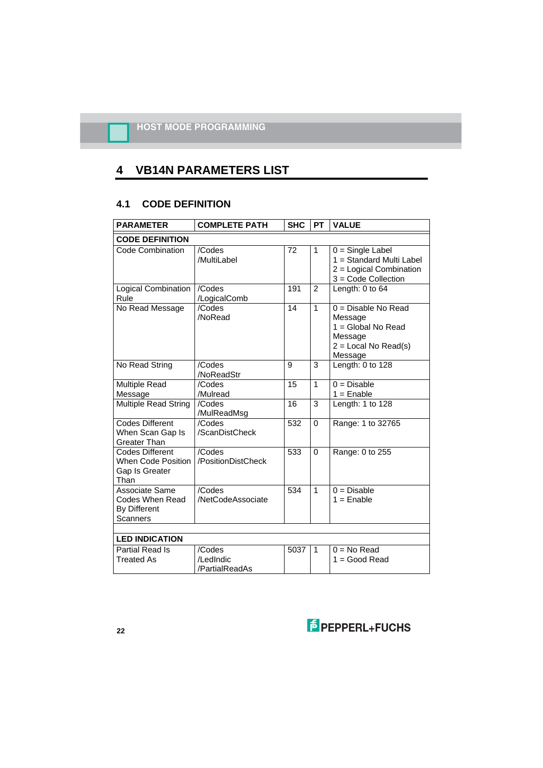# 4 VB14N PARAMETERS LIST

## 4.1 CODE DEFINITION

| PARAMETER | COMPLETE PATH | SHC | PT | VALUE |
|---|---|---|---|---|
| **CODE DEFINITION** | | | | |
| Code Combination | /Codes /MultiLabel | 72 | 1 | 0 = Single Label<br>1 = Standard Multi Label<br>2 = Logical Combination<br>3 = Code Collection |
| Logical Combination Rule | /Codes /LogicalComb | 191 | 2 | Length: 0 to 64 |
| No Read Message | /Codes /NoRead | 14 | 1 | 0 = Disable No Read Message<br>1 = Global No Read Message<br>2 = Local No Read(s) Message |
| No Read String | /Codes /NoReadStr | 9 | 3 | Length: 0 to 128 |
| Multiple Read Message | /Codes /Mulread | 15 | 1 | 0 = Disable<br>1 = Enable |
| Multiple Read String | /Codes /MulReadMsg | 16 | 3 | Length: 1 to 128 |
| Codes Different When Scan Gap Is Greater Than | /Codes /ScanDistCheck | 532 | 0 | Range: 1 to 32765 |
| Codes Different When Code Position Gap Is Greater Than | /Codes /PositionDistCheck | 533 | 0 | Range: 0 to 255 |
| Associate Same Codes When Read By Different Scanners | /Codes /NetCodeAssociate | 534 | 1 | 0 = Disable<br>1 = Enable |
| | | | | |
| **LED INDICATION** | | | | |
| Partial Read Is Treated As | /Codes /LedIndic /PartialReadAs | 5037 | 1 | 0 = No Read<br>1 = Good Read |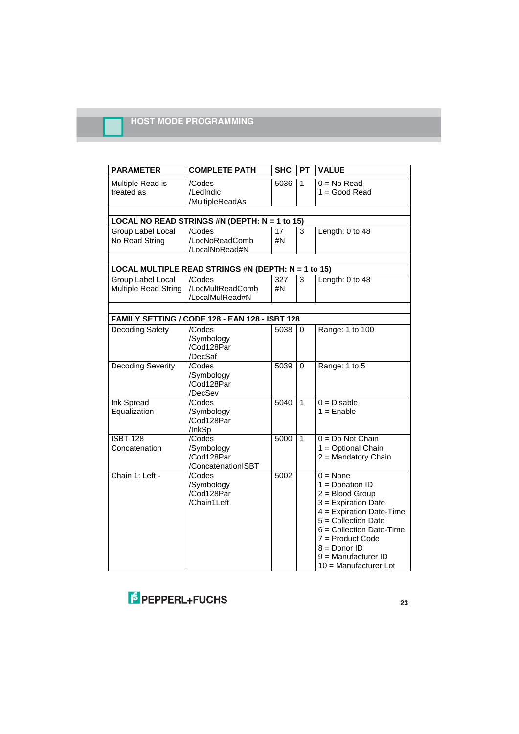# HOST MODE PROGRAMMING

| PARAMETER | COMPLETE PATH | SHC | PT | VALUE |
|---|---|---|---|---|
| Multiple Read is treated as | /Codes /LedIndic /MultipleReadAs | 5036 | 1 | 0 = No Read<br>1 = Good Read |
| **LOCAL NO READ STRINGS #N (DEPTH: N = 1 to 15)** | | | | |
| Group Label Local No Read String | /Codes /LocNoReadComb /LocalNoRead#N | 17 #N | 3 | Length: 0 to 48 |
| **LOCAL MULTIPLE READ STRINGS #N (DEPTH: N = 1 to 15)** | | | | |
| Group Label Local Multiple Read String | /Codes /LocMultReadComb /LocalMulRead#N | 327 #N | 3 | Length: 0 to 48 |
| **FAMILY SETTING / CODE 128 - EAN 128 - ISBT 128** | | | | |
| Decoding Safety | /Codes /Symbology /Cod128Par /DecSaf | 5038 | 0 | Range: 1 to 100 |
| Decoding Severity | /Codes /Symbology /Cod128Par /DecSev | 5039 | 0 | Range: 1 to 5 |
| Ink Spread Equalization | /Codes /Symbology /Cod128Par /InkSp | 5040 | 1 | 0 = Disable<br>1 = Enable |
| ISBT 128 Concatenation | /Codes /Symbology /Cod128Par /ConcatenationISBT | 5000 | 1 | 0 = Do Not Chain<br>1 = Optional Chain<br>2 = Mandatory Chain |
| Chain 1: Left - | /Codes /Symbology /Cod128Par /Chain1Left | 5002 | | 0 = None<br>1 = Donation ID<br>2 = Blood Group<br>3 = Expiration Date<br>4 = Expiration Date-Time<br>5 = Collection Date<br>6 = Collection Date-Time<br>7 = Product Code<br>8 = Donor ID<br>9 = Manufacturer ID<br>10 = Manufacturer Lot |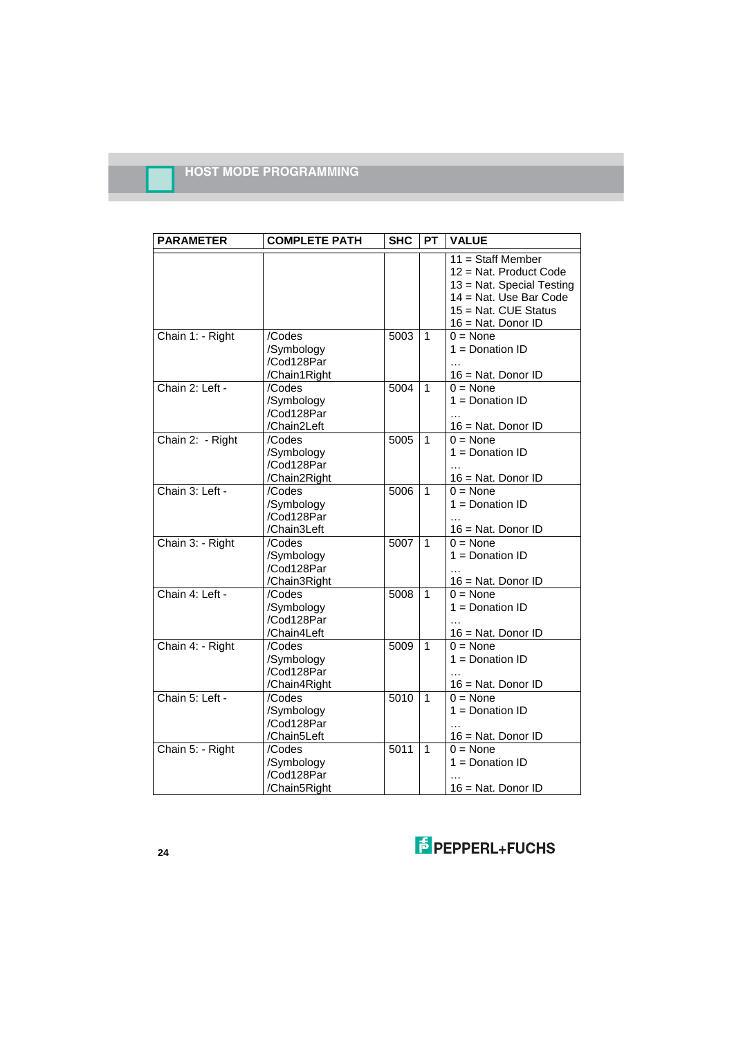| PARAMETER | COMPLETE PATH | SHC | PT | VALUE |
|---|---|---|---|---|
| | | | | 11 = Staff Member<br>12 = Nat. Product Code<br>13 = Nat. Special Testing<br>14 = Nat. Use Bar Code<br>15 = Nat. CUE Status<br>16 = Nat. Donor ID |
| Chain 1: - Right | /Codes<br>/Symbology<br>/Cod128Par<br>/Chain1Right | 5003 | 1 | 0 = None<br>1 = Donation ID<br>…<br>16 = Nat. Donor ID |
| Chain 2: Left - | /Codes<br>/Symbology<br>/Cod128Par<br>/Chain2Left | 5004 | 1 | 0 = None<br>1 = Donation ID<br>…<br>16 = Nat. Donor ID |
| Chain 2: - Right | /Codes<br>/Symbology<br>/Cod128Par<br>/Chain2Right | 5005 | 1 | 0 = None<br>1 = Donation ID<br>…<br>16 = Nat. Donor ID |
| Chain 3: Left - | /Codes<br>/Symbology<br>/Cod128Par<br>/Chain3Left | 5006 | 1 | 0 = None<br>1 = Donation ID<br>…<br>16 = Nat. Donor ID |
| Chain 3: - Right | /Codes<br>/Symbology<br>/Cod128Par<br>/Chain3Right | 5007 | 1 | 0 = None<br>1 = Donation ID<br>…<br>16 = Nat. Donor ID |
| Chain 4: Left - | /Codes<br>/Symbology<br>/Cod128Par<br>/Chain4Left | 5008 | 1 | 0 = None<br>1 = Donation ID<br>…<br>16 = Nat. Donor ID |
| Chain 4: - Right | /Codes<br>/Symbology<br>/Cod128Par<br>/Chain4Right | 5009 | 1 | 0 = None<br>1 = Donation ID<br>…<br>16 = Nat. Donor ID |
| Chain 5: Left - | /Codes<br>/Symbology<br>/Cod128Par<br>/Chain5Left | 5010 | 1 | 0 = None<br>1 = Donation ID<br>…<br>16 = Nat. Donor ID |
| Chain 5: - Right | /Codes<br>/Symbology<br>/Cod128Par<br>/Chain5Right | 5011 | 1 | 0 = None<br>1 = Donation ID<br>…<br>16 = Nat. Donor ID |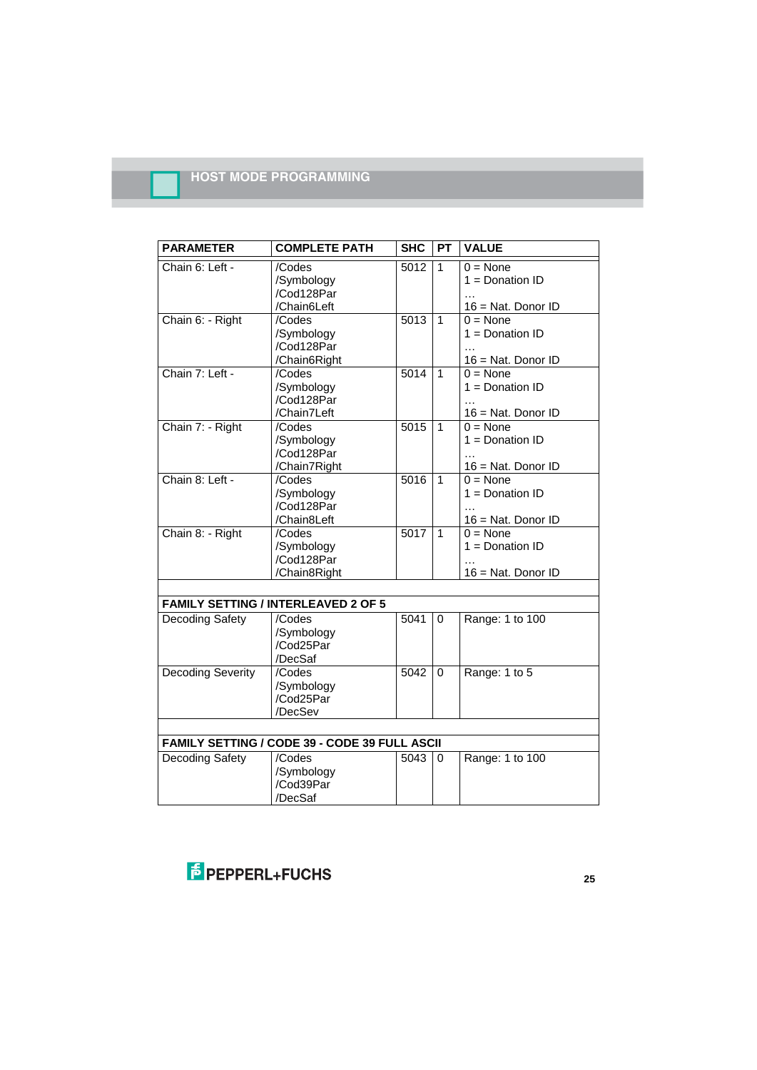| PARAMETER | COMPLETE PATH | SHC | PT | VALUE |
|---|---|---|---|---|
| Chain 6: Left - | /Codes /Symbology /Cod128Par /Chain6Left | 5012 | 1 | 0 = None<br>1 = Donation ID<br>…<br>16 = Nat. Donor ID |
| Chain 6: - Right | /Codes /Symbology /Cod128Par /Chain6Right | 5013 | 1 | 0 = None<br>1 = Donation ID<br>…<br>16 = Nat. Donor ID |
| Chain 7: Left - | /Codes /Symbology /Cod128Par /Chain7Left | 5014 | 1 | 0 = None<br>1 = Donation ID<br>…<br>16 = Nat. Donor ID |
| Chain 7: - Right | /Codes /Symbology /Cod128Par /Chain7Right | 5015 | 1 | 0 = None<br>1 = Donation ID<br>…<br>16 = Nat. Donor ID |
| Chain 8: Left - | /Codes /Symbology /Cod128Par /Chain8Left | 5016 | 1 | 0 = None<br>1 = Donation ID<br>…<br>16 = Nat. Donor ID |
| Chain 8: - Right | /Codes /Symbology /Cod128Par /Chain8Right | 5017 | 1 | 0 = None<br>1 = Donation ID<br>…<br>16 = Nat. Donor ID |
| | | | | |
| **FAMILY SETTING / INTERLEAVED 2 OF 5** | | | | |
| Decoding Safety | /Codes /Symbology /Cod25Par /DecSaf | 5041 | 0 | Range: 1 to 100 |
| Decoding Severity | /Codes /Symbology /Cod25Par /DecSev | 5042 | 0 | Range: 1 to 5 |
| | | | | |
| **FAMILY SETTING / CODE 39 - CODE 39 FULL ASCII** | | | | |
| Decoding Safety | /Codes /Symbology /Cod39Par /DecSaf | 5043 | 0 | Range: 1 to 100 |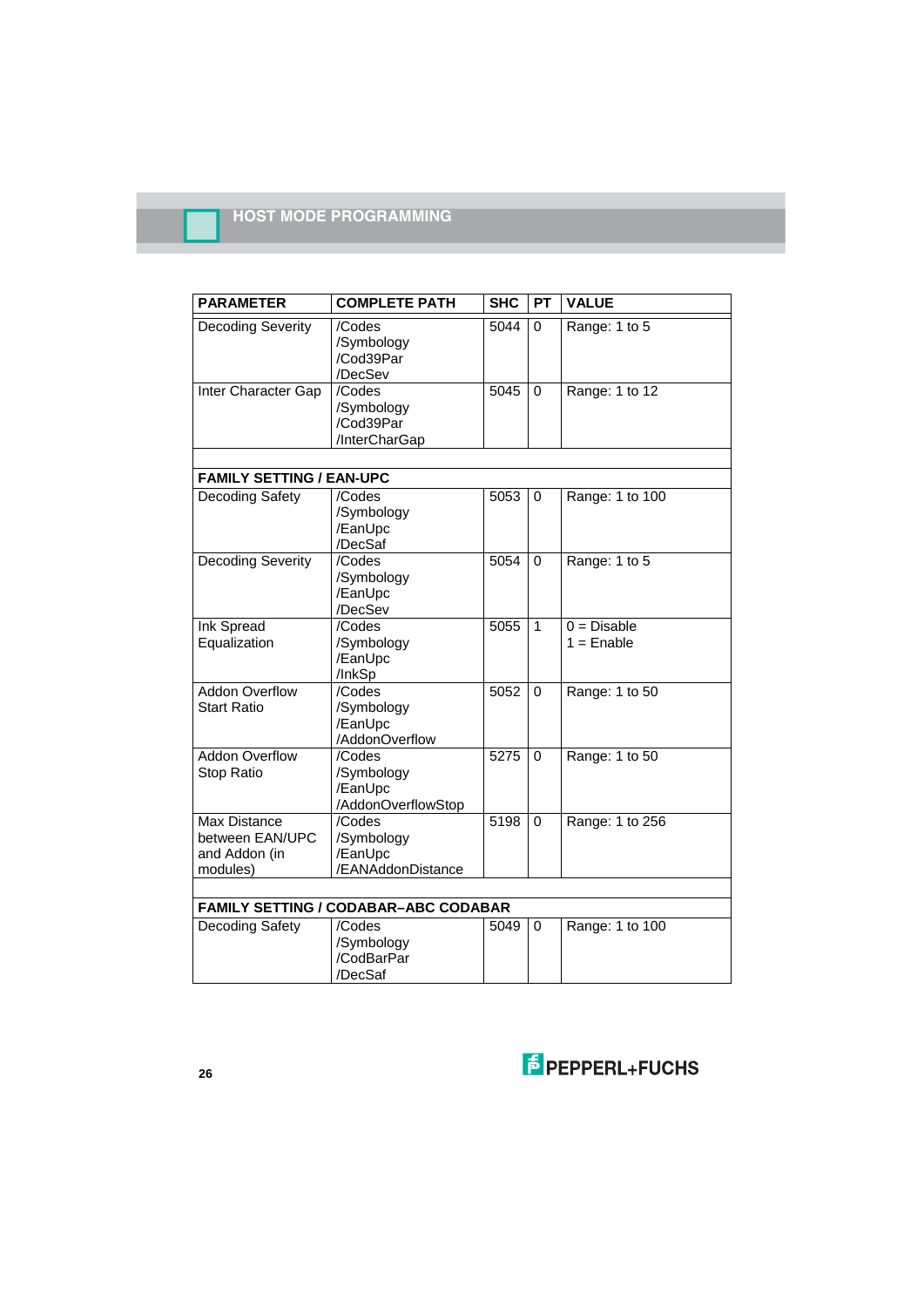| PARAMETER | COMPLETE PATH | SHC | PT | VALUE |
|---|---|---|---|---|
| Decoding Severity | /Codes /Symbology /Cod39Par /DecSev | 5044 | 0 | Range: 1 to 5 |
| Inter Character Gap | /Codes /Symbology /Cod39Par /InterCharGap | 5045 | 0 | Range: 1 to 12 |
| | | | | |
| **FAMILY SETTING / EAN-UPC** | | | | |
| Decoding Safety | /Codes /Symbology /EanUpc /DecSaf | 5053 | 0 | Range: 1 to 100 |
| Decoding Severity | /Codes /Symbology /EanUpc /DecSev | 5054 | 0 | Range: 1 to 5 |
| Ink Spread Equalization | /Codes /Symbology /EanUpc /InkSp | 5055 | 1 | 0 = Disable<br>1 = Enable |
| Addon Overflow Start Ratio | /Codes /Symbology /EanUpc /AddonOverflow | 5052 | 0 | Range: 1 to 50 |
| Addon Overflow Stop Ratio | /Codes /Symbology /EanUpc /AddonOverflowStop | 5275 | 0 | Range: 1 to 50 |
| Max Distance between EAN/UPC and Addon (in modules) | /Codes /Symbology /EanUpc /EANAddonDistance | 5198 | 0 | Range: 1 to 256 |
| | | | | |
| **FAMILY SETTING / CODABAR–ABC CODABAR** | | | | |
| Decoding Safety | /Codes /Symbology /CodBarPar /DecSaf | 5049 | 0 | Range: 1 to 100 |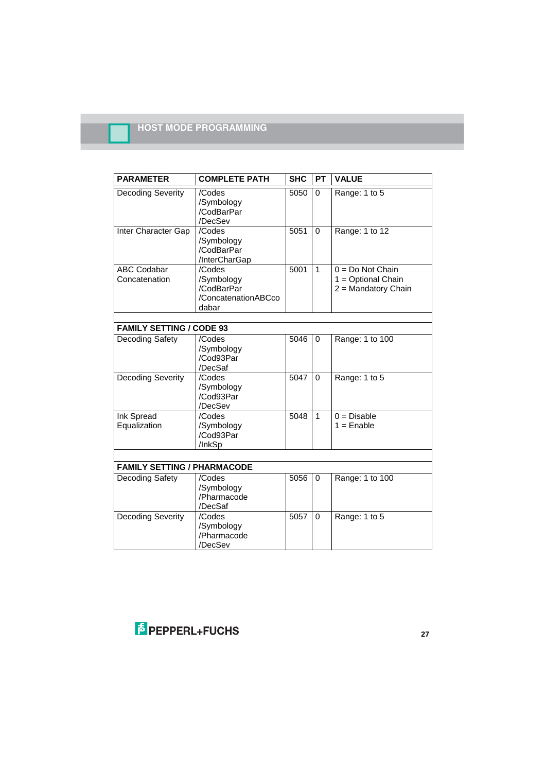| PARAMETER | COMPLETE PATH | SHC | PT | VALUE |
|---|---|---|---|---|
| Decoding Severity | /Codes /Symbology /CodBarPar /DecSev | 5050 | 0 | Range: 1 to 5 |
| Inter Character Gap | /Codes /Symbology /CodBarPar /InterCharGap | 5051 | 0 | Range: 1 to 12 |
| ABC Codabar Concatenation | /Codes /Symbology /CodBarPar /ConcatenationABCcodabar | 5001 | 1 | 0 = Do Not Chain<br>1 = Optional Chain<br>2 = Mandatory Chain |
| | | | | |
| **FAMILY SETTING / CODE 93** | | | | |
| Decoding Safety | /Codes /Symbology /Cod93Par /DecSaf | 5046 | 0 | Range: 1 to 100 |
| Decoding Severity | /Codes /Symbology /Cod93Par /DecSev | 5047 | 0 | Range: 1 to 5 |
| Ink Spread Equalization | /Codes /Symbology /Cod93Par /InkSp | 5048 | 1 | 0 = Disable<br>1 = Enable |
| | | | | |
| **FAMILY SETTING / PHARMACODE** | | | | |
| Decoding Safety | /Codes /Symbology /Pharmacode /DecSaf | 5056 | 0 | Range: 1 to 100 |
| Decoding Severity | /Codes /Symbology /Pharmacode /DecSev | 5057 | 0 | Range: 1 to 5 |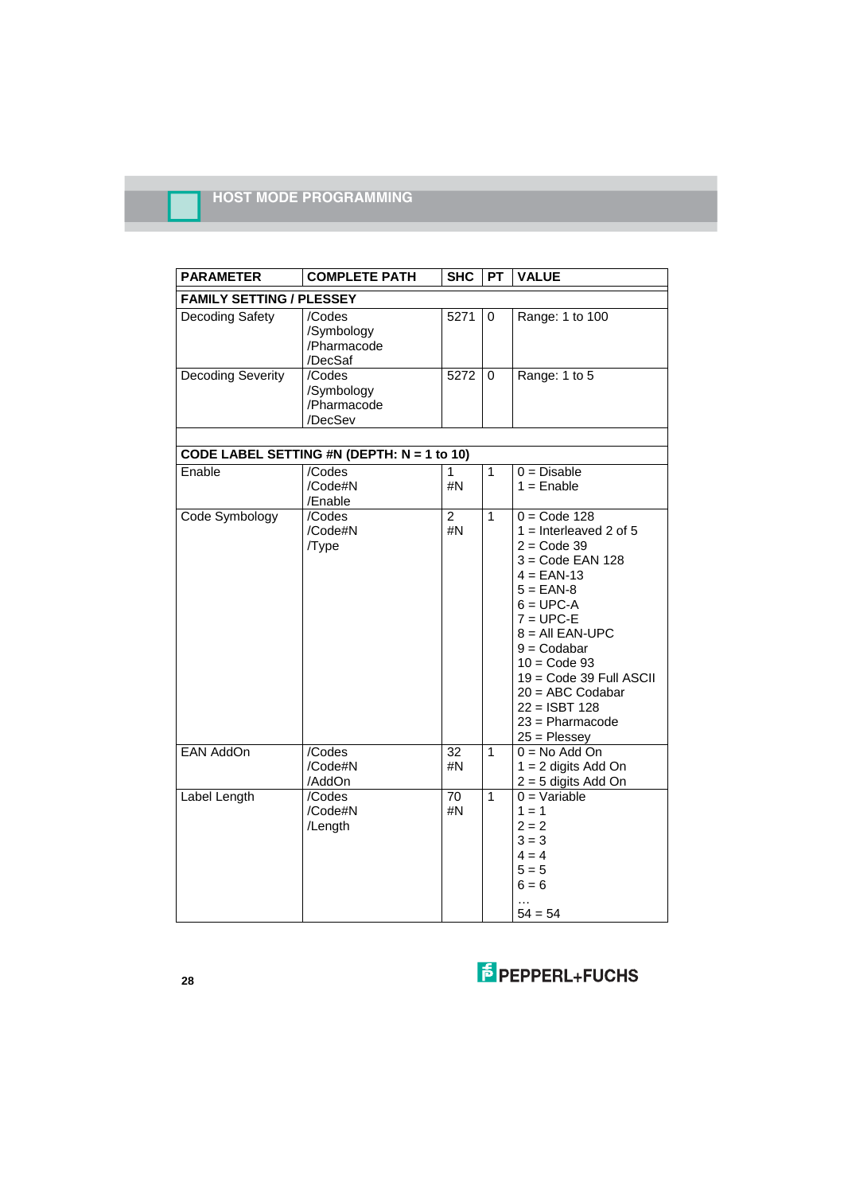| PARAMETER | COMPLETE PATH | SHC | PT | VALUE |
|---|---|---|---|---|
| **FAMILY SETTING / PLESSEY** | | | | |
| Decoding Safety | /Codes /Symbology /Pharmacode /DecSaf | 5271 | 0 | Range: 1 to 100 |
| Decoding Severity | /Codes /Symbology /Pharmacode /DecSev | 5272 | 0 | Range: 1 to 5 |
| | | | | |
| **CODE LABEL SETTING #N (DEPTH: N = 1 to 10)** | | | | |
| Enable | /Codes /Code#N /Enable | 1 #N | 1 | 0 = Disable<br>1 = Enable |
| Code Symbology | /Codes /Code#N /Type | 2 #N | 1 | 0 = Code 128<br>1 = Interleaved 2 of 5<br>2 = Code 39<br>3 = Code EAN 128<br>4 = EAN-13<br>5 = EAN-8<br>6 = UPC-A<br>7 = UPC-E<br>8 = All EAN-UPC<br>9 = Codabar<br>10 = Code 93<br>19 = Code 39 Full ASCII<br>20 = ABC Codabar<br>22 = ISBT 128<br>23 = Pharmacode<br>25 = Plessey |
| EAN AddOn | /Codes /Code#N /AddOn | 32 #N | 1 | 0 = No Add On<br>1 = 2 digits Add On<br>2 = 5 digits Add On |
| Label Length | /Codes /Code#N /Length | 70 #N | 1 | 0 = Variable<br>1 = 1<br>2 = 2<br>3 = 3<br>4 = 4<br>5 = 5<br>6 = 6<br>…<br>54 = 54 |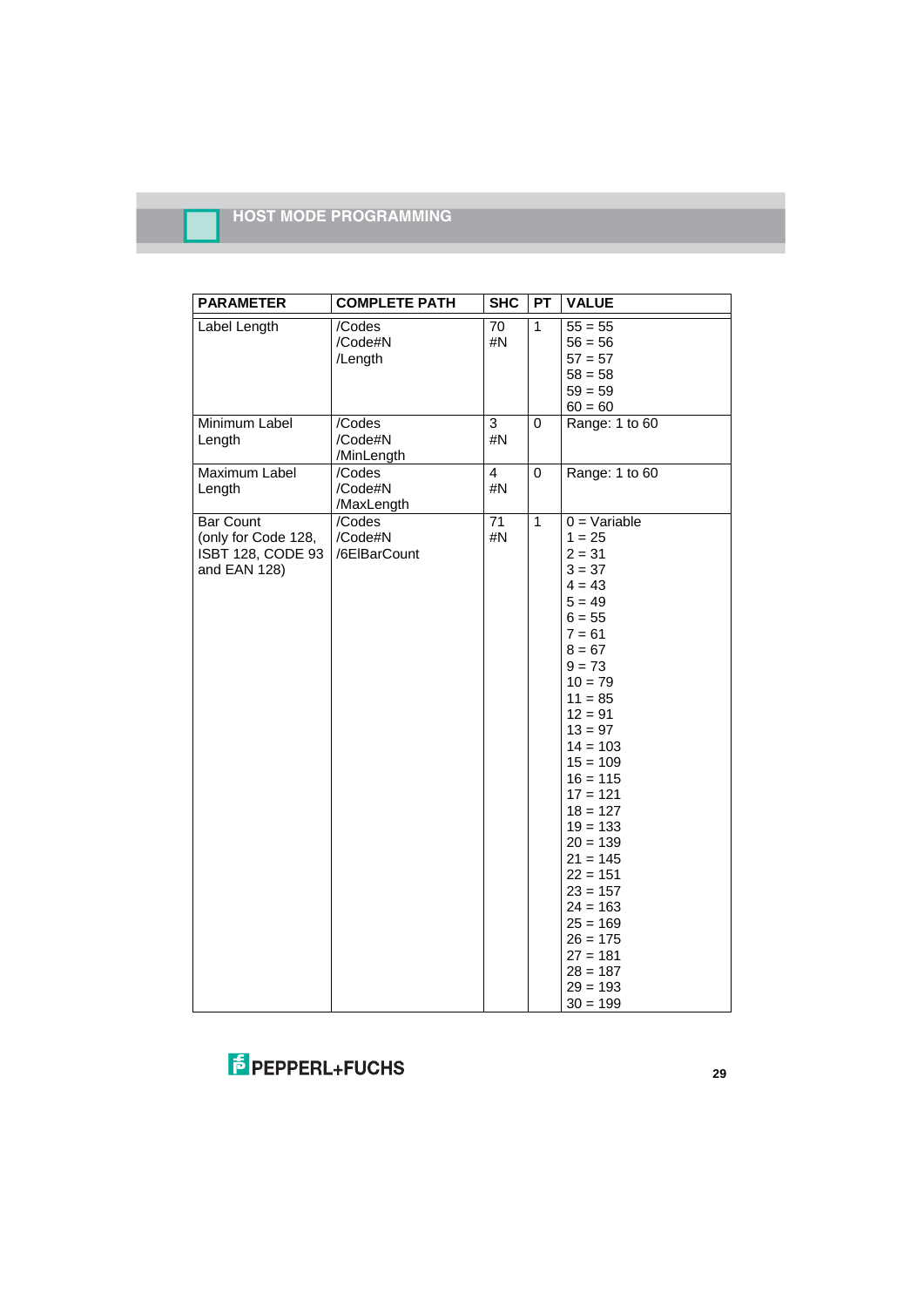| PARAMETER | COMPLETE PATH | SHC | PT | VALUE |
|---|---|---|---|---|
| Label Length | /Codes<br>/Code#N<br>/Length | 70<br>#N | 1 | 55 = 55<br>56 = 56<br>57 = 57<br>58 = 58<br>59 = 59<br>60 = 60 |
| Minimum Label Length | /Codes<br>/Code#N<br>/MinLength | 3<br>#N | 0 | Range: 1 to 60 |
| Maximum Label Length | /Codes<br>/Code#N<br>/MaxLength | 4<br>#N | 0 | Range: 1 to 60 |
| Bar Count (only for Code 128, ISBT 128, CODE 93 and EAN 128) | /Codes<br>/Code#N<br>/6ElBarCount | 71<br>#N | 1 | 0 = Variable<br>1 = 25<br>2 = 31<br>3 = 37<br>4 = 43<br>5 = 49<br>6 = 55<br>7 = 61<br>8 = 67<br>9 = 73<br>10 = 79<br>11 = 85<br>12 = 91<br>13 = 97<br>14 = 103<br>15 = 109<br>16 = 115<br>17 = 121<br>18 = 127<br>19 = 133<br>20 = 139<br>21 = 145<br>22 = 151<br>23 = 157<br>24 = 163<br>25 = 169<br>26 = 175<br>27 = 181<br>28 = 187<br>29 = 193<br>30 = 199 |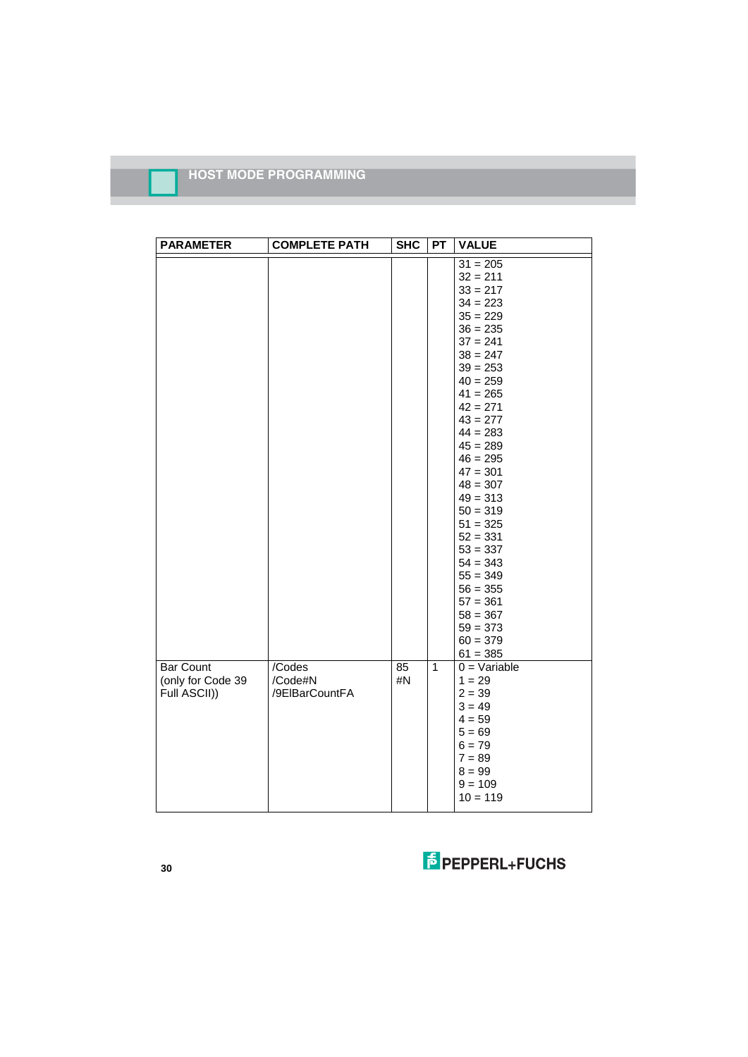| PARAMETER | COMPLETE PATH | SHC | PT | VALUE |
|---|---|---|---|---|
| | | | | 31 = 205<br>32 = 211<br>33 = 217<br>34 = 223<br>35 = 229<br>36 = 235<br>37 = 241<br>38 = 247<br>39 = 253<br>40 = 259<br>41 = 265<br>42 = 271<br>43 = 277<br>44 = 283<br>45 = 289<br>46 = 295<br>47 = 301<br>48 = 307<br>49 = 313<br>50 = 319<br>51 = 325<br>52 = 331<br>53 = 337<br>54 = 343<br>55 = 349<br>56 = 355<br>57 = 361<br>58 = 367<br>59 = 373<br>60 = 379<br>61 = 385 |
| Bar Count (only for Code 39 Full ASCII)) | /Codes /Code#N /9ElBarCountFA | 85 #N | 1 | 0 = Variable<br>1 = 29<br>2 = 39<br>3 = 49<br>4 = 59<br>5 = 69<br>6 = 79<br>7 = 89<br>8 = 99<br>9 = 109<br>10 = 119 |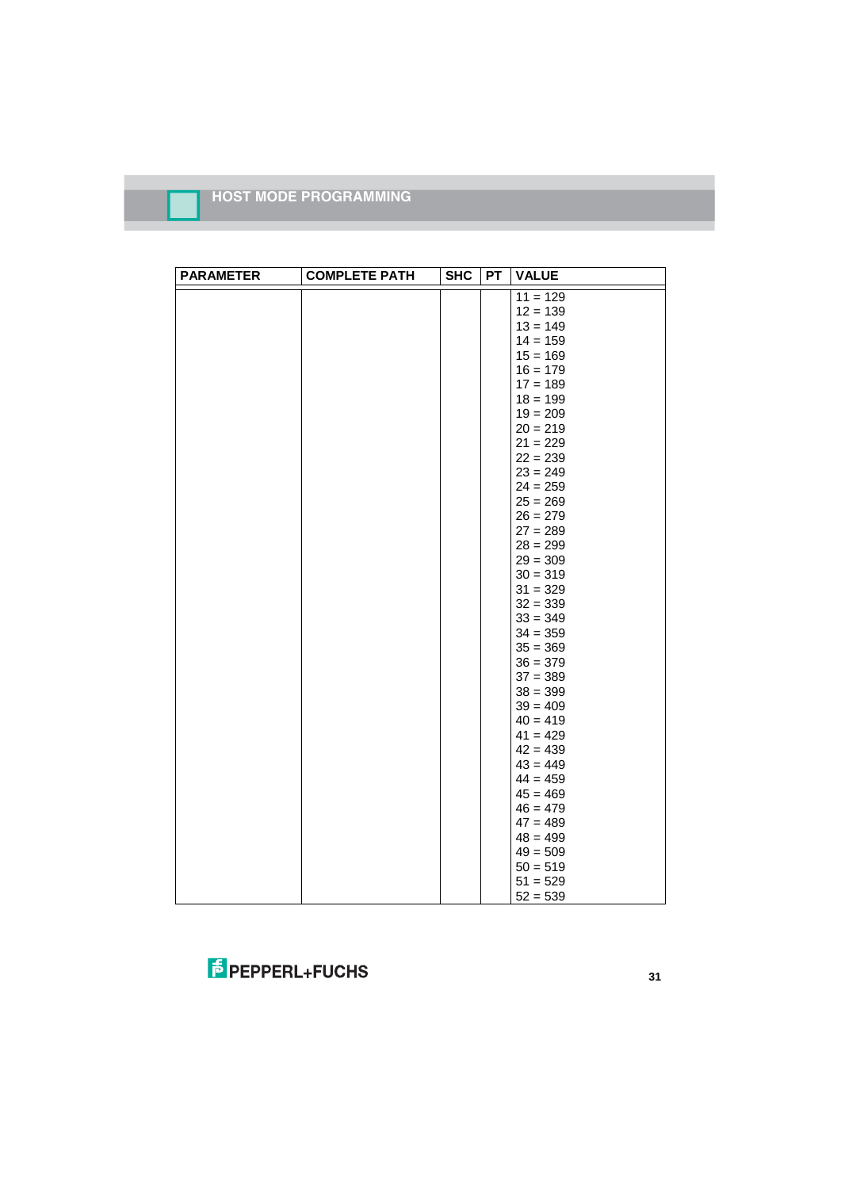| PARAMETER | COMPLETE PATH | SHC | PT | VALUE |
|---|---|---|---|---|
| | | | | 11 = 129<br>12 = 139<br>13 = 149<br>14 = 159<br>15 = 169<br>16 = 179<br>17 = 189<br>18 = 199<br>19 = 209<br>20 = 219<br>21 = 229<br>22 = 239<br>23 = 249<br>24 = 259<br>25 = 269<br>26 = 279<br>27 = 289<br>28 = 299<br>29 = 309<br>30 = 319<br>31 = 329<br>32 = 339<br>33 = 349<br>34 = 359<br>35 = 369<br>36 = 379<br>37 = 389<br>38 = 399<br>39 = 409<br>40 = 419<br>41 = 429<br>42 = 439<br>43 = 449<br>44 = 459<br>45 = 469<br>46 = 479<br>47 = 489<br>48 = 499<br>49 = 509<br>50 = 519<br>51 = 529<br>52 = 539 |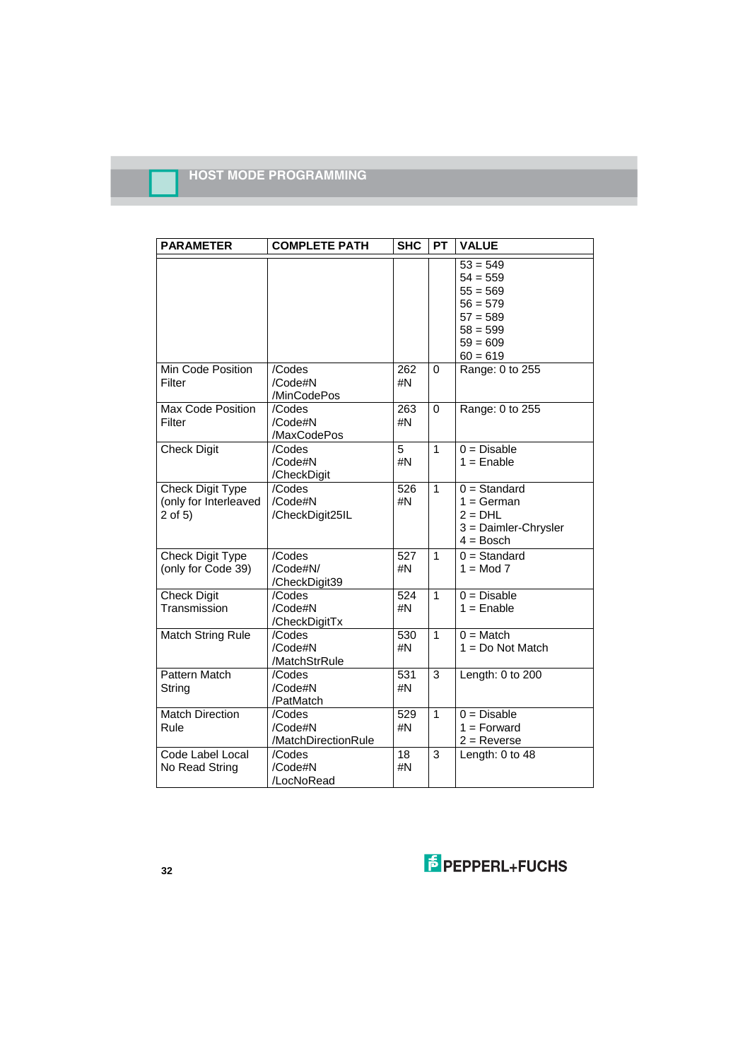| PARAMETER | COMPLETE PATH | SHC | PT | VALUE |
|---|---|---|---|---|
| | | | | 53 = 549<br>54 = 559<br>55 = 569<br>56 = 579<br>57 = 589<br>58 = 599<br>59 = 609<br>60 = 619 |
| Min Code Position Filter | /Codes<br>/Code#N<br>/MinCodePos | 262<br>#N | 0 | Range: 0 to 255 |
| Max Code Position Filter | /Codes<br>/Code#N<br>/MaxCodePos | 263<br>#N | 0 | Range: 0 to 255 |
| Check Digit | /Codes<br>/Code#N<br>/CheckDigit | 5<br>#N | 1 | 0 = Disable<br>1 = Enable |
| Check Digit Type (only for Interleaved 2 of 5) | /Codes<br>/Code#N<br>/CheckDigit25IL | 526<br>#N | 1 | 0 = Standard<br>1 = German<br>2 = DHL<br>3 = Daimler-Chrysler<br>4 = Bosch |
| Check Digit Type (only for Code 39) | /Codes<br>/Code#N/<br>/CheckDigit39 | 527<br>#N | 1 | 0 = Standard<br>1 = Mod 7 |
| Check Digit Transmission | /Codes<br>/Code#N<br>/CheckDigitTx | 524<br>#N | 1 | 0 = Disable<br>1 = Enable |
| Match String Rule | /Codes<br>/Code#N<br>/MatchStrRule | 530<br>#N | 1 | 0 = Match<br>1 = Do Not Match |
| Pattern Match String | /Codes<br>/Code#N<br>/PatMatch | 531<br>#N | 3 | Length: 0 to 200 |
| Match Direction Rule | /Codes<br>/Code#N<br>/MatchDirectionRule | 529<br>#N | 1 | 0 = Disable<br>1 = Forward<br>2 = Reverse |
| Code Label Local No Read String | /Codes<br>/Code#N<br>/LocNoRead | 18<br>#N | 3 | Length: 0 to 48 |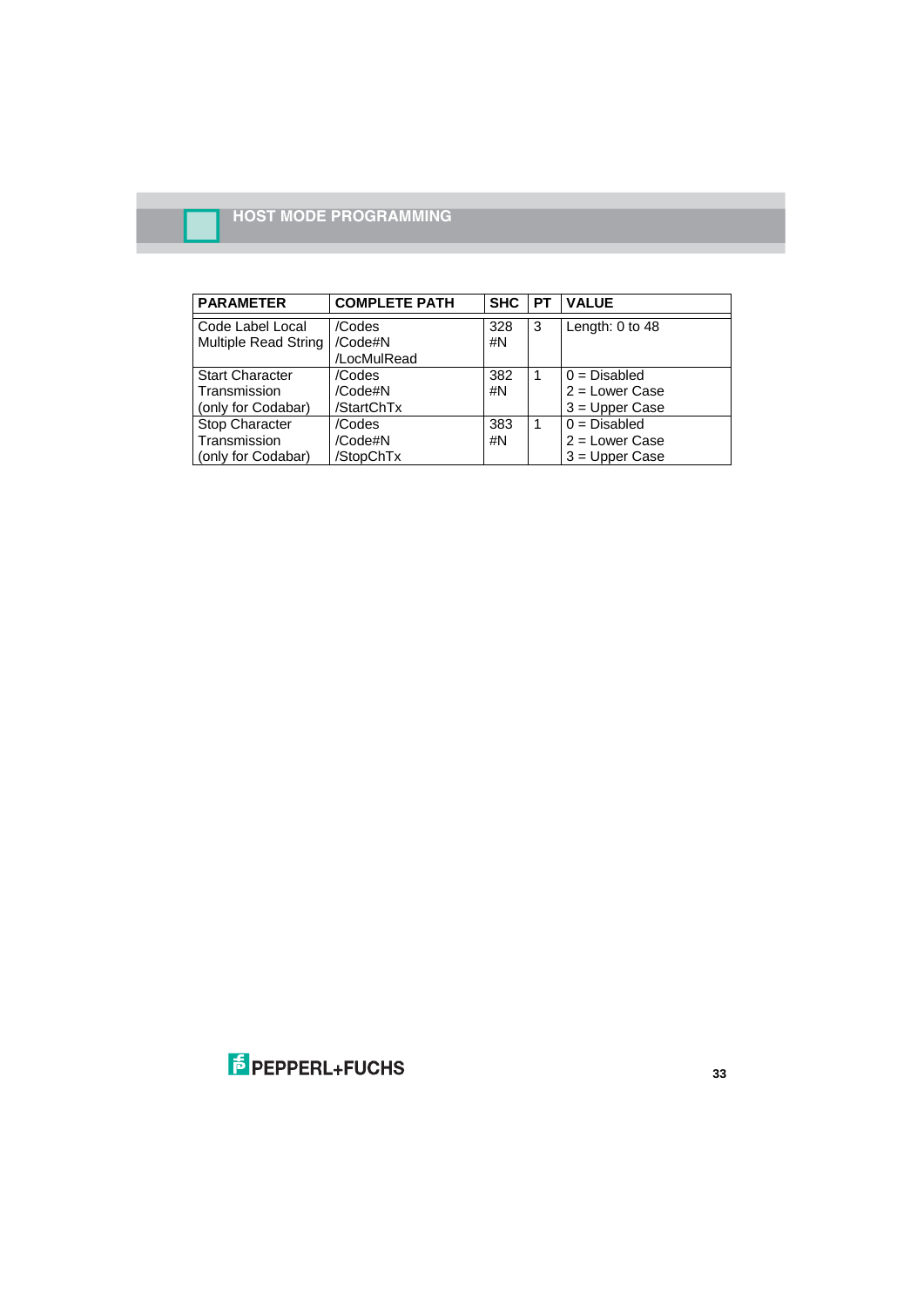| PARAMETER | COMPLETE PATH | SHC | PT | VALUE |
|---|---|---|---|---|
| Code Label Local Multiple Read String | /Codes /Code#N /LocMulRead | 328 #N | 3 | Length: 0 to 48 |
| Start Character Transmission (only for Codabar) | /Codes /Code#N /StartChTx | 382 #N | 1 | 0 = Disabled<br>2 = Lower Case<br>3 = Upper Case |
| Stop Character Transmission (only for Codabar) | /Codes /Code#N /StopChTx | 383 #N | 1 | 0 = Disabled<br>2 = Lower Case<br>3 = Upper Case |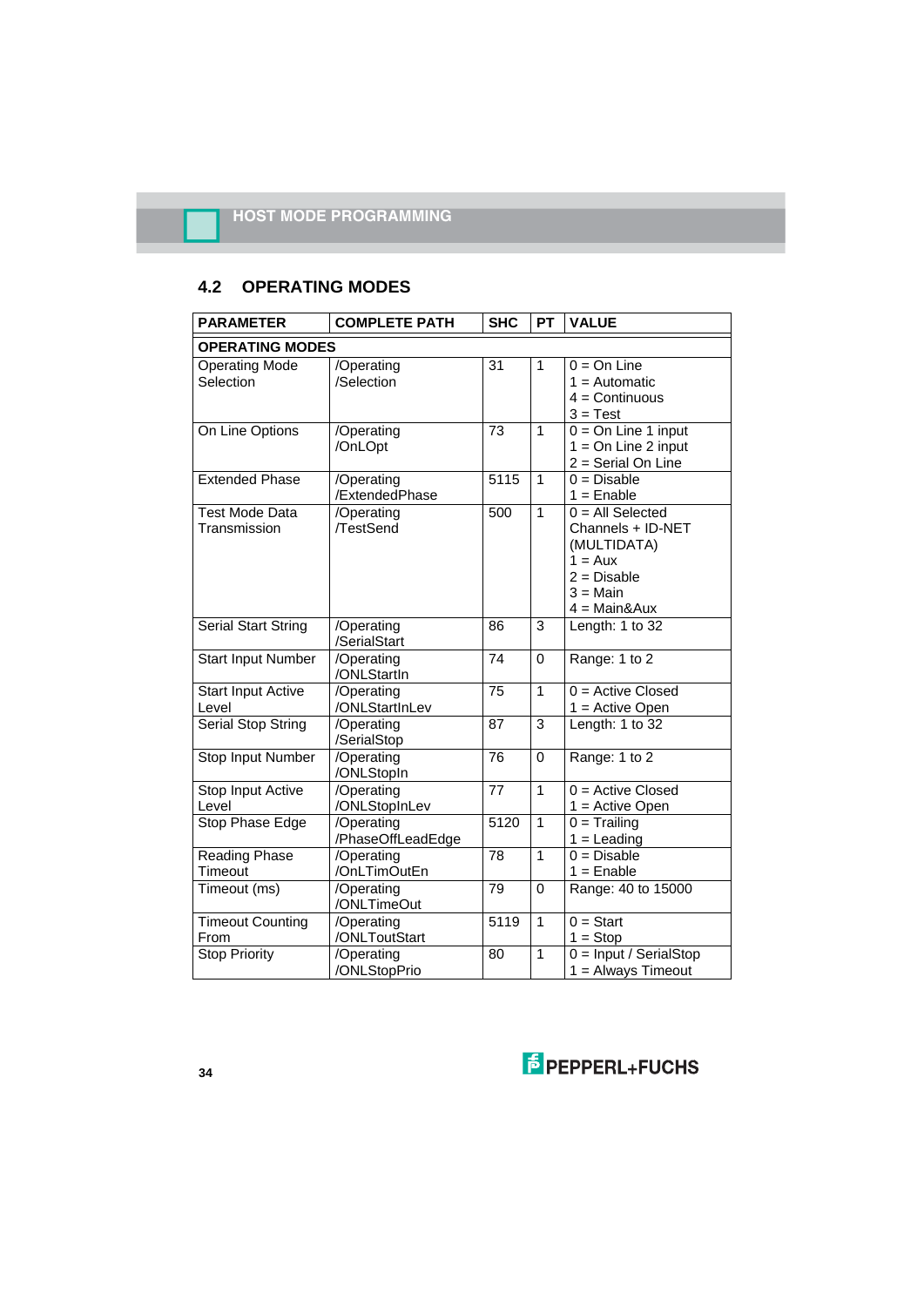## 4.2 OPERATING MODES

| PARAMETER | COMPLETE PATH | SHC | PT | VALUE |
|---|---|---|---|---|
| **OPERATING MODES** | | | | |
| Operating Mode Selection | /Operating /Selection | 31 | 1 | 0 = On Line<br>1 = Automatic<br>4 = Continuous<br>3 = Test |
| On Line Options | /Operating /OnLOpt | 73 | 1 | 0 = On Line 1 input<br>1 = On Line 2 input<br>2 = Serial On Line |
| Extended Phase | /Operating /ExtendedPhase | 5115 | 1 | 0 = Disable<br>1 = Enable |
| Test Mode Data Transmission | /Operating /TestSend | 500 | 1 | 0 = All Selected Channels + ID-NET (MULTIDATA)<br>1 = Aux<br>2 = Disable<br>3 = Main<br>4 = Main&Aux |
| Serial Start String | /Operating /SerialStart | 86 | 3 | Length: 1 to 32 |
| Start Input Number | /Operating /ONLStartIn | 74 | 0 | Range: 1 to 2 |
| Start Input Active Level | /Operating /ONLStartInLev | 75 | 1 | 0 = Active Closed<br>1 = Active Open |
| Serial Stop String | /Operating /SerialStop | 87 | 3 | Length: 1 to 32 |
| Stop Input Number | /Operating /ONLStopIn | 76 | 0 | Range: 1 to 2 |
| Stop Input Active Level | /Operating /ONLStopInLev | 77 | 1 | 0 = Active Closed<br>1 = Active Open |
| Stop Phase Edge | /Operating /PhaseOffLeadEdge | 5120 | 1 | 0 = Trailing<br>1 = Leading |
| Reading Phase Timeout | /Operating /OnLTimOutEn | 78 | 1 | 0 = Disable<br>1 = Enable |
| Timeout (ms) | /Operating /ONLTimeOut | 79 | 0 | Range: 40 to 15000 |
| Timeout Counting From | /Operating /ONLToutStart | 5119 | 1 | 0 = Start<br>1 = Stop |
| Stop Priority | /Operating /ONLStopPrio | 80 | 1 | 0 = Input / SerialStop<br>1 = Always Timeout |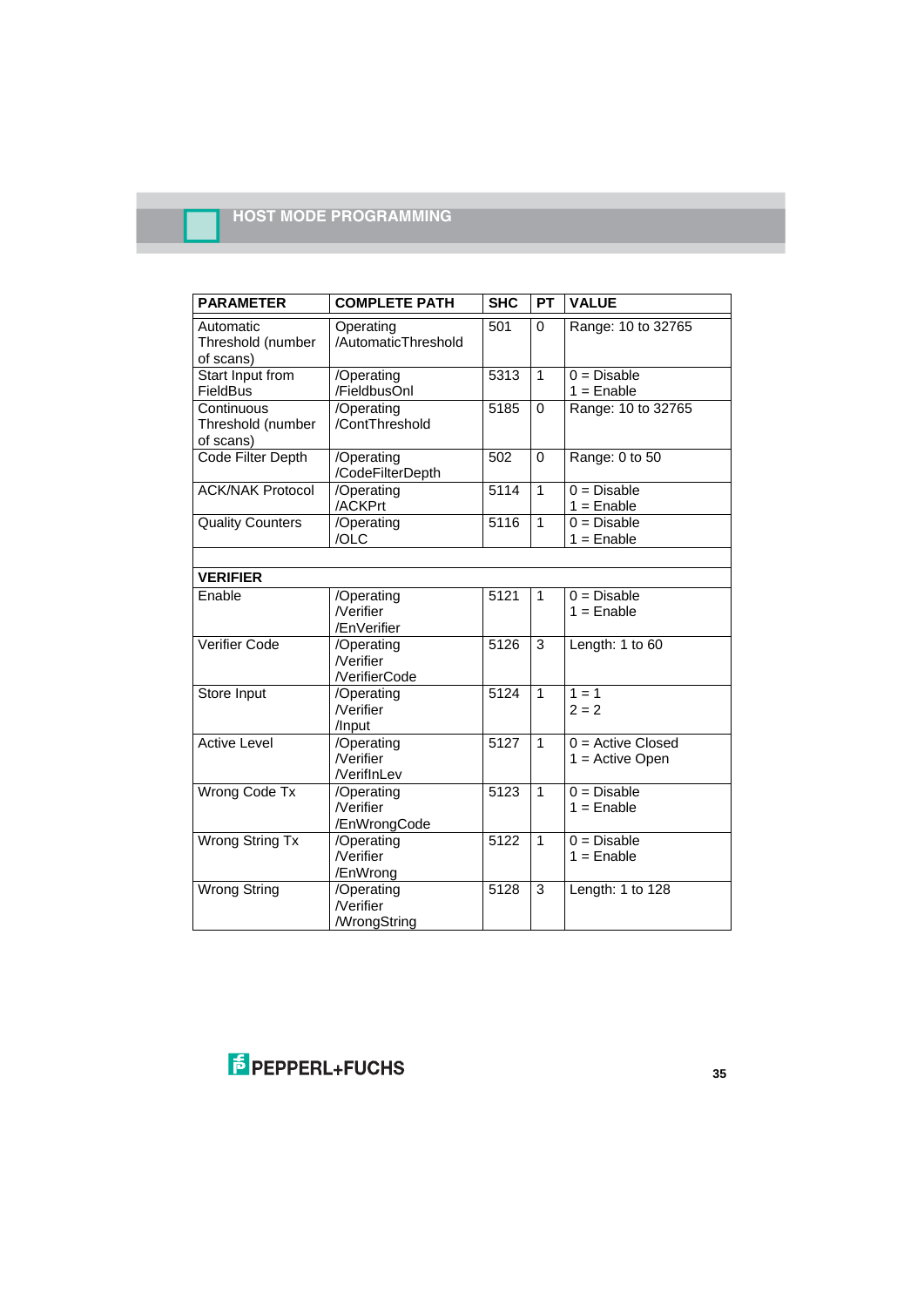# HOST MODE PROGRAMMING

| PARAMETER | COMPLETE PATH | SHC | PT | VALUE |
|---|---|---|---|---|
| Automatic Threshold (number of scans) | Operating /AutomaticThreshold | 501 | 0 | Range: 10 to 32765 |
| Start Input from FieldBus | /Operating /FieldbusOnl | 5313 | 1 | 0 = Disable<br>1 = Enable |
| Continuous Threshold (number of scans) | /Operating /ContThreshold | 5185 | 0 | Range: 10 to 32765 |
| Code Filter Depth | /Operating /CodeFilterDepth | 502 | 0 | Range: 0 to 50 |
| ACK/NAK Protocol | /Operating /ACKPrt | 5114 | 1 | 0 = Disable<br>1 = Enable |
| Quality Counters | /Operating /OLC | 5116 | 1 | 0 = Disable<br>1 = Enable |
| | | | | |
| **VERIFIER** | | | | |
| Enable | /Operating /Verifier /EnVerifier | 5121 | 1 | 0 = Disable<br>1 = Enable |
| Verifier Code | /Operating /Verifier /VerifierCode | 5126 | 3 | Length: 1 to 60 |
| Store Input | /Operating /Verifier /Input | 5124 | 1 | 1 = 1<br>2 = 2 |
| Active Level | /Operating /Verifier /VerifInLev | 5127 | 1 | 0 = Active Closed<br>1 = Active Open |
| Wrong Code Tx | /Operating /Verifier /EnWrongCode | 5123 | 1 | 0 = Disable<br>1 = Enable |
| Wrong String Tx | /Operating /Verifier /EnWrong | 5122 | 1 | 0 = Disable<br>1 = Enable |
| Wrong String | /Operating /Verifier /WrongString | 5128 | 3 | Length: 1 to 128 |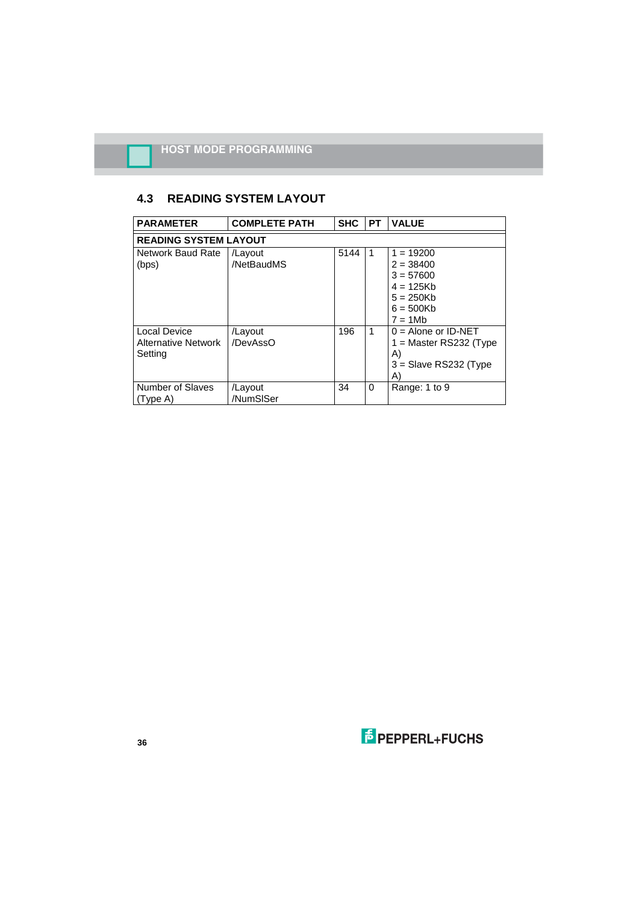## 4.3 READING SYSTEM LAYOUT

| PARAMETER | COMPLETE PATH | SHC | PT | VALUE |
|---|---|---|---|---|
| **READING SYSTEM LAYOUT** | | | | |
| Network Baud Rate (bps) | /Layout /NetBaudMS | 5144 | 1 | 1 = 19200<br>2 = 38400<br>3 = 57600<br>4 = 125Kb<br>5 = 250Kb<br>6 = 500Kb<br>7 = 1Mb |
| Local Device Alternative Network Setting | /Layout /DevAssO | 196 | 1 | 0 = Alone or ID-NET<br>1 = Master RS232 (Type A)<br>3 = Slave RS232 (Type A) |
| Number of Slaves (Type A) | /Layout /NumSlSer | 34 | 0 | Range: 1 to 9 |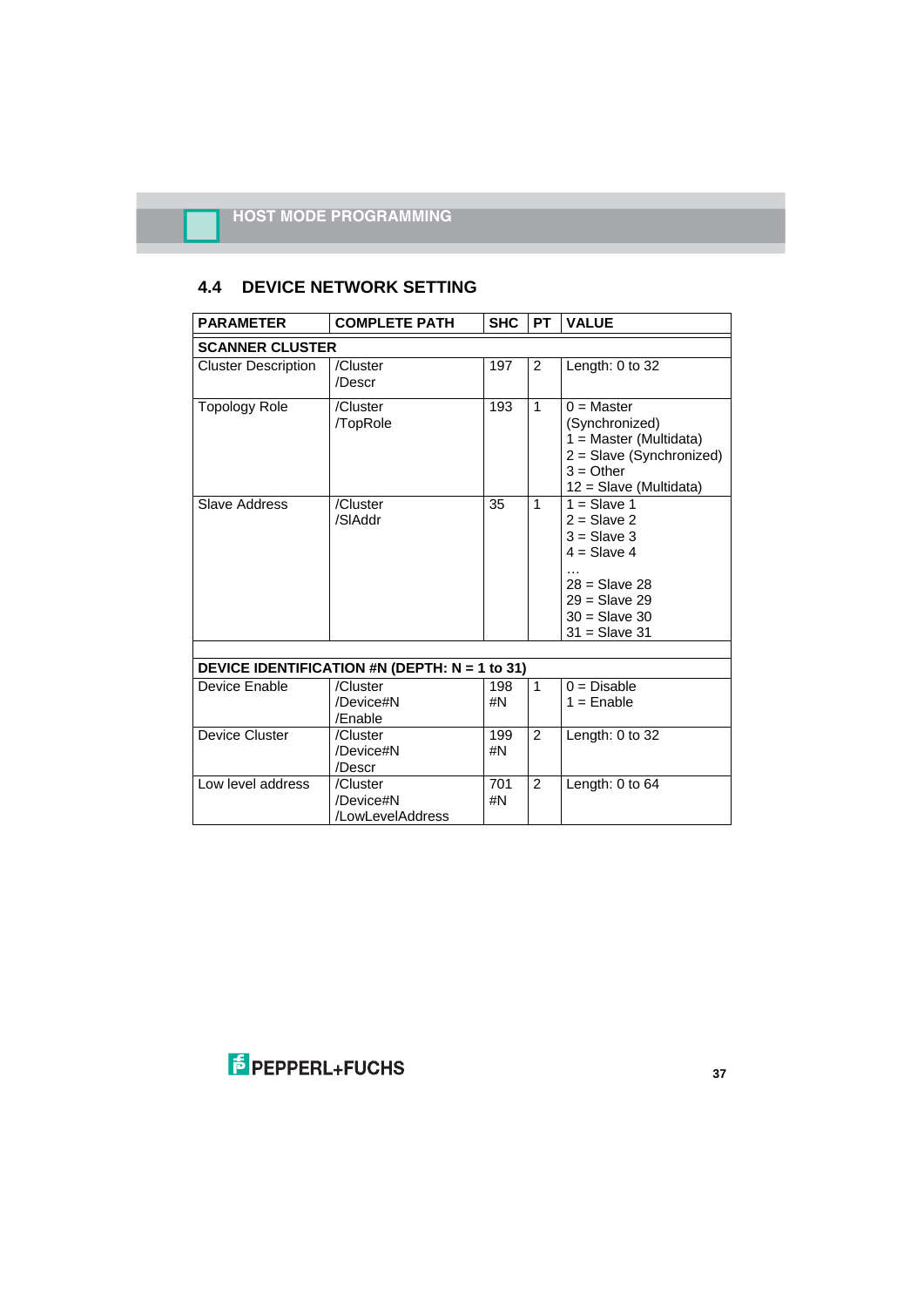## 4.4 DEVICE NETWORK SETTING

| PARAMETER | COMPLETE PATH | SHC | PT | VALUE |
|---|---|---|---|---|
| **SCANNER CLUSTER** | | | | |
| Cluster Description | /Cluster /Descr | 197 | 2 | Length: 0 to 32 |
| Topology Role | /Cluster /TopRole | 193 | 1 | 0 = Master (Synchronized)<br>1 = Master (Multidata)<br>2 = Slave (Synchronized)<br>3 = Other<br>12 = Slave (Multidata) |
| Slave Address | /Cluster /SlAddr | 35 | 1 | 1 = Slave 1<br>2 = Slave 2<br>3 = Slave 3<br>4 = Slave 4<br>…<br>28 = Slave 28<br>29 = Slave 29<br>30 = Slave 30<br>31 = Slave 31 |
| | | | | |
| **DEVICE IDENTIFICATION #N (DEPTH: N = 1 to 31)** | | | | |
| Device Enable | /Cluster /Device#N /Enable | 198 #N | 1 | 0 = Disable<br>1 = Enable |
| Device Cluster | /Cluster /Device#N /Descr | 199 #N | 2 | Length: 0 to 32 |
| Low level address | /Cluster /Device#N /LowLevelAddress | 701 #N | 2 | Length: 0 to 64 |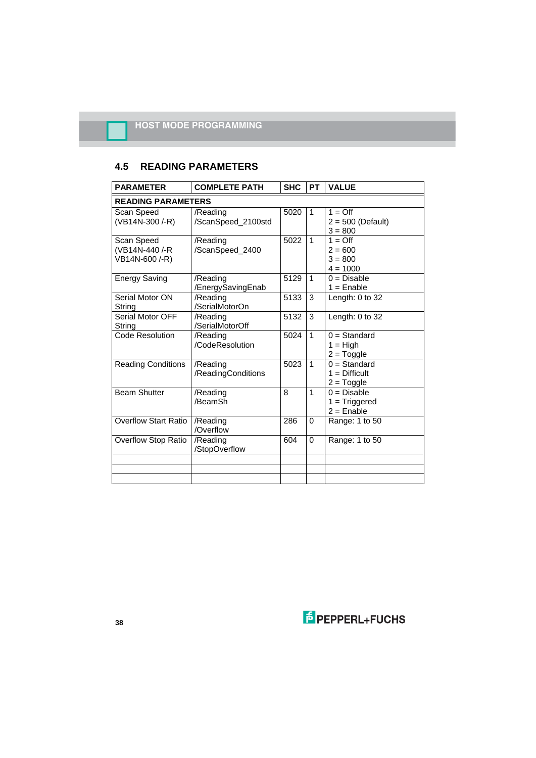## 4.5 READING PARAMETERS

| PARAMETER | COMPLETE PATH | SHC | PT | VALUE |
|---|---|---|---|---|
| **READING PARAMETERS** | | | | |
| Scan Speed (VB14N-300 /-R) | /Reading /ScanSpeed_2100std | 5020 | 1 | 1 = Off<br>2 = 500 (Default)<br>3 = 800 |
| Scan Speed (VB14N-440 /-R VB14N-600 /-R) | /Reading /ScanSpeed_2400 | 5022 | 1 | 1 = Off<br>2 = 600<br>3 = 800<br>4 = 1000 |
| Energy Saving | /Reading /EnergySavingEnab | 5129 | 1 | 0 = Disable<br>1 = Enable |
| Serial Motor ON String | /Reading /SerialMotorOn | 5133 | 3 | Length: 0 to 32 |
| Serial Motor OFF String | /Reading /SerialMotorOff | 5132 | 3 | Length: 0 to 32 |
| Code Resolution | /Reading /CodeResolution | 5024 | 1 | 0 = Standard<br>1 = High<br>2 = Toggle |
| Reading Conditions | /Reading /ReadingConditions | 5023 | 1 | 0 = Standard<br>1 = Difficult<br>2 = Toggle |
| Beam Shutter | /Reading /BeamSh | 8 | 1 | 0 = Disable<br>1 = Triggered<br>2 = Enable |
| Overflow Start Ratio | /Reading /Overflow | 286 | 0 | Range: 1 to 50 |
| Overflow Stop Ratio | /Reading /StopOverflow | 604 | 0 | Range: 1 to 50 |
| | | | | |
| | | | | |
| | | | | |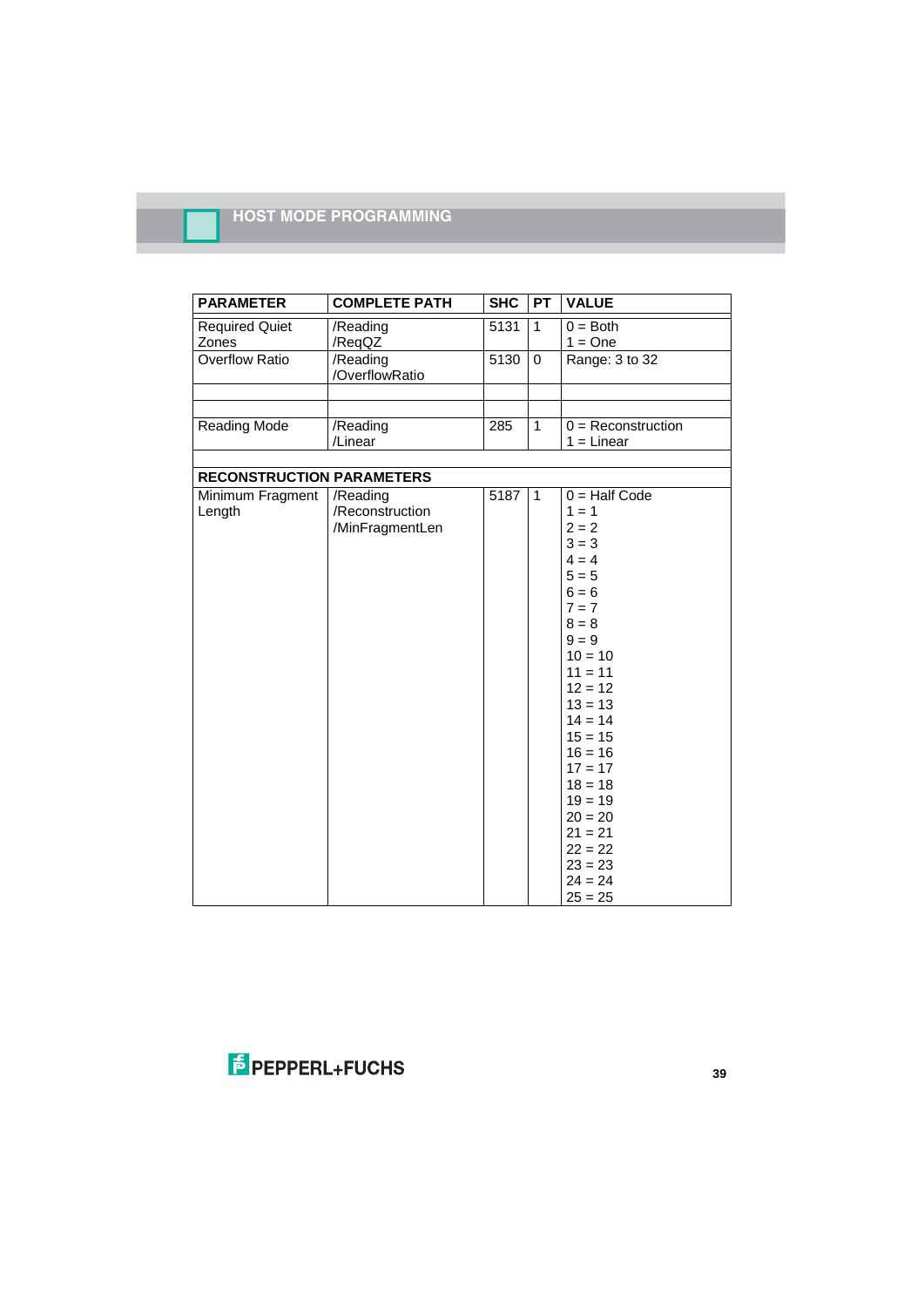## HOST MODE PROGRAMMING

| PARAMETER | COMPLETE PATH | SHC | PT | VALUE |
|---|---|---|---|---|
| Required Quiet Zones | /Reading /ReqQZ | 5131 | 1 | 0 = Both<br>1 = One |
| Overflow Ratio | /Reading /OverflowRatio | 5130 | 0 | Range: 3 to 32 |
| | | | | |
| | | | | |
| Reading Mode | /Reading /Linear | 285 | 1 | 0 = Reconstruction<br>1 = Linear |
| | | | | |
| **RECONSTRUCTION PARAMETERS** | | | | |
| Minimum Fragment Length | /Reading /Reconstruction /MinFragmentLen | 5187 | 1 | 0 = Half Code<br>1 = 1<br>2 = 2<br>3 = 3<br>4 = 4<br>5 = 5<br>6 = 6<br>7 = 7<br>8 = 8<br>9 = 9<br>10 = 10<br>11 = 11<br>12 = 12<br>13 = 13<br>14 = 14<br>15 = 15<br>16 = 16<br>17 = 17<br>18 = 18<br>19 = 19<br>20 = 20<br>21 = 21<br>22 = 22<br>23 = 23<br>24 = 24<br>25 = 25 |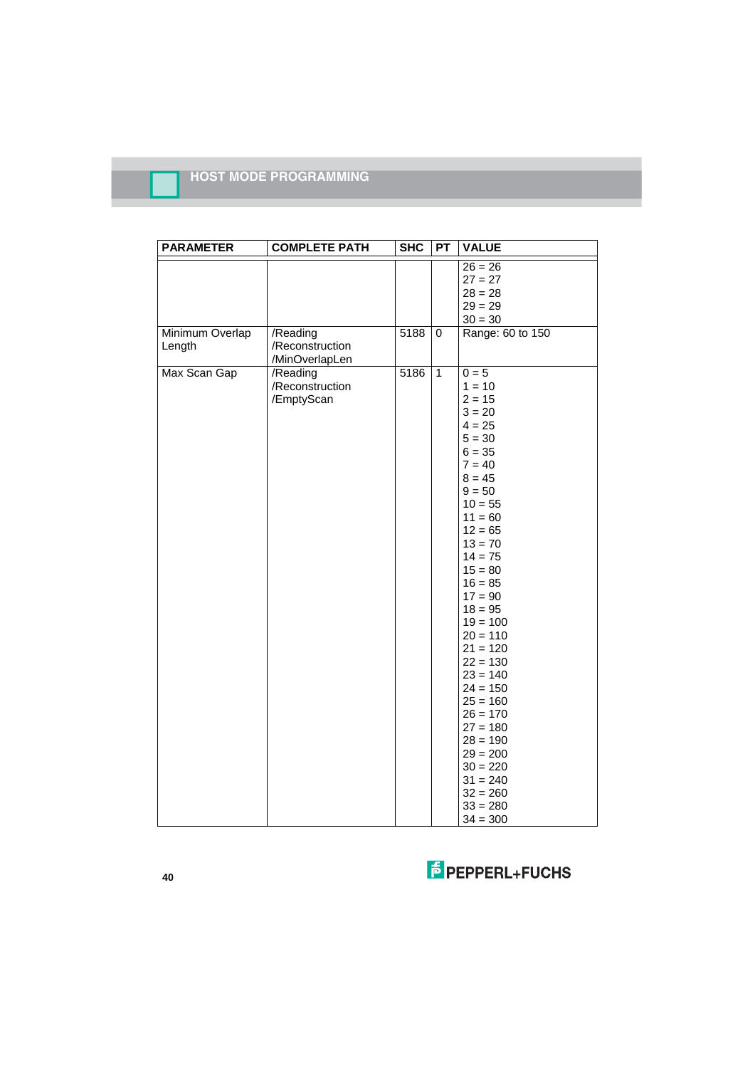| PARAMETER | COMPLETE PATH | SHC | PT | VALUE |
|---|---|---|---|---|
| | | | | 26 = 26<br>27 = 27<br>28 = 28<br>29 = 29<br>30 = 30 |
| Minimum Overlap Length | /Reading<br>/Reconstruction<br>/MinOverlapLen | 5188 | 0 | Range: 60 to 150 |
| Max Scan Gap | /Reading<br>/Reconstruction<br>/EmptyScan | 5186 | 1 | 0 = 5<br>1 = 10<br>2 = 15<br>3 = 20<br>4 = 25<br>5 = 30<br>6 = 35<br>7 = 40<br>8 = 45<br>9 = 50<br>10 = 55<br>11 = 60<br>12 = 65<br>13 = 70<br>14 = 75<br>15 = 80<br>16 = 85<br>17 = 90<br>18 = 95<br>19 = 100<br>20 = 110<br>21 = 120<br>22 = 130<br>23 = 140<br>24 = 150<br>25 = 160<br>26 = 170<br>27 = 180<br>28 = 190<br>29 = 200<br>30 = 220<br>31 = 240<br>32 = 260<br>33 = 280<br>34 = 300 |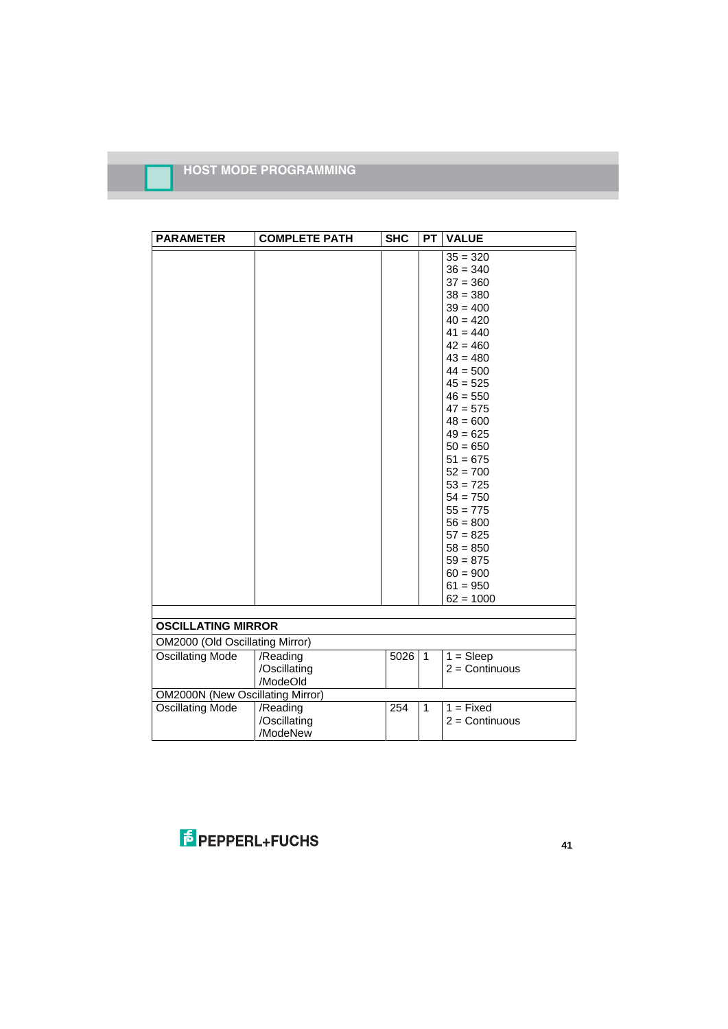| PARAMETER | COMPLETE PATH | SHC | PT | VALUE |
|---|---|---|---|---|
| | | | | 35 = 320<br>36 = 340<br>37 = 360<br>38 = 380<br>39 = 400<br>40 = 420<br>41 = 440<br>42 = 460<br>43 = 480<br>44 = 500<br>45 = 525<br>46 = 550<br>47 = 575<br>48 = 600<br>49 = 625<br>50 = 650<br>51 = 675<br>52 = 700<br>53 = 725<br>54 = 750<br>55 = 775<br>56 = 800<br>57 = 825<br>58 = 850<br>59 = 875<br>60 = 900<br>61 = 950<br>62 = 1000 |
| | | | | |
| **OSCILLATING MIRROR** | | | | |
| OM2000 (Old Oscillating Mirror) | | | | |
| Oscillating Mode | /Reading<br>/Oscillating<br>/ModeOld | 5026 | 1 | 1 = Sleep<br>2 = Continuous |
| OM2000N (New Oscillating Mirror) | | | | |
| Oscillating Mode | /Reading<br>/Oscillating<br>/ModeNew | 254 | 1 | 1 = Fixed<br>2 = Continuous |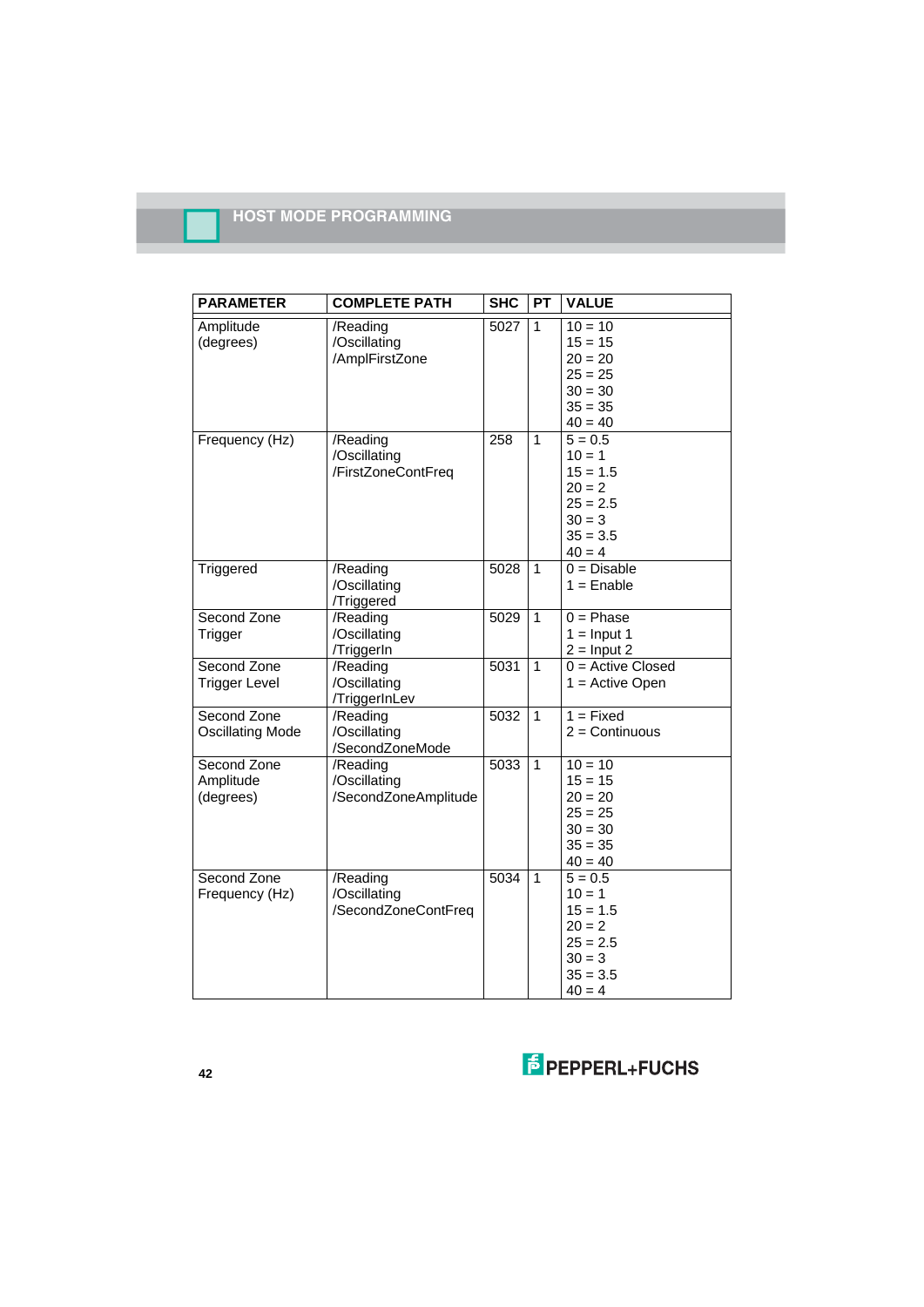| PARAMETER | COMPLETE PATH | SHC | PT | VALUE |
|---|---|---|---|---|
| Amplitude (degrees) | /Reading /Oscillating /AmplFirstZone | 5027 | 1 | 10 = 10<br>15 = 15<br>20 = 20<br>25 = 25<br>30 = 30<br>35 = 35<br>40 = 40 |
| Frequency (Hz) | /Reading /Oscillating /FirstZoneContFreq | 258 | 1 | 5 = 0.5<br>10 = 1<br>15 = 1.5<br>20 = 2<br>25 = 2.5<br>30 = 3<br>35 = 3.5<br>40 = 4 |
| Triggered | /Reading /Oscillating /Triggered | 5028 | 1 | 0 = Disable<br>1 = Enable |
| Second Zone Trigger | /Reading /Oscillating /TriggerIn | 5029 | 1 | 0 = Phase<br>1 = Input 1<br>2 = Input 2 |
| Second Zone Trigger Level | /Reading /Oscillating /TriggerInLev | 5031 | 1 | 0 = Active Closed<br>1 = Active Open |
| Second Zone Oscillating Mode | /Reading /Oscillating /SecondZoneMode | 5032 | 1 | 1 = Fixed<br>2 = Continuous |
| Second Zone Amplitude (degrees) | /Reading /Oscillating /SecondZoneAmplitude | 5033 | 1 | 10 = 10<br>15 = 15<br>20 = 20<br>25 = 25<br>30 = 30<br>35 = 35<br>40 = 40 |
| Second Zone Frequency (Hz) | /Reading /Oscillating /SecondZoneContFreq | 5034 | 1 | 5 = 0.5<br>10 = 1<br>15 = 1.5<br>20 = 2<br>25 = 2.5<br>30 = 3<br>35 = 3.5<br>40 = 4 |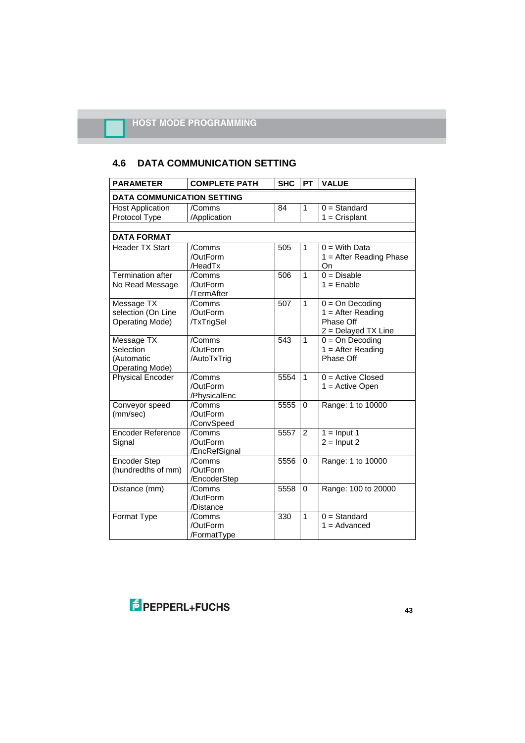## 4.6 DATA COMMUNICATION SETTING

| PARAMETER | COMPLETE PATH | SHC | PT | VALUE |
|---|---|---|---|---|
| **DATA COMMUNICATION SETTING** | | | | |
| Host Application Protocol Type | /Comms /Application | 84 | 1 | 0 = Standard<br>1 = Crisplant |
| | | | | |
| **DATA FORMAT** | | | | |
| Header TX Start | /Comms /OutForm /HeadTx | 505 | 1 | 0 = With Data<br>1 = After Reading Phase On |
| Termination after No Read Message | /Comms /OutForm /TermAfter | 506 | 1 | 0 = Disable<br>1 = Enable |
| Message TX selection (On Line Operating Mode) | /Comms /OutForm /TxTrigSel | 507 | 1 | 0 = On Decoding<br>1 = After Reading Phase Off<br>2 = Delayed TX Line |
| Message TX Selection (Automatic Operating Mode) | /Comms /OutForm /AutoTxTrig | 543 | 1 | 0 = On Decoding<br>1 = After Reading Phase Off |
| Physical Encoder | /Comms /OutForm /PhysicalEnc | 5554 | 1 | 0 = Active Closed<br>1 = Active Open |
| Conveyor speed (mm/sec) | /Comms /OutForm /ConvSpeed | 5555 | 0 | Range: 1 to 10000 |
| Encoder Reference Signal | /Comms /OutForm /EncRefSignal | 5557 | 2 | 1 = Input 1<br>2 = Input 2 |
| Encoder Step (hundredths of mm) | /Comms /OutForm /EncoderStep | 5556 | 0 | Range: 1 to 10000 |
| Distance (mm) | /Comms /OutForm /Distance | 5558 | 0 | Range: 100 to 20000 |
| Format Type | /Comms /OutForm /FormatType | 330 | 1 | 0 = Standard<br>1 = Advanced |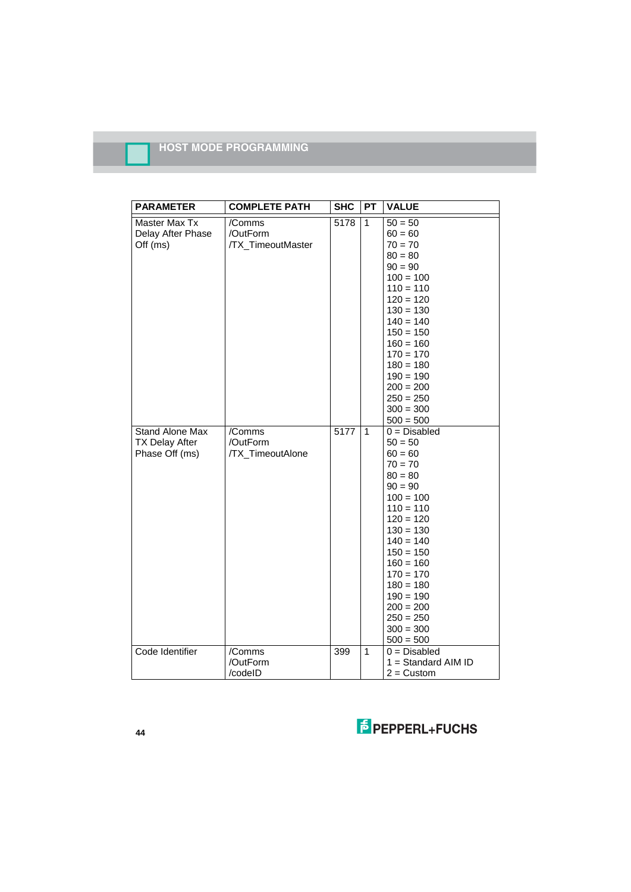| PARAMETER | COMPLETE PATH | SHC | PT | VALUE |
|---|---|---|---|---|
| Master Max Tx Delay After Phase Off (ms) | /Comms /OutForm /TX_TimeoutMaster | 5178 | 1 | 50 = 50<br>60 = 60<br>70 = 70<br>80 = 80<br>90 = 90<br>100 = 100<br>110 = 110<br>120 = 120<br>130 = 130<br>140 = 140<br>150 = 150<br>160 = 160<br>170 = 170<br>180 = 180<br>190 = 190<br>200 = 200<br>250 = 250<br>300 = 300<br>500 = 500 |
| Stand Alone Max TX Delay After Phase Off (ms) | /Comms /OutForm /TX_TimeoutAlone | 5177 | 1 | 0 = Disabled<br>50 = 50<br>60 = 60<br>70 = 70<br>80 = 80<br>90 = 90<br>100 = 100<br>110 = 110<br>120 = 120<br>130 = 130<br>140 = 140<br>150 = 150<br>160 = 160<br>170 = 170<br>180 = 180<br>190 = 190<br>200 = 200<br>250 = 250<br>300 = 300<br>500 = 500 |
| Code Identifier | /Comms /OutForm /codeID | 399 | 1 | 0 = Disabled<br>1 = Standard AIM ID<br>2 = Custom |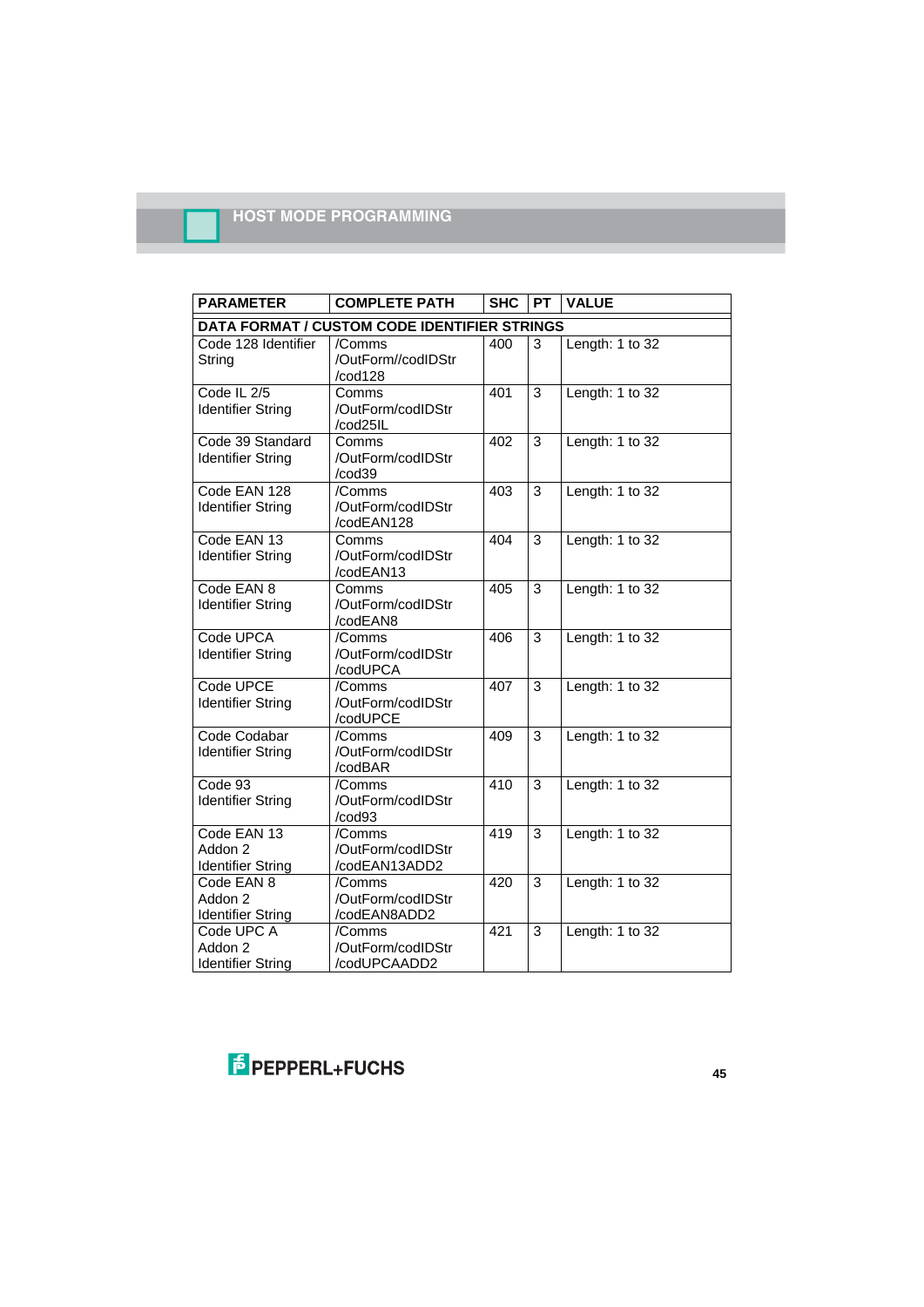## HOST MODE PROGRAMMING

| PARAMETER | COMPLETE PATH | SHC | PT | VALUE |
|---|---|---|---|---|
| **DATA FORMAT / CUSTOM CODE IDENTIFIER STRINGS** | | | | |
| Code 128 Identifier String | /Comms /OutForm//codIDStr /cod128 | 400 | 3 | Length: 1 to 32 |
| Code IL 2/5 Identifier String | Comms /OutForm/codIDStr /cod25IL | 401 | 3 | Length: 1 to 32 |
| Code 39 Standard Identifier String | Comms /OutForm/codIDStr /cod39 | 402 | 3 | Length: 1 to 32 |
| Code EAN 128 Identifier String | /Comms /OutForm/codIDStr /codEAN128 | 403 | 3 | Length: 1 to 32 |
| Code EAN 13 Identifier String | Comms /OutForm/codIDStr /codEAN13 | 404 | 3 | Length: 1 to 32 |
| Code EAN 8 Identifier String | Comms /OutForm/codIDStr /codEAN8 | 405 | 3 | Length: 1 to 32 |
| Code UPCA Identifier String | /Comms /OutForm/codIDStr /codUPCA | 406 | 3 | Length: 1 to 32 |
| Code UPCE Identifier String | /Comms /OutForm/codIDStr /codUPCE | 407 | 3 | Length: 1 to 32 |
| Code Codabar Identifier String | /Comms /OutForm/codIDStr /codBAR | 409 | 3 | Length: 1 to 32 |
| Code 93 Identifier String | /Comms /OutForm/codIDStr /cod93 | 410 | 3 | Length: 1 to 32 |
| Code EAN 13 Addon 2 Identifier String | /Comms /OutForm/codIDStr /codEAN13ADD2 | 419 | 3 | Length: 1 to 32 |
| Code EAN 8 Addon 2 Identifier String | /Comms /OutForm/codIDStr /codEAN8ADD2 | 420 | 3 | Length: 1 to 32 |
| Code UPC A Addon 2 Identifier String | /Comms /OutForm/codIDStr /codUPCAADD2 | 421 | 3 | Length: 1 to 32 |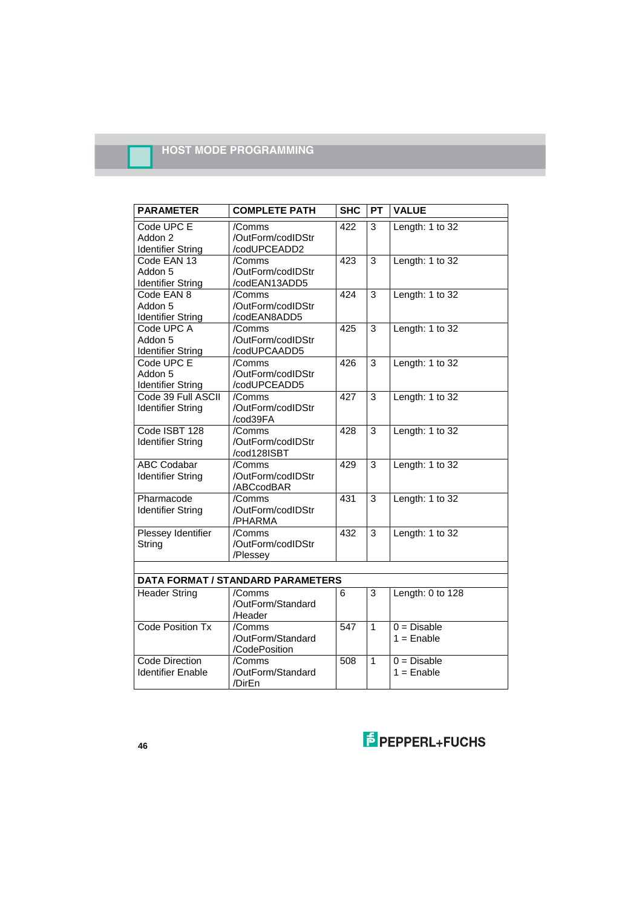| PARAMETER | COMPLETE PATH | SHC | PT | VALUE |
|---|---|---|---|---|
| Code UPC E Addon 2 Identifier String | /Comms /OutForm/codIDStr /codUPCEADD2 | 422 | 3 | Length: 1 to 32 |
| Code EAN 13 Addon 5 Identifier String | /Comms /OutForm/codIDStr /codEAN13ADD5 | 423 | 3 | Length: 1 to 32 |
| Code EAN 8 Addon 5 Identifier String | /Comms /OutForm/codIDStr /codEAN8ADD5 | 424 | 3 | Length: 1 to 32 |
| Code UPC A Addon 5 Identifier String | /Comms /OutForm/codIDStr /codUPCAADD5 | 425 | 3 | Length: 1 to 32 |
| Code UPC E Addon 5 Identifier String | /Comms /OutForm/codIDStr /codUPCEADD5 | 426 | 3 | Length: 1 to 32 |
| Code 39 Full ASCII Identifier String | /Comms /OutForm/codIDStr /cod39FA | 427 | 3 | Length: 1 to 32 |
| Code ISBT 128 Identifier String | /Comms /OutForm/codIDStr /cod128ISBT | 428 | 3 | Length: 1 to 32 |
| ABC Codabar Identifier String | /Comms /OutForm/codIDStr /ABCcodBAR | 429 | 3 | Length: 1 to 32 |
| Pharmacode Identifier String | /Comms /OutForm/codIDStr /PHARMA | 431 | 3 | Length: 1 to 32 |
| Plessey Identifier String | /Comms /OutForm/codIDStr /Plessey | 432 | 3 | Length: 1 to 32 |
| | | | | |
| **DATA FORMAT / STANDARD PARAMETERS** | | | | |
| Header String | /Comms /OutForm/Standard /Header | 6 | 3 | Length: 0 to 128 |
| Code Position Tx | /Comms /OutForm/Standard /CodePosition | 547 | 1 | 0 = Disable<br>1 = Enable |
| Code Direction Identifier Enable | /Comms /OutForm/Standard /DirEn | 508 | 1 | 0 = Disable<br>1 = Enable |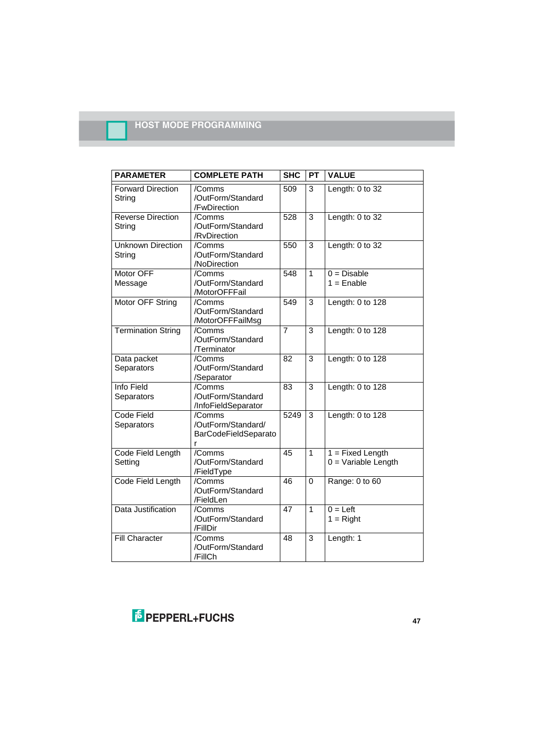| PARAMETER | COMPLETE PATH | SHC | PT | VALUE |
|---|---|---|---|---|
| Forward Direction String | /Comms /OutForm/Standard /FwDirection | 509 | 3 | Length: 0 to 32 |
| Reverse Direction String | /Comms /OutForm/Standard /RvDirection | 528 | 3 | Length: 0 to 32 |
| Unknown Direction String | /Comms /OutForm/Standard /NoDirection | 550 | 3 | Length: 0 to 32 |
| Motor OFF Message | /Comms /OutForm/Standard /MotorOFFFail | 548 | 1 | 0 = Disable<br>1 = Enable |
| Motor OFF String | /Comms /OutForm/Standard /MotorOFFFailMsg | 549 | 3 | Length: 0 to 128 |
| Termination String | /Comms /OutForm/Standard /Terminator | 7 | 3 | Length: 0 to 128 |
| Data packet Separators | /Comms /OutForm/Standard /Separator | 82 | 3 | Length: 0 to 128 |
| Info Field Separators | /Comms /OutForm/Standard /InfoFieldSeparator | 83 | 3 | Length: 0 to 128 |
| Code Field Separators | /Comms /OutForm/Standard/ BarCodeFieldSeparator | 5249 | 3 | Length: 0 to 128 |
| Code Field Length Setting | /Comms /OutForm/Standard /FieldType | 45 | 1 | 1 = Fixed Length<br>0 = Variable Length |
| Code Field Length | /Comms /OutForm/Standard /FieldLen | 46 | 0 | Range: 0 to 60 |
| Data Justification | /Comms /OutForm/Standard /FillDir | 47 | 1 | 0 = Left<br>1 = Right |
| Fill Character | /Comms /OutForm/Standard /FillCh | 48 | 3 | Length: 1 |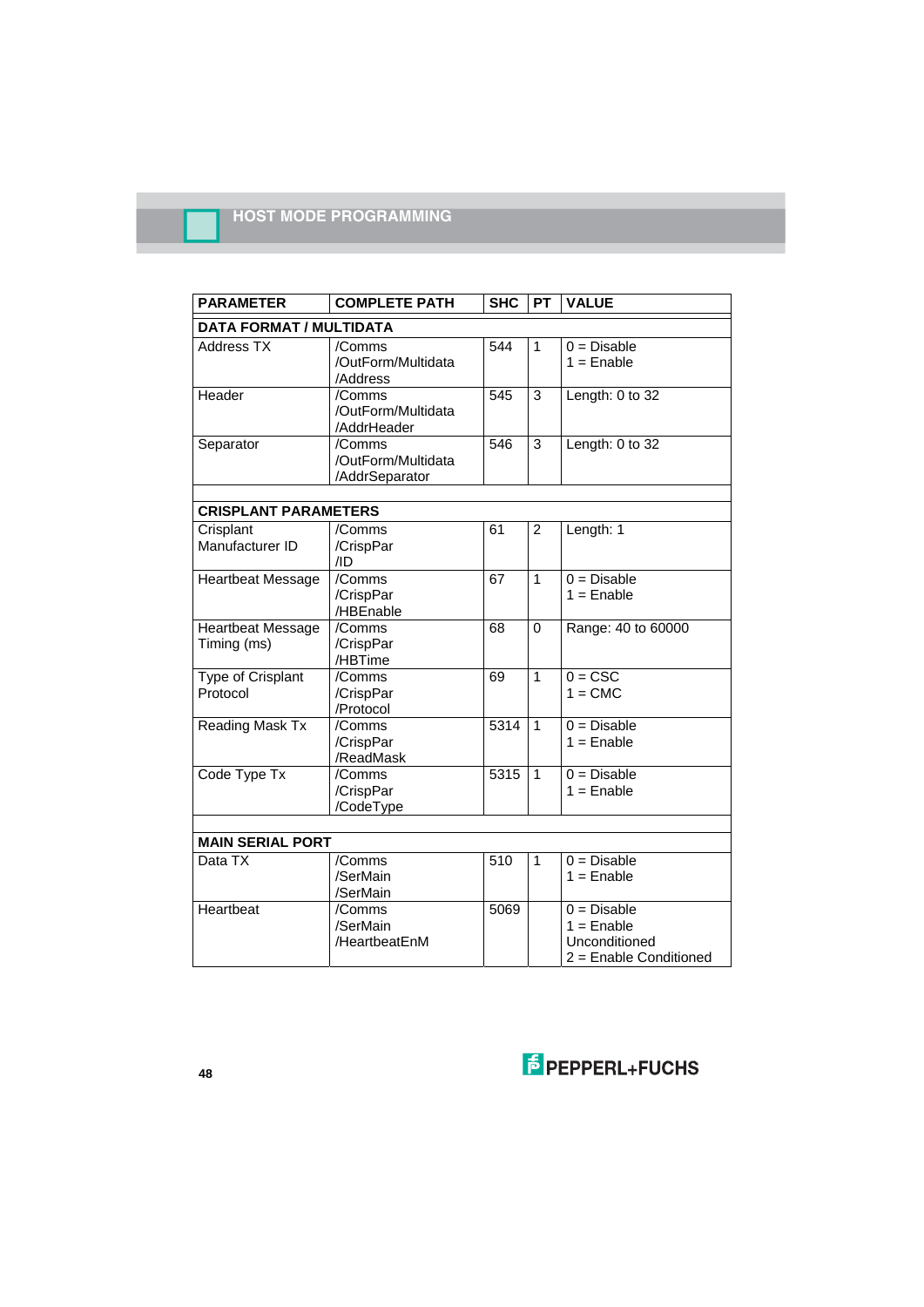| PARAMETER | COMPLETE PATH | SHC | PT | VALUE |
|---|---|---|---|---|
| **DATA FORMAT / MULTIDATA** | | | | |
| Address TX | /Comms /OutForm/Multidata /Address | 544 | 1 | 0 = Disable 1 = Enable |
| Header | /Comms /OutForm/Multidata /AddrHeader | 545 | 3 | Length: 0 to 32 |
| Separator | /Comms /OutForm/Multidata /AddrSeparator | 546 | 3 | Length: 0 to 32 |
| | | | | |
| **CRISPLANT PARAMETERS** | | | | |
| Crisplant Manufacturer ID | /Comms /CrispPar /ID | 61 | 2 | Length: 1 |
| Heartbeat Message | /Comms /CrispPar /HBEnable | 67 | 1 | 0 = Disable 1 = Enable |
| Heartbeat Message Timing (ms) | /Comms /CrispPar /HBTime | 68 | 0 | Range: 40 to 60000 |
| Type of Crisplant Protocol | /Comms /CrispPar /Protocol | 69 | 1 | 0 = CSC 1 = CMC |
| Reading Mask Tx | /Comms /CrispPar /ReadMask | 5314 | 1 | 0 = Disable 1 = Enable |
| Code Type Tx | /Comms /CrispPar /CodeType | 5315 | 1 | 0 = Disable 1 = Enable |
| | | | | |
| **MAIN SERIAL PORT** | | | | |
| Data TX | /Comms /SerMain /SerMain | 510 | 1 | 0 = Disable 1 = Enable |
| Heartbeat | /Comms /SerMain /HeartbeatEnM | 5069 | | 0 = Disable 1 = Enable Unconditioned 2 = Enable Conditioned |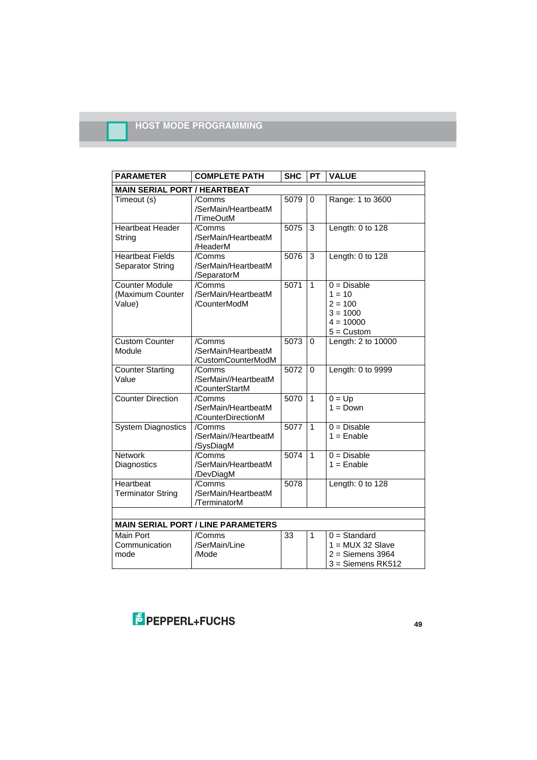## HOST MODE PROGRAMMING

| PARAMETER | COMPLETE PATH | SHC | PT | VALUE |
|---|---|---|---|---|
| **MAIN SERIAL PORT / HEARTBEAT** | | | | |
| Timeout (s) | /Comms /SerMain/HeartbeatM /TimeOutM | 5079 | 0 | Range: 1 to 3600 |
| Heartbeat Header String | /Comms /SerMain/HeartbeatM /HeaderM | 5075 | 3 | Length: 0 to 128 |
| Heartbeat Fields Separator String | /Comms /SerMain/HeartbeatM /SeparatorM | 5076 | 3 | Length: 0 to 128 |
| Counter Module (Maximum Counter Value) | /Comms /SerMain/HeartbeatM /CounterModM | 5071 | 1 | 0 = Disable<br>1 = 10<br>2 = 100<br>3 = 1000<br>4 = 10000<br>5 = Custom |
| Custom Counter Module | /Comms /SerMain/HeartbeatM /CustomCounterModM | 5073 | 0 | Length: 2 to 10000 |
| Counter Starting Value | /Comms /SerMain//HeartbeatM /CounterStartM | 5072 | 0 | Length: 0 to 9999 |
| Counter Direction | /Comms /SerMain/HeartbeatM /CounterDirectionM | 5070 | 1 | 0 = Up<br>1 = Down |
| System Diagnostics | /Comms /SerMain//HeartbeatM /SysDiagM | 5077 | 1 | 0 = Disable<br>1 = Enable |
| Network Diagnostics | /Comms /SerMain/HeartbeatM /DevDiagM | 5074 | 1 | 0 = Disable<br>1 = Enable |
| Heartbeat Terminator String | /Comms /SerMain/HeartbeatM /TerminatorM | 5078 | | Length: 0 to 128 |
| | | | | |
| **MAIN SERIAL PORT / LINE PARAMETERS** | | | | |
| Main Port Communication mode | /Comms /SerMain/Line /Mode | 33 | 1 | 0 = Standard<br>1 = MUX 32 Slave<br>2 = Siemens 3964<br>3 = Siemens RK512 |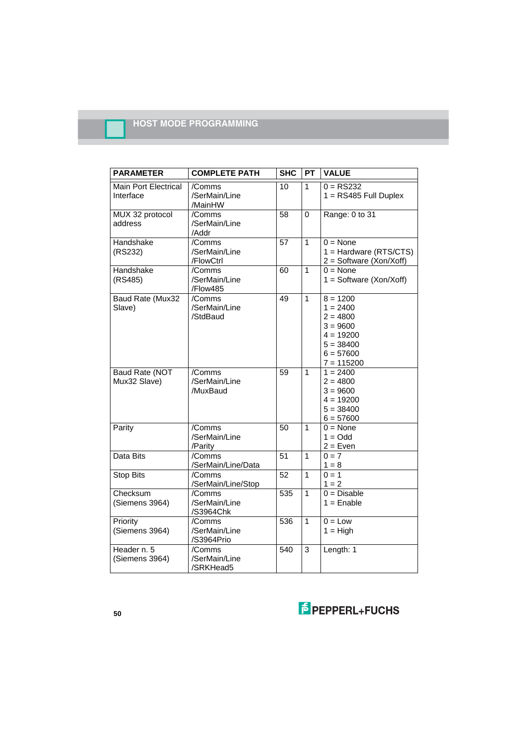## HOST MODE PROGRAMMING

| PARAMETER | COMPLETE PATH | SHC | PT | VALUE |
|---|---|---|---|---|
| Main Port Electrical Interface | /Comms /SerMain/Line /MainHW | 10 | 1 | 0 = RS232<br>1 = RS485 Full Duplex |
| MUX 32 protocol address | /Comms /SerMain/Line /Addr | 58 | 0 | Range: 0 to 31 |
| Handshake (RS232) | /Comms /SerMain/Line /FlowCtrl | 57 | 1 | 0 = None<br>1 = Hardware (RTS/CTS)<br>2 = Software (Xon/Xoff) |
| Handshake (RS485) | /Comms /SerMain/Line /Flow485 | 60 | 1 | 0 = None<br>1 = Software (Xon/Xoff) |
| Baud Rate (Mux32 Slave) | /Comms /SerMain/Line /StdBaud | 49 | 1 | 8 = 1200<br>1 = 2400<br>2 = 4800<br>3 = 9600<br>4 = 19200<br>5 = 38400<br>6 = 57600<br>7 = 115200 |
| Baud Rate (NOT Mux32 Slave) | /Comms /SerMain/Line /MuxBaud | 59 | 1 | 1 = 2400<br>2 = 4800<br>3 = 9600<br>4 = 19200<br>5 = 38400<br>6 = 57600 |
| Parity | /Comms /SerMain/Line /Parity | 50 | 1 | 0 = None<br>1 = Odd<br>2 = Even |
| Data Bits | /Comms /SerMain/Line/Data | 51 | 1 | 0 = 7<br>1 = 8 |
| Stop Bits | /Comms /SerMain/Line/Stop | 52 | 1 | 0 = 1<br>1 = 2 |
| Checksum (Siemens 3964) | /Comms /SerMain/Line /S3964Chk | 535 | 1 | 0 = Disable<br>1 = Enable |
| Priority (Siemens 3964) | /Comms /SerMain/Line /S3964Prio | 536 | 1 | 0 = Low<br>1 = High |
| Header n. 5 (Siemens 3964) | /Comms /SerMain/Line /SRKHead5 | 540 | 3 | Length: 1 |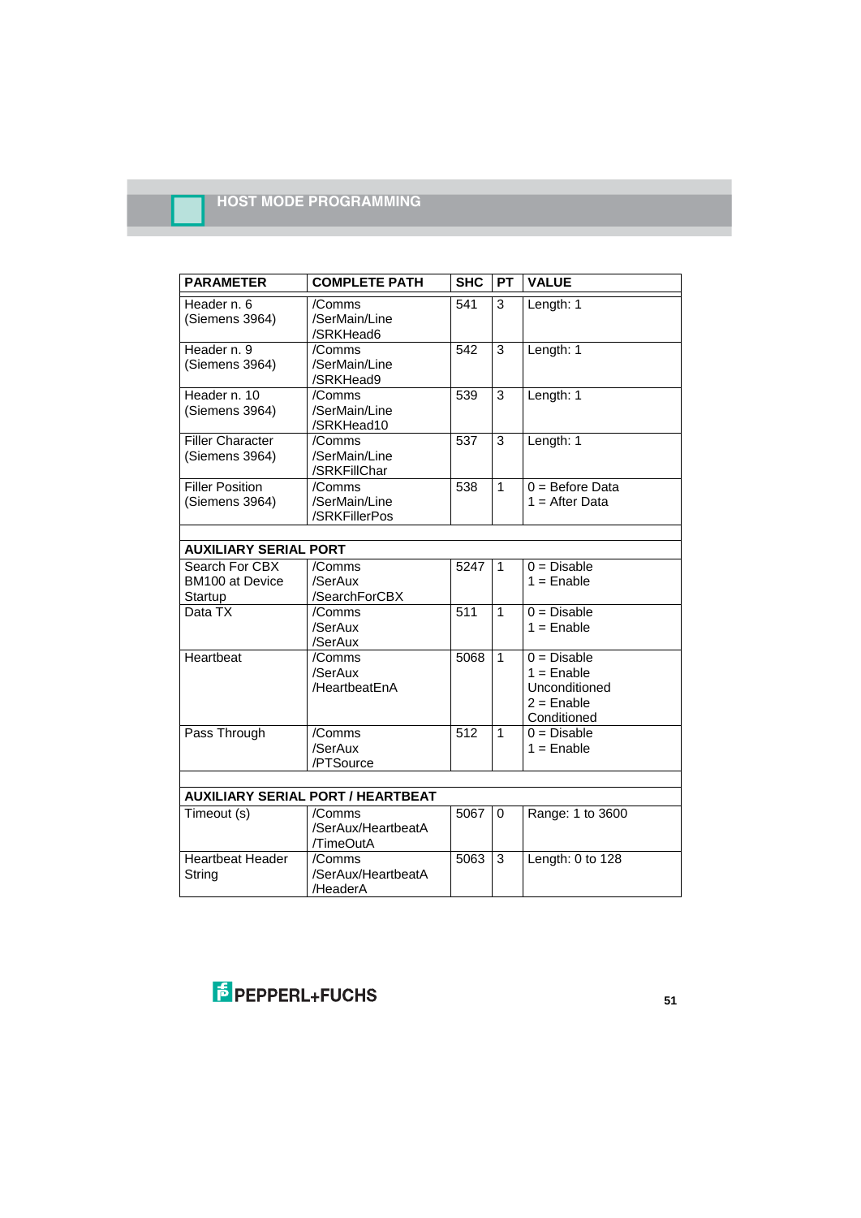| PARAMETER | COMPLETE PATH | SHC | PT | VALUE |
|---|---|---|---|---|
| Header n. 6 (Siemens 3964) | /Comms /SerMain/Line /SRKHead6 | 541 | 3 | Length: 1 |
| Header n. 9 (Siemens 3964) | /Comms /SerMain/Line /SRKHead9 | 542 | 3 | Length: 1 |
| Header n. 10 (Siemens 3964) | /Comms /SerMain/Line /SRKHead10 | 539 | 3 | Length: 1 |
| Filler Character (Siemens 3964) | /Comms /SerMain/Line /SRKFillChar | 537 | 3 | Length: 1 |
| Filler Position (Siemens 3964) | /Comms /SerMain/Line /SRKFillerPos | 538 | 1 | 0 = Before Data<br>1 = After Data |
| | | | | |
| **AUXILIARY SERIAL PORT** | | | | |
| Search For CBX BM100 at Device Startup | /Comms /SerAux /SearchForCBX | 5247 | 1 | 0 = Disable<br>1 = Enable |
| Data TX | /Comms /SerAux /SerAux | 511 | 1 | 0 = Disable<br>1 = Enable |
| Heartbeat | /Comms /SerAux /HeartbeatEnA | 5068 | 1 | 0 = Disable<br>1 = Enable Unconditioned<br>2 = Enable Conditioned |
| Pass Through | /Comms /SerAux /PTSource | 512 | 1 | 0 = Disable<br>1 = Enable |
| | | | | |
| **AUXILIARY SERIAL PORT / HEARTBEAT** | | | | |
| Timeout (s) | /Comms /SerAux/HeartbeatA /TimeOutA | 5067 | 0 | Range: 1 to 3600 |
| Heartbeat Header String | /Comms /SerAux/HeartbeatA /HeaderA | 5063 | 3 | Length: 0 to 128 |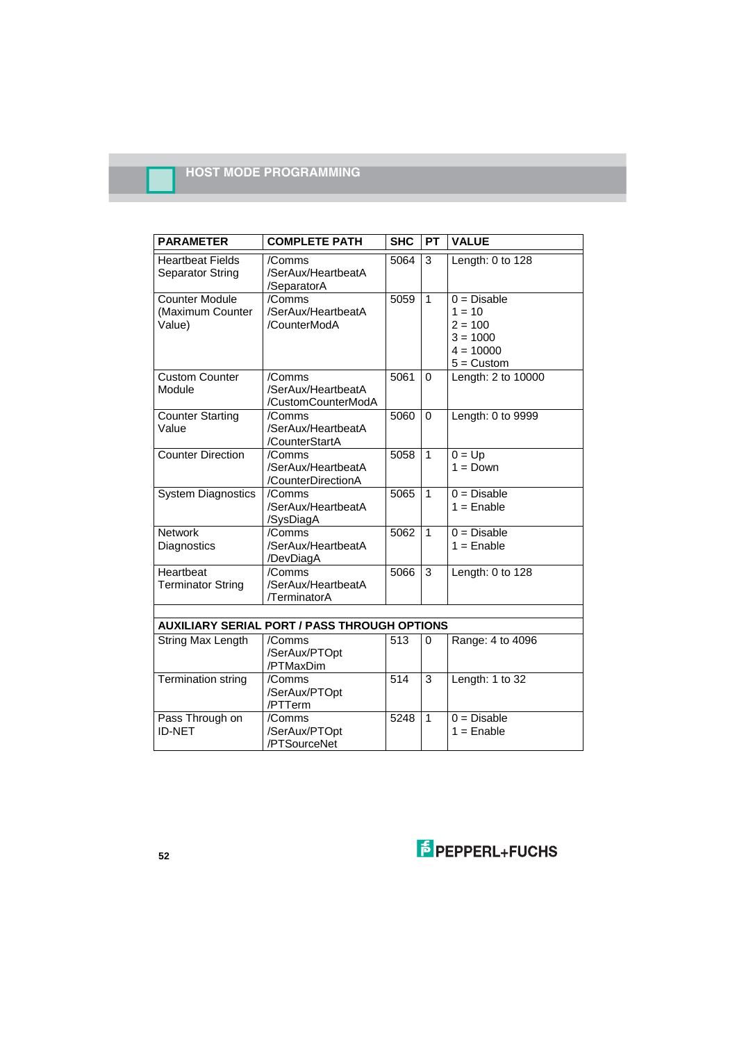## HOST MODE PROGRAMMING

| PARAMETER | COMPLETE PATH | SHC | PT | VALUE |
|---|---|---|---|---|
| Heartbeat Fields Separator String | /Comms /SerAux/HeartbeatA /SeparatorA | 5064 | 3 | Length: 0 to 128 |
| Counter Module (Maximum Counter Value) | /Comms /SerAux/HeartbeatA /CounterModA | 5059 | 1 | 0 = Disable<br>1 = 10<br>2 = 100<br>3 = 1000<br>4 = 10000<br>5 = Custom |
| Custom Counter Module | /Comms /SerAux/HeartbeatA /CustomCounterModA | 5061 | 0 | Length: 2 to 10000 |
| Counter Starting Value | /Comms /SerAux/HeartbeatA /CounterStartA | 5060 | 0 | Length: 0 to 9999 |
| Counter Direction | /Comms /SerAux/HeartbeatA /CounterDirectionA | 5058 | 1 | 0 = Up<br>1 = Down |
| System Diagnostics | /Comms /SerAux/HeartbeatA /SysDiagA | 5065 | 1 | 0 = Disable<br>1 = Enable |
| Network Diagnostics | /Comms /SerAux/HeartbeatA /DevDiagA | 5062 | 1 | 0 = Disable<br>1 = Enable |
| Heartbeat Terminator String | /Comms /SerAux/HeartbeatA /TerminatorA | 5066 | 3 | Length: 0 to 128 |
| | | | | |
| **AUXILIARY SERIAL PORT / PASS THROUGH OPTIONS** | | | | |
| String Max Length | /Comms /SerAux/PTOpt /PTMaxDim | 513 | 0 | Range: 4 to 4096 |
| Termination string | /Comms /SerAux/PTOpt /PTTerm | 514 | 3 | Length: 1 to 32 |
| Pass Through on ID-NET | /Comms /SerAux/PTOpt /PTSourceNet | 5248 | 1 | 0 = Disable<br>1 = Enable |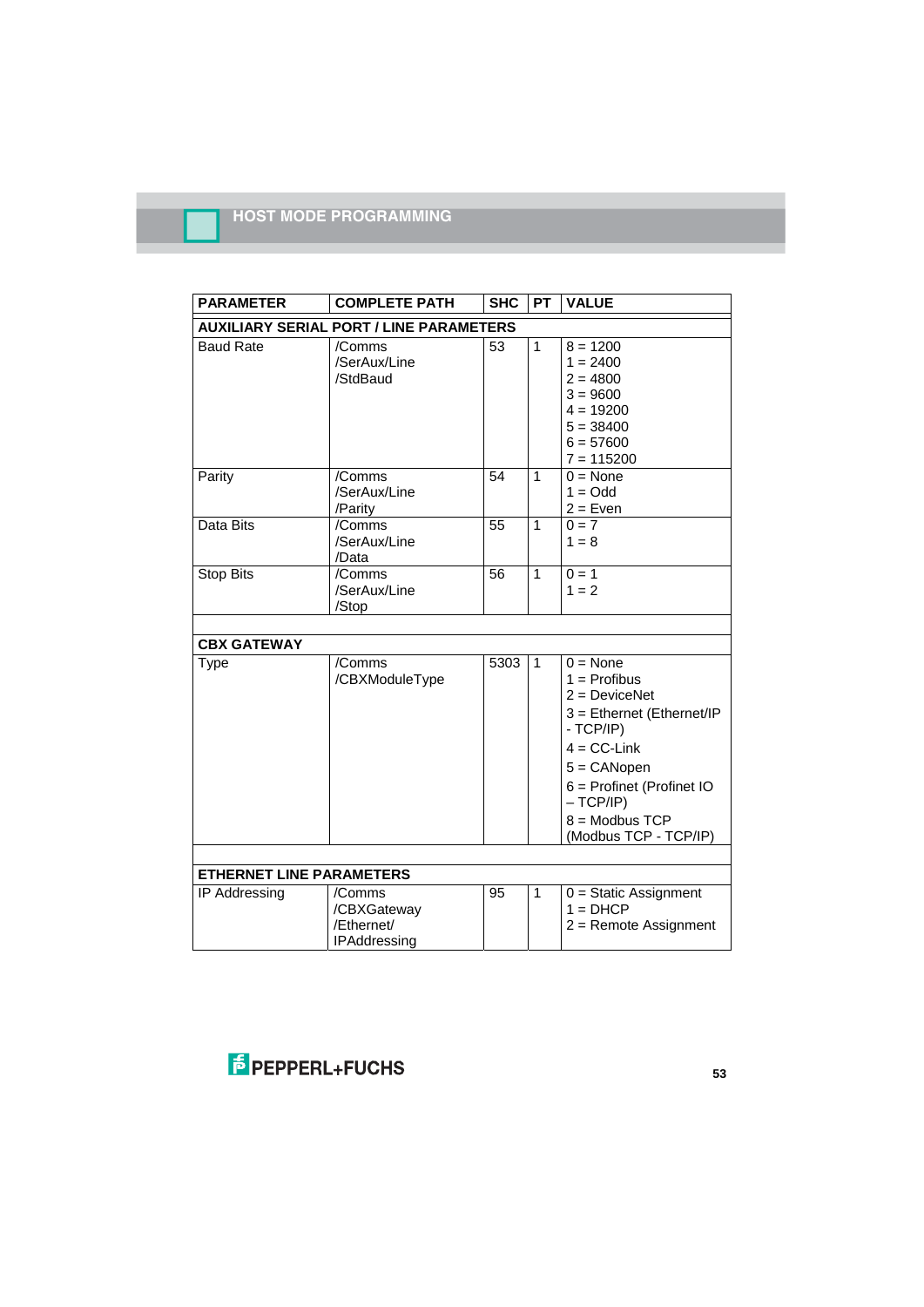## HOST MODE PROGRAMMING

| PARAMETER | COMPLETE PATH | SHC | PT | VALUE |
|---|---|---|---|---|
| **AUXILIARY SERIAL PORT / LINE PARAMETERS** | | | | |
| Baud Rate | /Comms /SerAux/Line /StdBaud | 53 | 1 | 8 = 1200<br>1 = 2400<br>2 = 4800<br>3 = 9600<br>4 = 19200<br>5 = 38400<br>6 = 57600<br>7 = 115200 |
| Parity | /Comms /SerAux/Line /Parity | 54 | 1 | 0 = None<br>1 = Odd<br>2 = Even |
| Data Bits | /Comms /SerAux/Line /Data | 55 | 1 | 0 = 7<br>1 = 8 |
| Stop Bits | /Comms /SerAux/Line /Stop | 56 | 1 | 0 = 1<br>1 = 2 |
| | | | | |
| **CBX GATEWAY** | | | | |
| Type | /Comms /CBXModuleType | 5303 | 1 | 0 = None<br>1 = Profibus<br>2 = DeviceNet<br>3 = Ethernet (Ethernet/IP - TCP/IP)<br>4 = CC-Link<br>5 = CANopen<br>6 = Profinet (Profinet IO – TCP/IP)<br>8 = Modbus TCP (Modbus TCP - TCP/IP) |
| | | | | |
| **ETHERNET LINE PARAMETERS** | | | | |
| IP Addressing | /Comms /CBXGateway /Ethernet/ IPAddressing | 95 | 1 | 0 = Static Assignment<br>1 = DHCP<br>2 = Remote Assignment |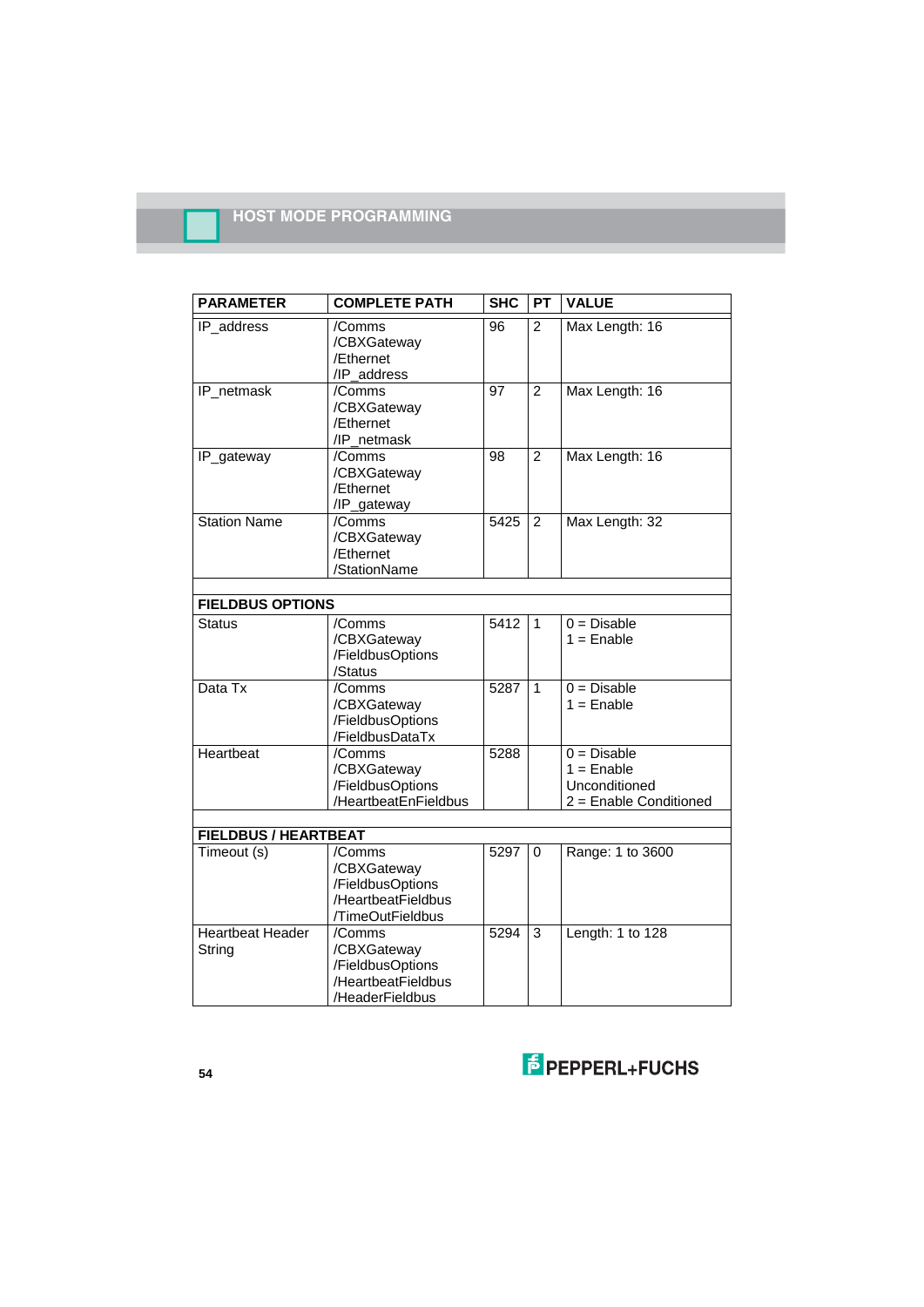| PARAMETER | COMPLETE PATH | SHC | PT | VALUE |
|---|---|---|---|---|
| IP_address | /Comms /CBXGateway /Ethernet /IP_address | 96 | 2 | Max Length: 16 |
| IP_netmask | /Comms /CBXGateway /Ethernet /IP_netmask | 97 | 2 | Max Length: 16 |
| IP_gateway | /Comms /CBXGateway /Ethernet /IP_gateway | 98 | 2 | Max Length: 16 |
| Station Name | /Comms /CBXGateway /Ethernet /StationName | 5425 | 2 | Max Length: 32 |
| | | | | |
| **FIELDBUS OPTIONS** | | | | |
| Status | /Comms /CBXGateway /FieldbusOptions /Status | 5412 | 1 | 0 = Disable 1 = Enable |
| Data Tx | /Comms /CBXGateway /FieldbusOptions /FieldbusDataTx | 5287 | 1 | 0 = Disable 1 = Enable |
| Heartbeat | /Comms /CBXGateway /FieldbusOptions /HeartbeatEnFieldbus | 5288 | | 0 = Disable 1 = Enable Unconditioned 2 = Enable Conditioned |
| | | | | |
| **FIELDBUS / HEARTBEAT** | | | | |
| Timeout (s) | /Comms /CBXGateway /FieldbusOptions /HeartbeatFieldbus /TimeOutFieldbus | 5297 | 0 | Range: 1 to 3600 |
| Heartbeat Header String | /Comms /CBXGateway /FieldbusOptions /HeartbeatFieldbus /HeaderFieldbus | 5294 | 3 | Length: 1 to 128 |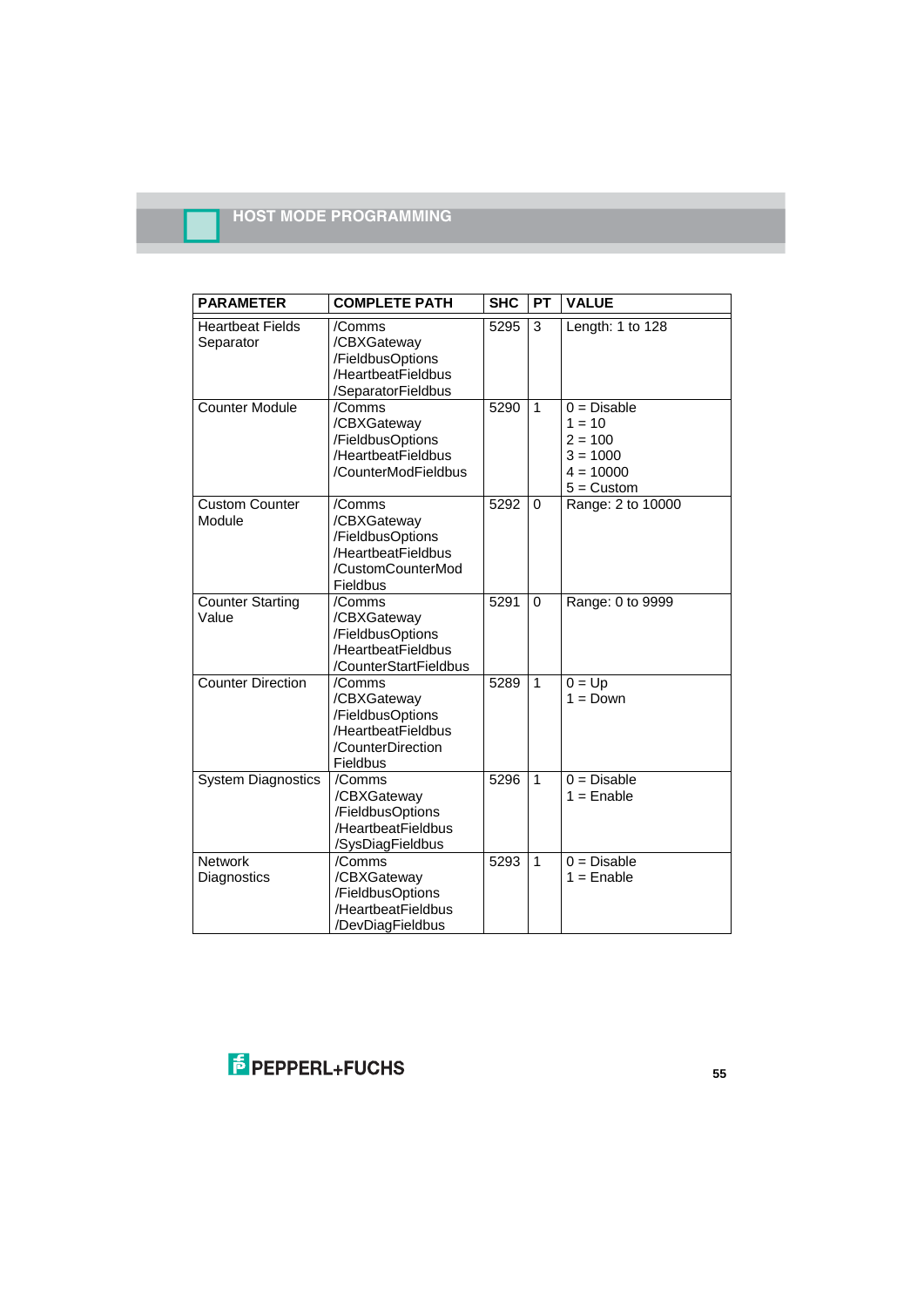| PARAMETER | COMPLETE PATH | SHC | PT | VALUE |
|---|---|---|---|---|
| Heartbeat Fields Separator | /Comms /CBXGateway /FieldbusOptions /HeartbeatFieldbus /SeparatorFieldbus | 5295 | 3 | Length: 1 to 128 |
| Counter Module | /Comms /CBXGateway /FieldbusOptions /HeartbeatFieldbus /CounterModFieldbus | 5290 | 1 | 0 = Disable<br>1 = 10<br>2 = 100<br>3 = 1000<br>4 = 10000<br>5 = Custom |
| Custom Counter Module | /Comms /CBXGateway /FieldbusOptions /HeartbeatFieldbus /CustomCounterMod Fieldbus | 5292 | 0 | Range: 2 to 10000 |
| Counter Starting Value | /Comms /CBXGateway /FieldbusOptions /HeartbeatFieldbus /CounterStartFieldbus | 5291 | 0 | Range: 0 to 9999 |
| Counter Direction | /Comms /CBXGateway /FieldbusOptions /HeartbeatFieldbus /CounterDirection Fieldbus | 5289 | 1 | 0 = Up<br>1 = Down |
| System Diagnostics | /Comms /CBXGateway /FieldbusOptions /HeartbeatFieldbus /SysDiagFieldbus | 5296 | 1 | 0 = Disable<br>1 = Enable |
| Network Diagnostics | /Comms /CBXGateway /FieldbusOptions /HeartbeatFieldbus /DevDiagFieldbus | 5293 | 1 | 0 = Disable<br>1 = Enable |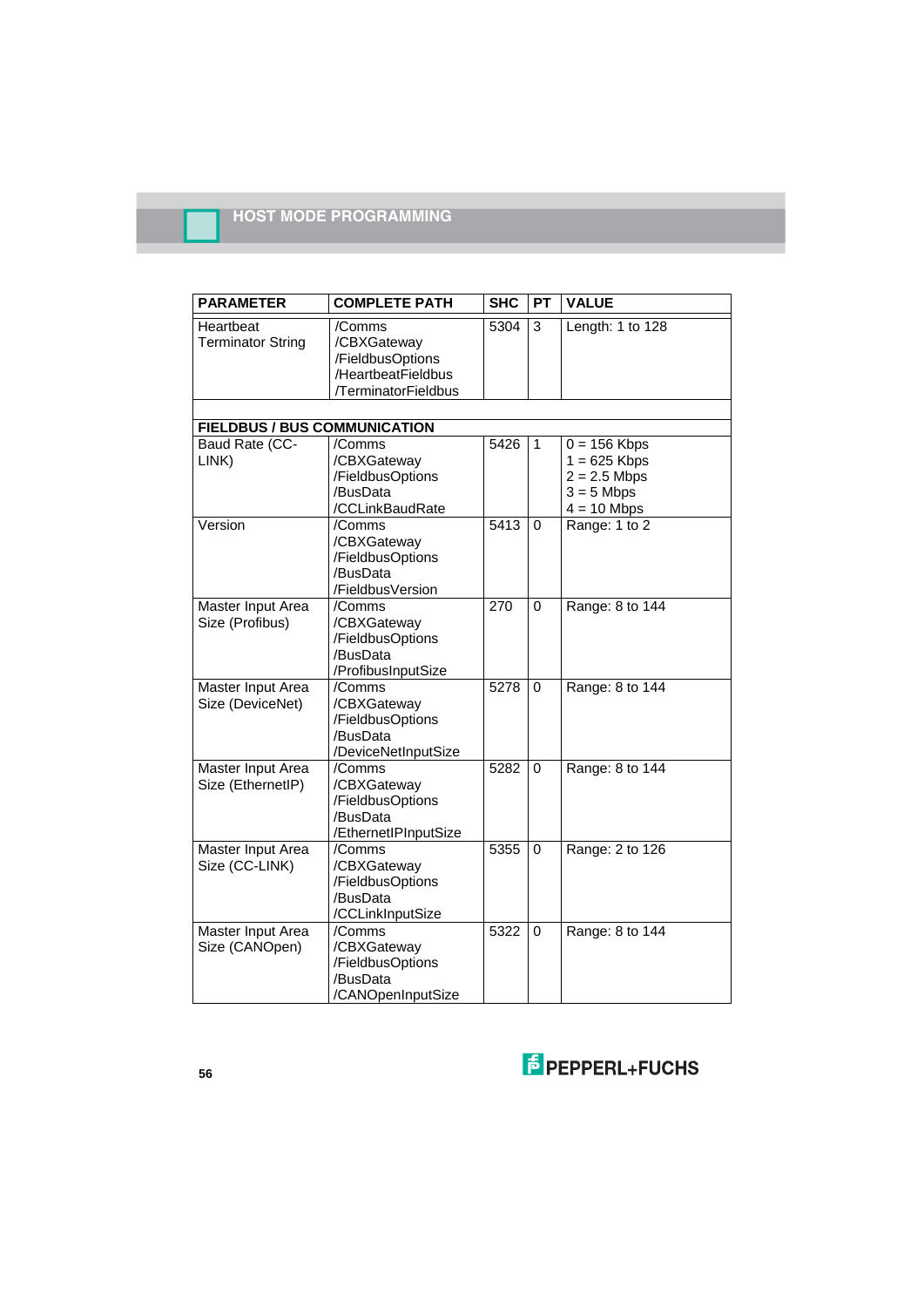| PARAMETER | COMPLETE PATH | SHC | PT | VALUE |
|---|---|---|---|---|
| Heartbeat Terminator String | /Comms /CBXGateway /FieldbusOptions /HeartbeatFieldbus /TerminatorFieldbus | 5304 | 3 | Length: 1 to 128 |
| | | | | |
| **FIELDBUS / BUS COMMUNICATION** | | | | |
| Baud Rate (CC-LINK) | /Comms /CBXGateway /FieldbusOptions /BusData /CCLinkBaudRate | 5426 | 1 | 0 = 156 Kbps<br>1 = 625 Kbps<br>2 = 2.5 Mbps<br>3 = 5 Mbps<br>4 = 10 Mbps |
| Version | /Comms /CBXGateway /FieldbusOptions /BusData /FieldbusVersion | 5413 | 0 | Range: 1 to 2 |
| Master Input Area Size (Profibus) | /Comms /CBXGateway /FieldbusOptions /BusData /ProfibusInputSize | 270 | 0 | Range: 8 to 144 |
| Master Input Area Size (DeviceNet) | /Comms /CBXGateway /FieldbusOptions /BusData /DeviceNetInputSize | 5278 | 0 | Range: 8 to 144 |
| Master Input Area Size (EthernetIP) | /Comms /CBXGateway /FieldbusOptions /BusData /EthernetIPInputSize | 5282 | 0 | Range: 8 to 144 |
| Master Input Area Size (CC-LINK) | /Comms /CBXGateway /FieldbusOptions /BusData /CCLinkInputSize | 5355 | 0 | Range: 2 to 126 |
| Master Input Area Size (CANOpen) | /Comms /CBXGateway /FieldbusOptions /BusData /CANOpenInputSize | 5322 | 0 | Range: 8 to 144 |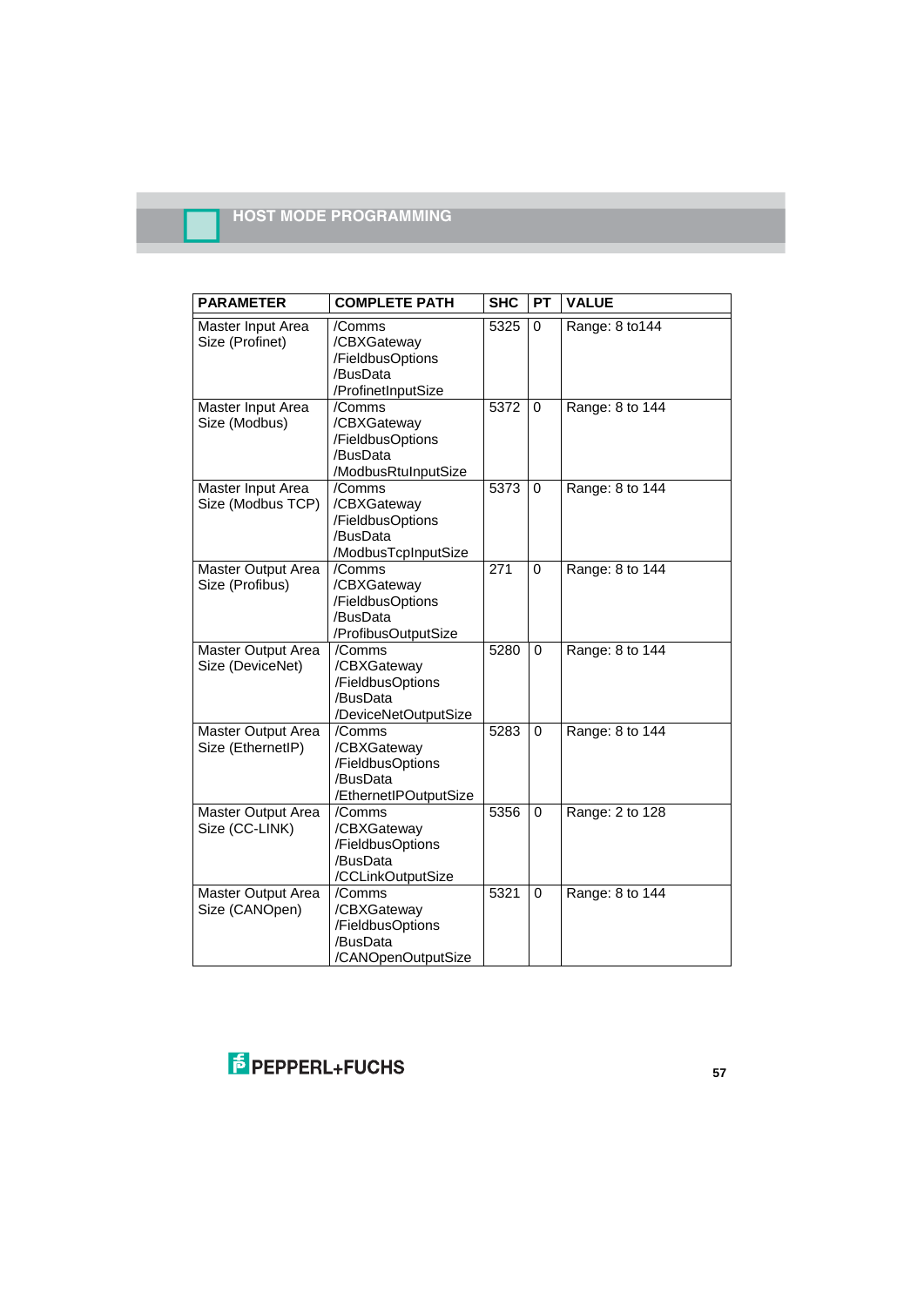| PARAMETER | COMPLETE PATH | SHC | PT | VALUE |
|---|---|---|---|---|
| Master Input Area Size (Profinet) | /Comms /CBXGateway /FieldbusOptions /BusData /ProfinetInputSize | 5325 | 0 | Range: 8 to144 |
| Master Input Area Size (Modbus) | /Comms /CBXGateway /FieldbusOptions /BusData /ModbusRtuInputSize | 5372 | 0 | Range: 8 to 144 |
| Master Input Area Size (Modbus TCP) | /Comms /CBXGateway /FieldbusOptions /BusData /ModbusTcpInputSize | 5373 | 0 | Range: 8 to 144 |
| Master Output Area Size (Profibus) | /Comms /CBXGateway /FieldbusOptions /BusData /ProfibusOutputSize | 271 | 0 | Range: 8 to 144 |
| Master Output Area Size (DeviceNet) | /Comms /CBXGateway /FieldbusOptions /BusData /DeviceNetOutputSize | 5280 | 0 | Range: 8 to 144 |
| Master Output Area Size (EthernetIP) | /Comms /CBXGateway /FieldbusOptions /BusData /EthernetIPOutputSize | 5283 | 0 | Range: 8 to 144 |
| Master Output Area Size (CC-LINK) | /Comms /CBXGateway /FieldbusOptions /BusData /CCLinkOutputSize | 5356 | 0 | Range: 2 to 128 |
| Master Output Area Size (CANOpen) | /Comms /CBXGateway /FieldbusOptions /BusData /CANOpenOutputSize | 5321 | 0 | Range: 8 to 144 |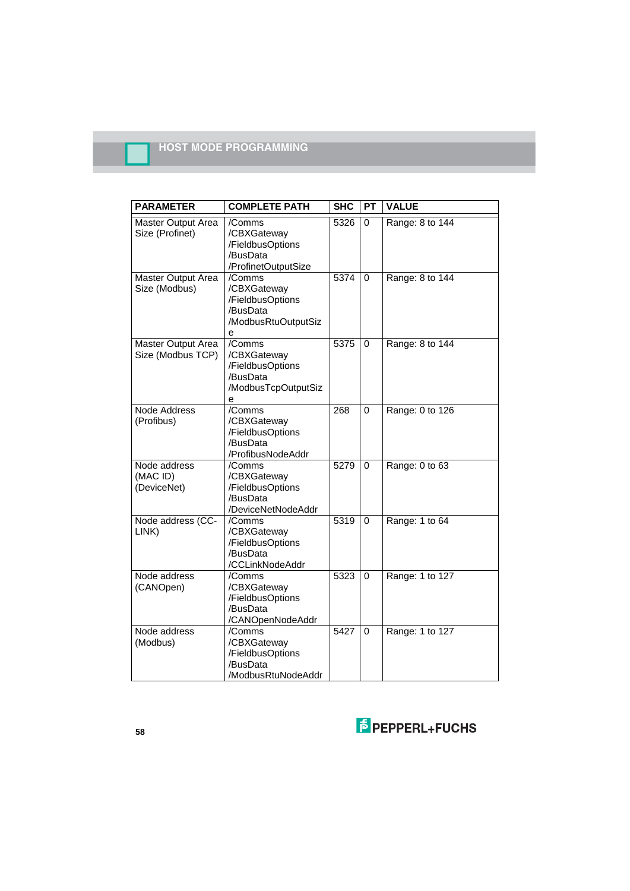| PARAMETER | COMPLETE PATH | SHC | PT | VALUE |
|---|---|---|---|---|
| Master Output Area Size (Profinet) | /Comms /CBXGateway /FieldbusOptions /BusData /ProfinetOutputSize | 5326 | 0 | Range: 8 to 144 |
| Master Output Area Size (Modbus) | /Comms /CBXGateway /FieldbusOptions /BusData /ModbusRtuOutputSize | 5374 | 0 | Range: 8 to 144 |
| Master Output Area Size (Modbus TCP) | /Comms /CBXGateway /FieldbusOptions /BusData /ModbusTcpOutputSize | 5375 | 0 | Range: 8 to 144 |
| Node Address (Profibus) | /Comms /CBXGateway /FieldbusOptions /BusData /ProfibusNodeAddr | 268 | 0 | Range: 0 to 126 |
| Node address (MAC ID) (DeviceNet) | /Comms /CBXGateway /FieldbusOptions /BusData /DeviceNetNodeAddr | 5279 | 0 | Range: 0 to 63 |
| Node address (CC-LINK) | /Comms /CBXGateway /FieldbusOptions /BusData /CCLinkNodeAddr | 5319 | 0 | Range: 1 to 64 |
| Node address (CANOpen) | /Comms /CBXGateway /FieldbusOptions /BusData /CANOpenNodeAddr | 5323 | 0 | Range: 1 to 127 |
| Node address (Modbus) | /Comms /CBXGateway /FieldbusOptions /BusData /ModbusRtuNodeAddr | 5427 | 0 | Range: 1 to 127 |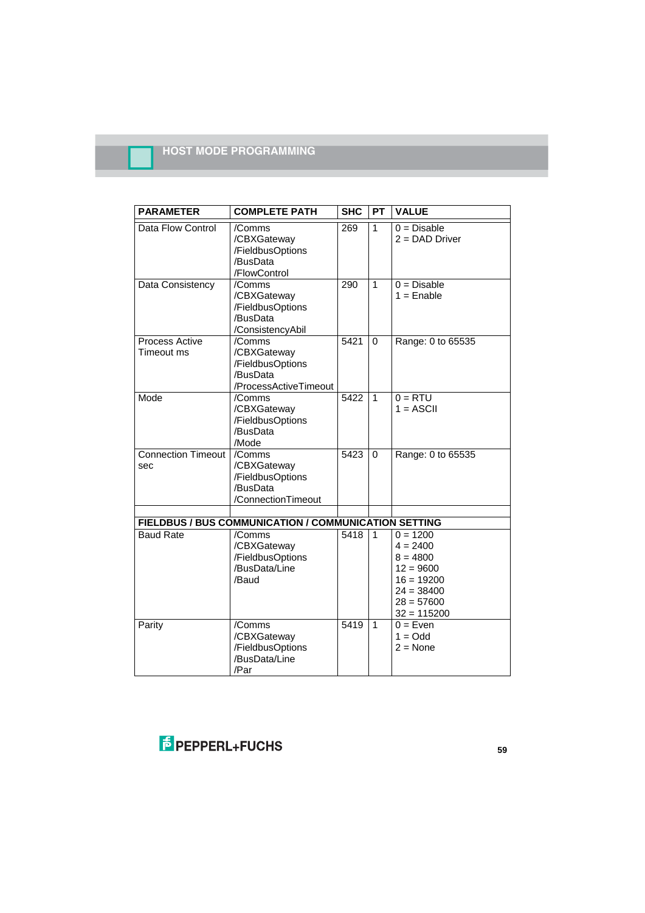| PARAMETER | COMPLETE PATH | SHC | PT | VALUE |
|---|---|---|---|---|
| Data Flow Control | /Comms /CBXGateway /FieldbusOptions /BusData /FlowControl | 269 | 1 | 0 = Disable 2 = DAD Driver |
| Data Consistency | /Comms /CBXGateway /FieldbusOptions /BusData /ConsistencyAbil | 290 | 1 | 0 = Disable 1 = Enable |
| Process Active Timeout ms | /Comms /CBXGateway /FieldbusOptions /BusData /ProcessActiveTimeout | 5421 | 0 | Range: 0 to 65535 |
| Mode | /Comms /CBXGateway /FieldbusOptions /BusData /Mode | 5422 | 1 | 0 = RTU 1 = ASCII |
| Connection Timeout sec | /Comms /CBXGateway /FieldbusOptions /BusData /ConnectionTimeout | 5423 | 0 | Range: 0 to 65535 |
| | | | | |
| **FIELDBUS / BUS COMMUNICATION / COMMUNICATION SETTING** | | | | |
| Baud Rate | /Comms /CBXGateway /FieldbusOptions /BusData/Line /Baud | 5418 | 1 | 0 = 1200 4 = 2400 8 = 4800 12 = 9600 16 = 19200 24 = 38400 28 = 57600 32 = 115200 |
| Parity | /Comms /CBXGateway /FieldbusOptions /BusData/Line /Par | 5419 | 1 | 0 = Even 1 = Odd 2 = None |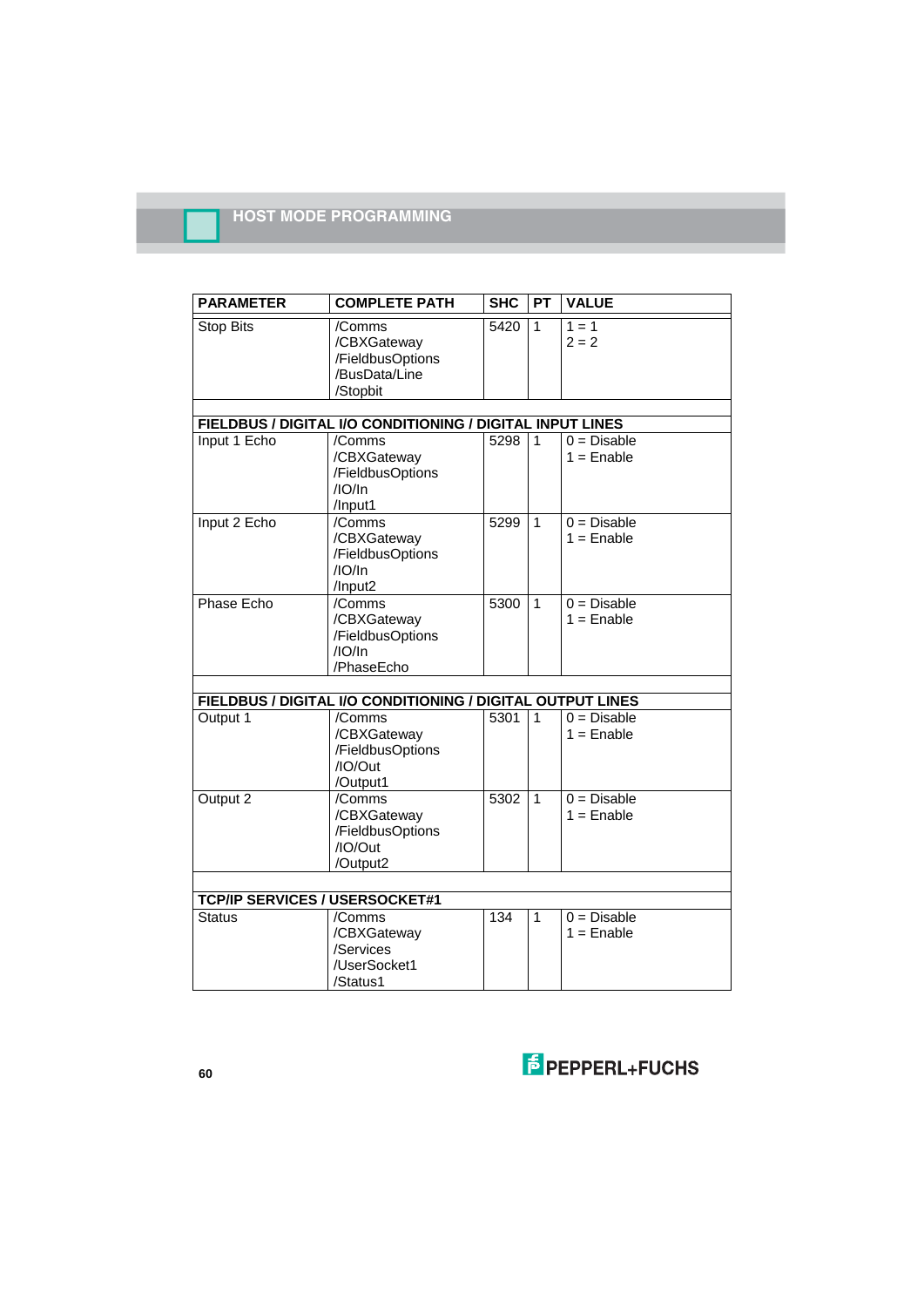| PARAMETER | COMPLETE PATH | SHC | PT | VALUE |
| --- | --- | --- | --- | --- |
| Stop Bits | /Comms /CBXGateway /FieldbusOptions /BusData/Line /Stopbit | 5420 | 1 | 1 = 1<br>2 = 2 |
| **FIELDBUS / DIGITAL I/O CONDITIONING / DIGITAL INPUT LINES** | | | | |
| Input 1 Echo | /Comms /CBXGateway /FieldbusOptions /IO/In /Input1 | 5298 | 1 | 0 = Disable<br>1 = Enable |
| Input 2 Echo | /Comms /CBXGateway /FieldbusOptions /IO/In /Input2 | 5299 | 1 | 0 = Disable<br>1 = Enable |
| Phase Echo | /Comms /CBXGateway /FieldbusOptions /IO/In /PhaseEcho | 5300 | 1 | 0 = Disable<br>1 = Enable |
| **FIELDBUS / DIGITAL I/O CONDITIONING / DIGITAL OUTPUT LINES** | | | | |
| Output 1 | /Comms /CBXGateway /FieldbusOptions /IO/Out /Output1 | 5301 | 1 | 0 = Disable<br>1 = Enable |
| Output 2 | /Comms /CBXGateway /FieldbusOptions /IO/Out /Output2 | 5302 | 1 | 0 = Disable<br>1 = Enable |
| **TCP/IP SERVICES / USERSOCKET#1** | | | | |
| Status | /Comms /CBXGateway /Services /UserSocket1 /Status1 | 134 | 1 | 0 = Disable<br>1 = Enable |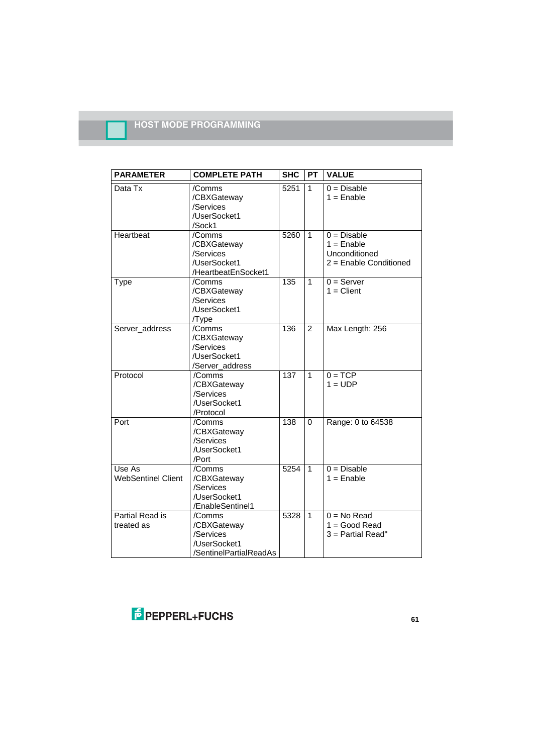| PARAMETER | COMPLETE PATH | SHC | PT | VALUE |
|---|---|---|---|---|
| Data Tx | /Comms /CBXGateway /Services /UserSocket1 /Sock1 | 5251 | 1 | 0 = Disable<br>1 = Enable |
| Heartbeat | /Comms /CBXGateway /Services /UserSocket1 /HeartbeatEnSocket1 | 5260 | 1 | 0 = Disable<br>1 = Enable Unconditioned<br>2 = Enable Conditioned |
| Type | /Comms /CBXGateway /Services /UserSocket1 /Type | 135 | 1 | 0 = Server<br>1 = Client |
| Server_address | /Comms /CBXGateway /Services /UserSocket1 /Server_address | 136 | 2 | Max Length: 256 |
| Protocol | /Comms /CBXGateway /Services /UserSocket1 /Protocol | 137 | 1 | 0 = TCP<br>1 = UDP |
| Port | /Comms /CBXGateway /Services /UserSocket1 /Port | 138 | 0 | Range: 0 to 64538 |
| Use As WebSentinel Client | /Comms /CBXGateway /Services /UserSocket1 /EnableSentinel1 | 5254 | 1 | 0 = Disable<br>1 = Enable |
| Partial Read is treated as | /Comms /CBXGateway /Services /UserSocket1 /SentinelPartialReadAs | 5328 | 1 | 0 = No Read<br>1 = Good Read<br>3 = Partial Read" |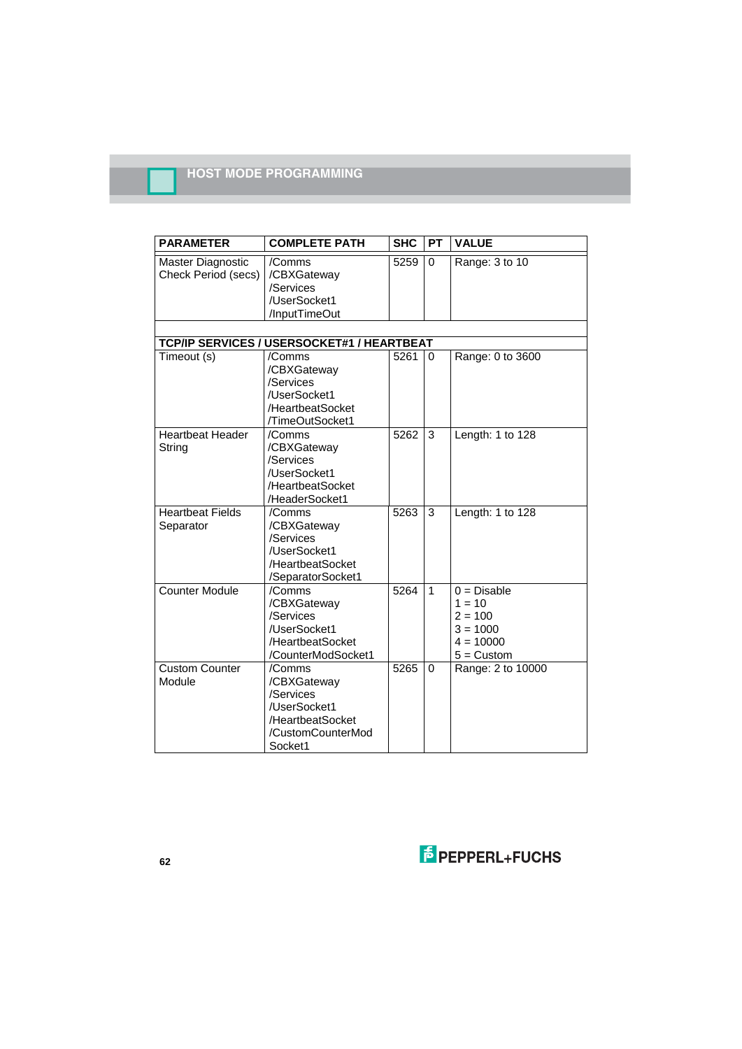| PARAMETER | COMPLETE PATH | SHC | PT | VALUE |
|---|---|---|---|---|
| Master Diagnostic Check Period (secs) | /Comms /CBXGateway /Services /UserSocket1 /InputTimeOut | 5259 | 0 | Range: 3 to 10 |
| | | | | |
| **TCP/IP SERVICES / USERSOCKET#1 / HEARTBEAT** | | | | |
| Timeout (s) | /Comms /CBXGateway /Services /UserSocket1 /HeartbeatSocket /TimeOutSocket1 | 5261 | 0 | Range: 0 to 3600 |
| Heartbeat Header String | /Comms /CBXGateway /Services /UserSocket1 /HeartbeatSocket /HeaderSocket1 | 5262 | 3 | Length: 1 to 128 |
| Heartbeat Fields Separator | /Comms /CBXGateway /Services /UserSocket1 /HeartbeatSocket /SeparatorSocket1 | 5263 | 3 | Length: 1 to 128 |
| Counter Module | /Comms /CBXGateway /Services /UserSocket1 /HeartbeatSocket /CounterModSocket1 | 5264 | 1 | 0 = Disable<br>1 = 10<br>2 = 100<br>3 = 1000<br>4 = 10000<br>5 = Custom |
| Custom Counter Module | /Comms /CBXGateway /Services /UserSocket1 /HeartbeatSocket /CustomCounterMod Socket1 | 5265 | 0 | Range: 2 to 10000 |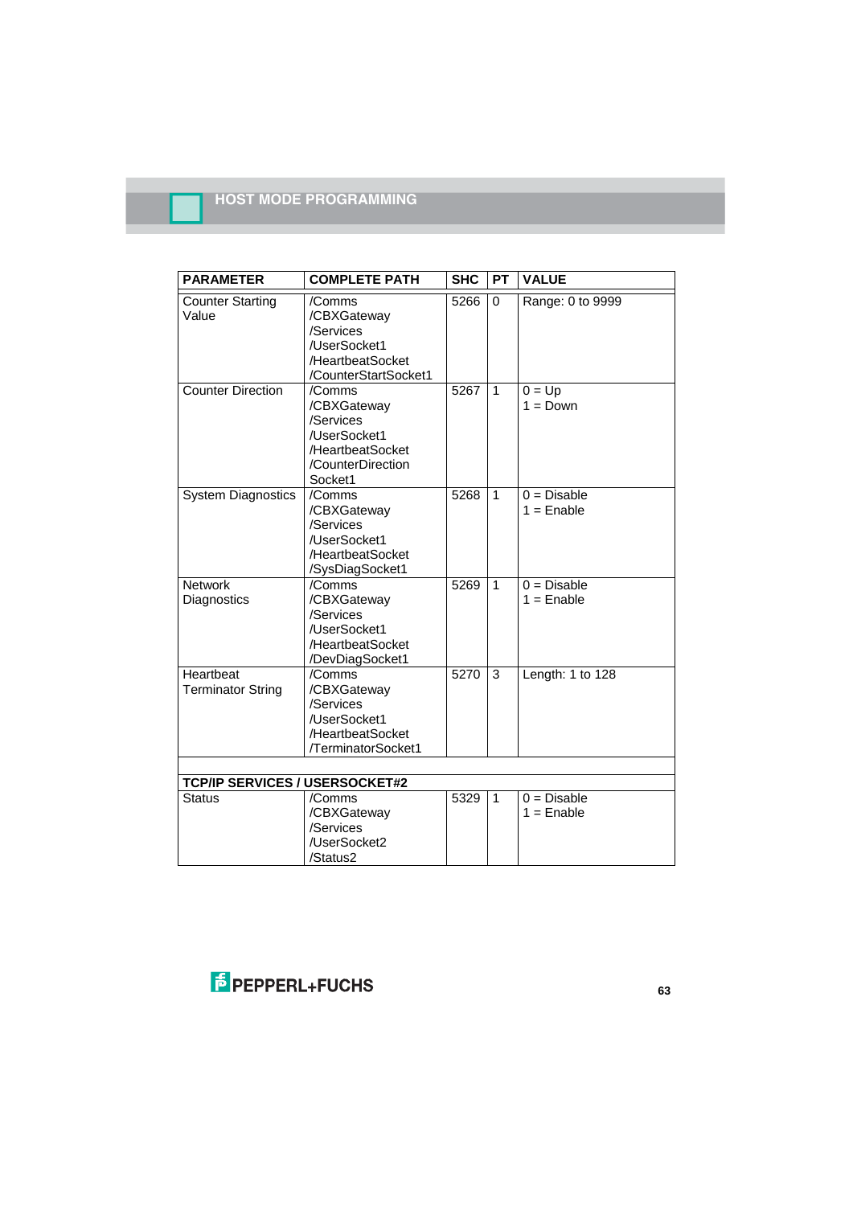| PARAMETER | COMPLETE PATH | SHC | PT | VALUE |
|---|---|---|---|---|
| Counter Starting Value | /Comms /CBXGateway /Services /UserSocket1 /HeartbeatSocket /CounterStartSocket1 | 5266 | 0 | Range: 0 to 9999 |
| Counter Direction | /Comms /CBXGateway /Services /UserSocket1 /HeartbeatSocket /CounterDirection Socket1 | 5267 | 1 | 0 = Up<br>1 = Down |
| System Diagnostics | /Comms /CBXGateway /Services /UserSocket1 /HeartbeatSocket /SysDiagSocket1 | 5268 | 1 | 0 = Disable<br>1 = Enable |
| Network Diagnostics | /Comms /CBXGateway /Services /UserSocket1 /HeartbeatSocket /DevDiagSocket1 | 5269 | 1 | 0 = Disable<br>1 = Enable |
| Heartbeat Terminator String | /Comms /CBXGateway /Services /UserSocket1 /HeartbeatSocket /TerminatorSocket1 | 5270 | 3 | Length: 1 to 128 |
| | | | | |
| **TCP/IP SERVICES / USERSOCKET#2** | | | | |
| Status | /Comms /CBXGateway /Services /UserSocket2 /Status2 | 5329 | 1 | 0 = Disable<br>1 = Enable |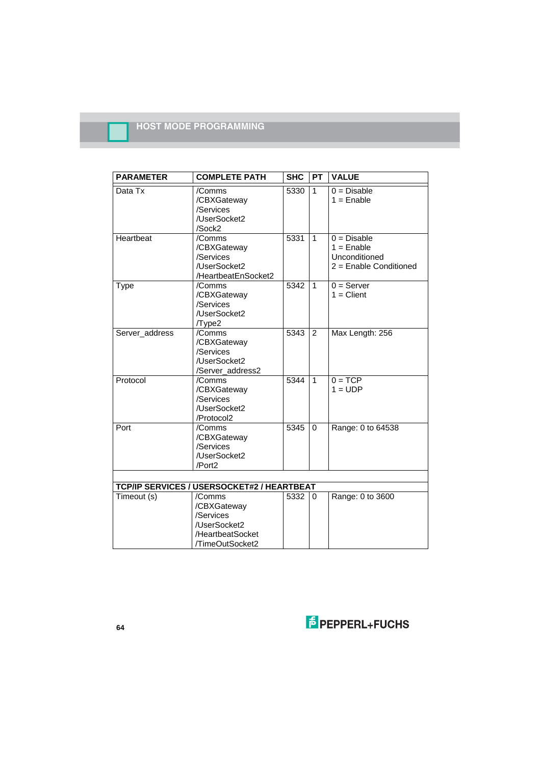| PARAMETER | COMPLETE PATH | SHC | PT | VALUE |
|---|---|---|---|---|
| Data Tx | /Comms /CBXGateway /Services /UserSocket2 /Sock2 | 5330 | 1 | 0 = Disable<br>1 = Enable |
| Heartbeat | /Comms /CBXGateway /Services /UserSocket2 /HeartbeatEnSocket2 | 5331 | 1 | 0 = Disable<br>1 = Enable Unconditioned<br>2 = Enable Conditioned |
| Type | /Comms /CBXGateway /Services /UserSocket2 /Type2 | 5342 | 1 | 0 = Server<br>1 = Client |
| Server_address | /Comms /CBXGateway /Services /UserSocket2 /Server_address2 | 5343 | 2 | Max Length: 256 |
| Protocol | /Comms /CBXGateway /Services /UserSocket2 /Protocol2 | 5344 | 1 | 0 = TCP<br>1 = UDP |
| Port | /Comms /CBXGateway /Services /UserSocket2 /Port2 | 5345 | 0 | Range: 0 to 64538 |
| | | | | |
| **TCP/IP SERVICES / USERSOCKET#2 / HEARTBEAT** | | | | |
| Timeout (s) | /Comms /CBXGateway /Services /UserSocket2 /HeartbeatSocket /TimeOutSocket2 | 5332 | 0 | Range: 0 to 3600 |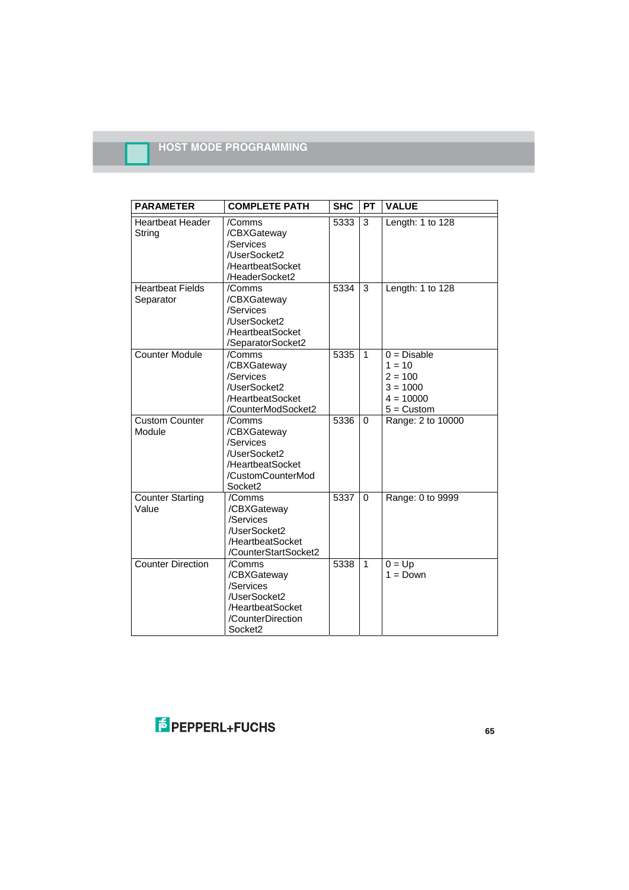| PARAMETER | COMPLETE PATH | SHC | PT | VALUE |
|---|---|---|---|---|
| Heartbeat Header String | /Comms /CBXGateway /Services /UserSocket2 /HeartbeatSocket /HeaderSocket2 | 5333 | 3 | Length: 1 to 128 |
| Heartbeat Fields Separator | /Comms /CBXGateway /Services /UserSocket2 /HeartbeatSocket /SeparatorSocket2 | 5334 | 3 | Length: 1 to 128 |
| Counter Module | /Comms /CBXGateway /Services /UserSocket2 /HeartbeatSocket /CounterModSocket2 | 5335 | 1 | 0 = Disable<br>1 = 10<br>2 = 100<br>3 = 1000<br>4 = 10000<br>5 = Custom |
| Custom Counter Module | /Comms /CBXGateway /Services /UserSocket2 /HeartbeatSocket /CustomCounterMod Socket2 | 5336 | 0 | Range: 2 to 10000 |
| Counter Starting Value | /Comms /CBXGateway /Services /UserSocket2 /HeartbeatSocket /CounterStartSocket2 | 5337 | 0 | Range: 0 to 9999 |
| Counter Direction | /Comms /CBXGateway /Services /UserSocket2 /HeartbeatSocket /CounterDirection Socket2 | 5338 | 1 | 0 = Up<br>1 = Down |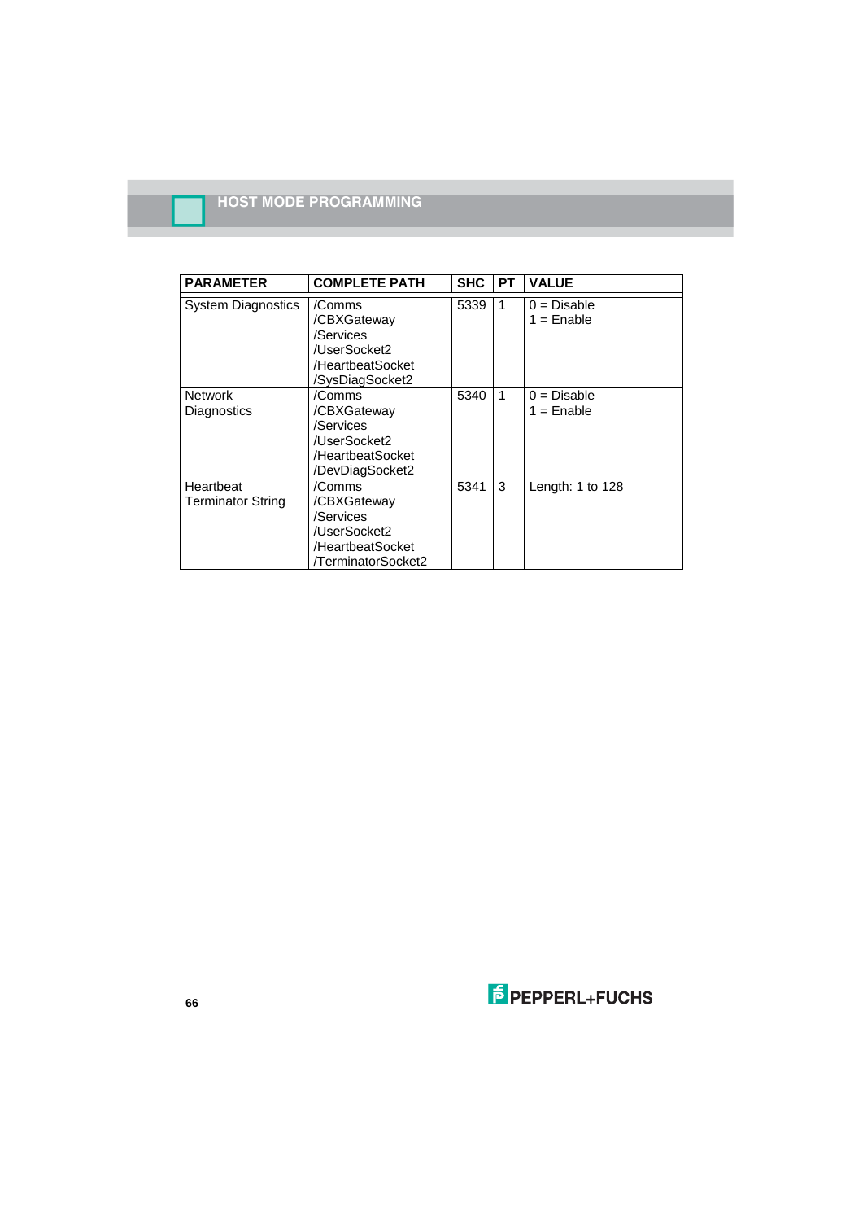| PARAMETER | COMPLETE PATH | SHC | PT | VALUE |
|---|---|---|---|---|
| System Diagnostics | /Comms /CBXGateway /Services /UserSocket2 /HeartbeatSocket /SysDiagSocket2 | 5339 | 1 | 0 = Disable<br>1 = Enable |
| Network Diagnostics | /Comms /CBXGateway /Services /UserSocket2 /HeartbeatSocket /DevDiagSocket2 | 5340 | 1 | 0 = Disable<br>1 = Enable |
| Heartbeat Terminator String | /Comms /CBXGateway /Services /UserSocket2 /HeartbeatSocket /TerminatorSocket2 | 5341 | 3 | Length: 1 to 128 |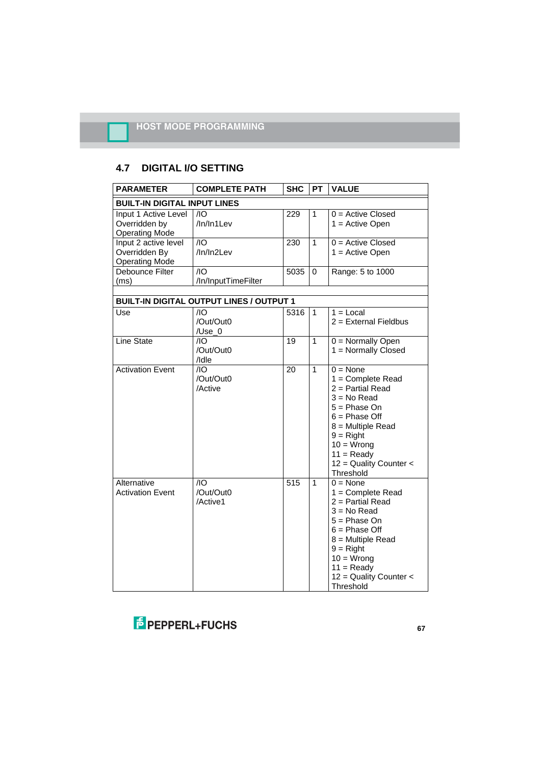## 4.7 DIGITAL I/O SETTING

| PARAMETER | COMPLETE PATH | SHC | PT | VALUE |
|---|---|---|---|---|
| **BUILT-IN DIGITAL INPUT LINES** | | | | |
| Input 1 Active Level Overridden by Operating Mode | /IO /In/In1Lev | 229 | 1 | 0 = Active Closed<br>1 = Active Open |
| Input 2 active level Overridden By Operating Mode | /IO /In/In2Lev | 230 | 1 | 0 = Active Closed<br>1 = Active Open |
| Debounce Filter (ms) | /IO /In/InputTimeFilter | 5035 | 0 | Range: 5 to 1000 |
| | | | | |
| **BUILT-IN DIGITAL OUTPUT LINES / OUTPUT 1** | | | | |
| Use | /IO /Out/Out0 /Use_0 | 5316 | 1 | 1 = Local<br>2 = External Fieldbus |
| Line State | /IO /Out/Out0 /Idle | 19 | 1 | 0 = Normally Open<br>1 = Normally Closed |
| Activation Event | /IO /Out/Out0 /Active | 20 | 1 | 0 = None<br>1 = Complete Read<br>2 = Partial Read<br>3 = No Read<br>5 = Phase On<br>6 = Phase Off<br>8 = Multiple Read<br>9 = Right<br>10 = Wrong<br>11 = Ready<br>12 = Quality Counter < Threshold |
| Alternative Activation Event | /IO /Out/Out0 /Active1 | 515 | 1 | 0 = None<br>1 = Complete Read<br>2 = Partial Read<br>3 = No Read<br>5 = Phase On<br>6 = Phase Off<br>8 = Multiple Read<br>9 = Right<br>10 = Wrong<br>11 = Ready<br>12 = Quality Counter < Threshold |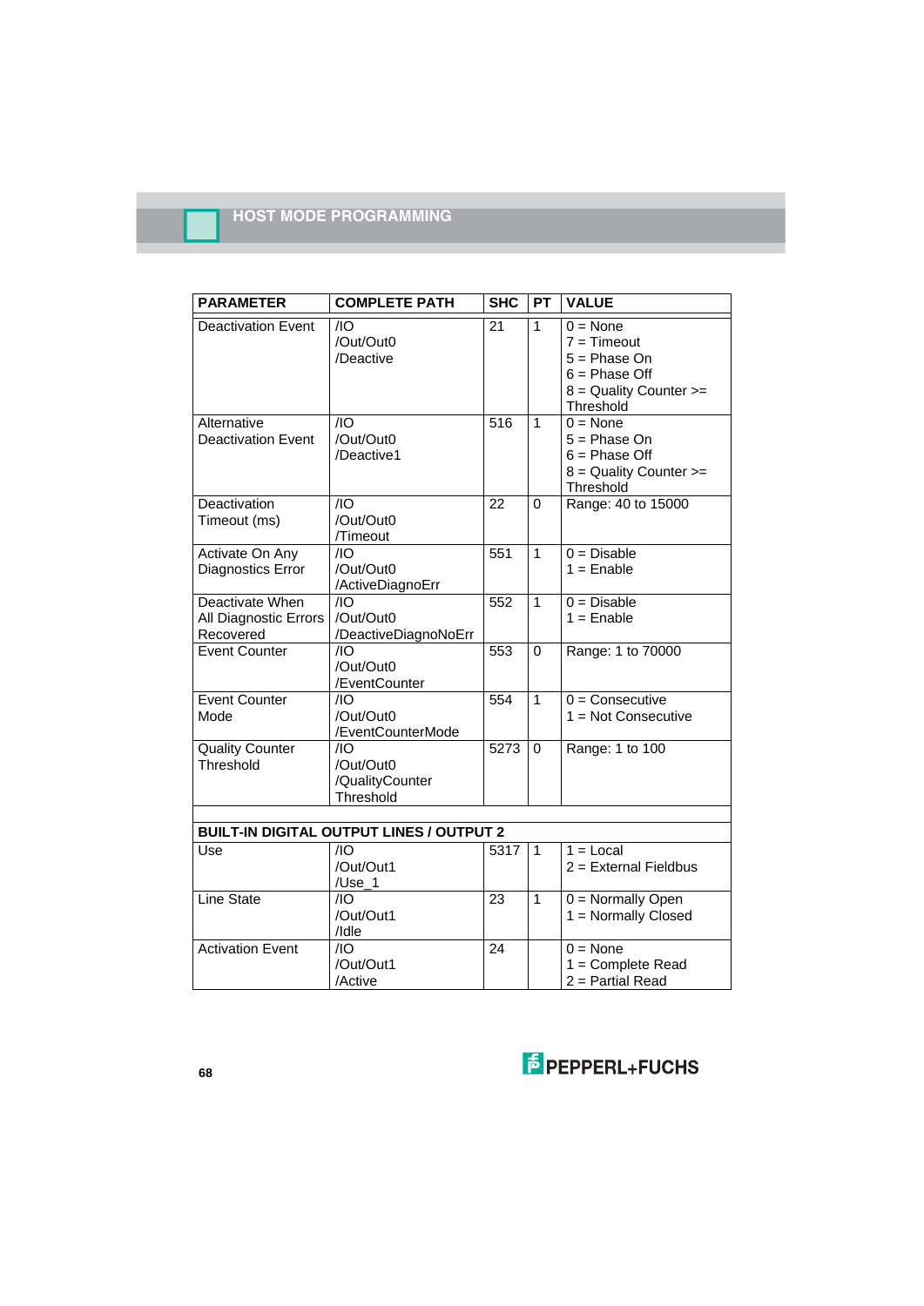| PARAMETER | COMPLETE PATH | SHC | PT | VALUE |
|---|---|---|---|---|
| Deactivation Event | /IO /Out/Out0 /Deactive | 21 | 1 | 0 = None<br>7 = Timeout<br>5 = Phase On<br>6 = Phase Off<br>8 = Quality Counter >= Threshold |
| Alternative Deactivation Event | /IO /Out/Out0 /Deactive1 | 516 | 1 | 0 = None<br>5 = Phase On<br>6 = Phase Off<br>8 = Quality Counter >= Threshold |
| Deactivation Timeout (ms) | /IO /Out/Out0 /Timeout | 22 | 0 | Range: 40 to 15000 |
| Activate On Any Diagnostics Error | /IO /Out/Out0 /ActiveDiagnoErr | 551 | 1 | 0 = Disable<br>1 = Enable |
| Deactivate When All Diagnostic Errors Recovered | /IO /Out/Out0 /DeactiveDiagnoNoErr | 552 | 1 | 0 = Disable<br>1 = Enable |
| Event Counter | /IO /Out/Out0 /EventCounter | 553 | 0 | Range: 1 to 70000 |
| Event Counter Mode | /IO /Out/Out0 /EventCounterMode | 554 | 1 | 0 = Consecutive<br>1 = Not Consecutive |
| Quality Counter Threshold | /IO /Out/Out0 /QualityCounter Threshold | 5273 | 0 | Range: 1 to 100 |
| | | | | |
| **BUILT-IN DIGITAL OUTPUT LINES / OUTPUT 2** | | | | |
| Use | /IO /Out/Out1 /Use_1 | 5317 | 1 | 1 = Local<br>2 = External Fieldbus |
| Line State | /IO /Out/Out1 /Idle | 23 | 1 | 0 = Normally Open<br>1 = Normally Closed |
| Activation Event | /IO /Out/Out1 /Active | 24 | | 0 = None<br>1 = Complete Read<br>2 = Partial Read |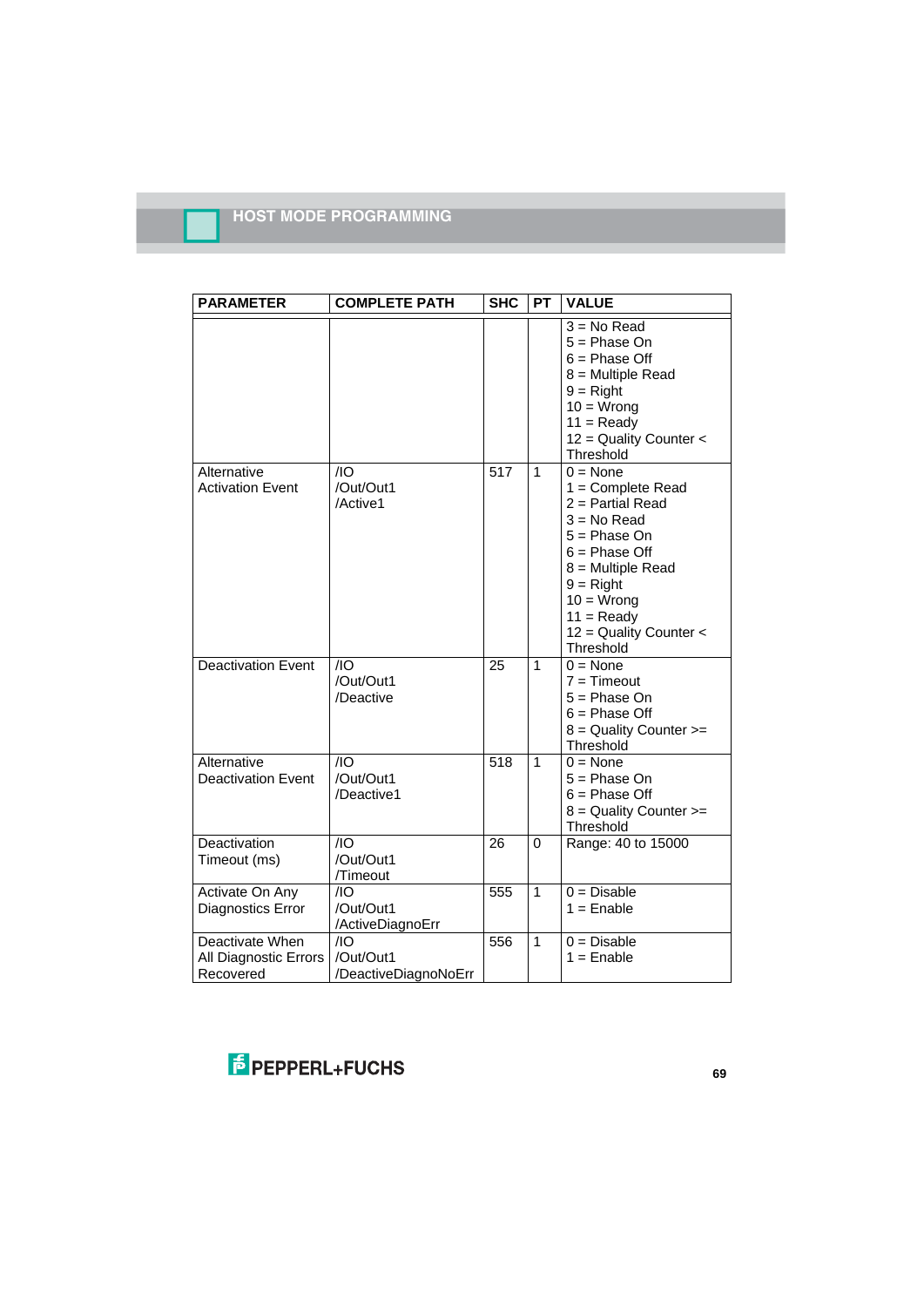| PARAMETER | COMPLETE PATH | SHC | PT | VALUE |
|---|---|---|---|---|
| | | | | 3 = No Read<br>5 = Phase On<br>6 = Phase Off<br>8 = Multiple Read<br>9 = Right<br>10 = Wrong<br>11 = Ready<br>12 = Quality Counter < Threshold |
| Alternative Activation Event | /IO /Out/Out1 /Active1 | 517 | 1 | 0 = None<br>1 = Complete Read<br>2 = Partial Read<br>3 = No Read<br>5 = Phase On<br>6 = Phase Off<br>8 = Multiple Read<br>9 = Right<br>10 = Wrong<br>11 = Ready<br>12 = Quality Counter < Threshold |
| Deactivation Event | /IO /Out/Out1 /Deactive | 25 | 1 | 0 = None<br>7 = Timeout<br>5 = Phase On<br>6 = Phase Off<br>8 = Quality Counter >= Threshold |
| Alternative Deactivation Event | /IO /Out/Out1 /Deactive1 | 518 | 1 | 0 = None<br>5 = Phase On<br>6 = Phase Off<br>8 = Quality Counter >= Threshold |
| Deactivation Timeout (ms) | /IO /Out/Out1 /Timeout | 26 | 0 | Range: 40 to 15000 |
| Activate On Any Diagnostics Error | /IO /Out/Out1 /ActiveDiagnoErr | 555 | 1 | 0 = Disable<br>1 = Enable |
| Deactivate When All Diagnostic Errors Recovered | /IO /Out/Out1 /DeactiveDiagnoNoErr | 556 | 1 | 0 = Disable<br>1 = Enable |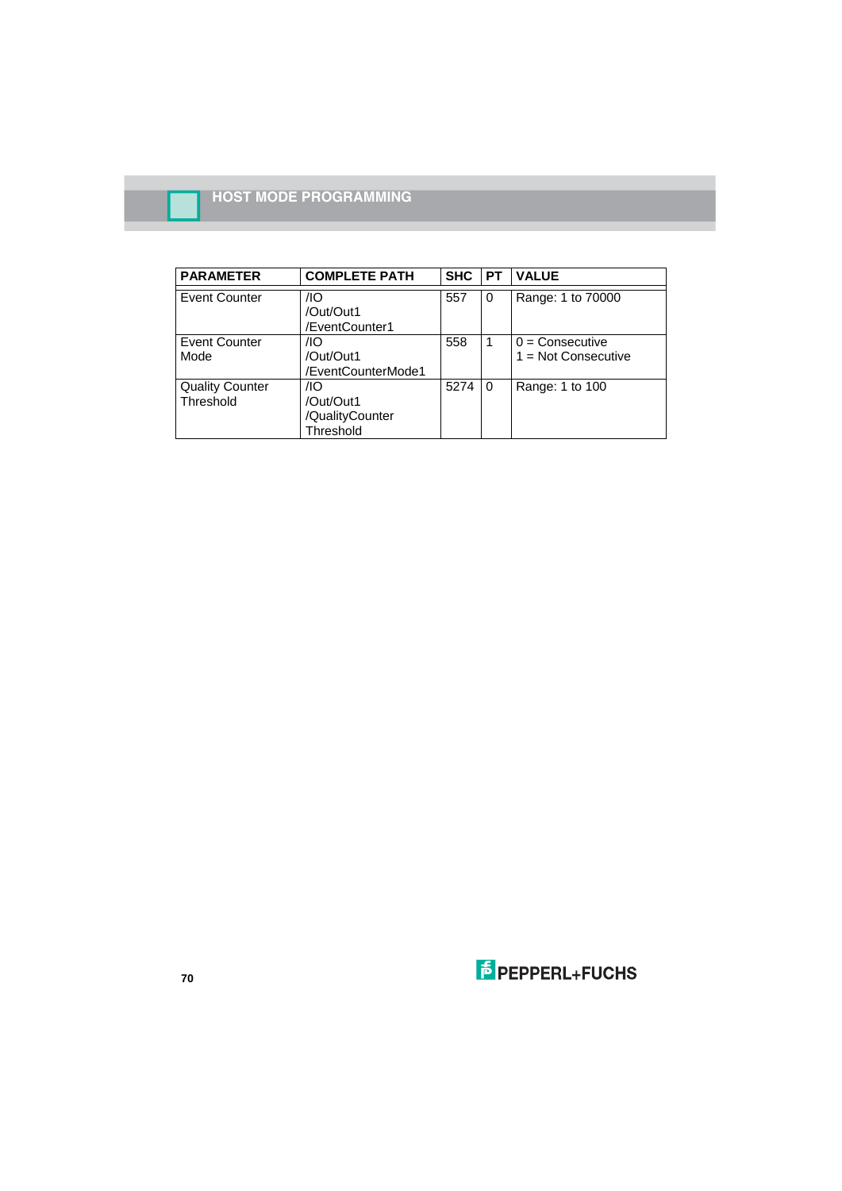| PARAMETER | COMPLETE PATH | SHC | PT | VALUE |
|---|---|---|---|---|
| Event Counter | /IO /Out/Out1 /EventCounter1 | 557 | 0 | Range: 1 to 70000 |
| Event Counter Mode | /IO /Out/Out1 /EventCounterMode1 | 558 | 1 | 0 = Consecutive<br>1 = Not Consecutive |
| Quality Counter Threshold | /IO /Out/Out1 /QualityCounter Threshold | 5274 | 0 | Range: 1 to 100 |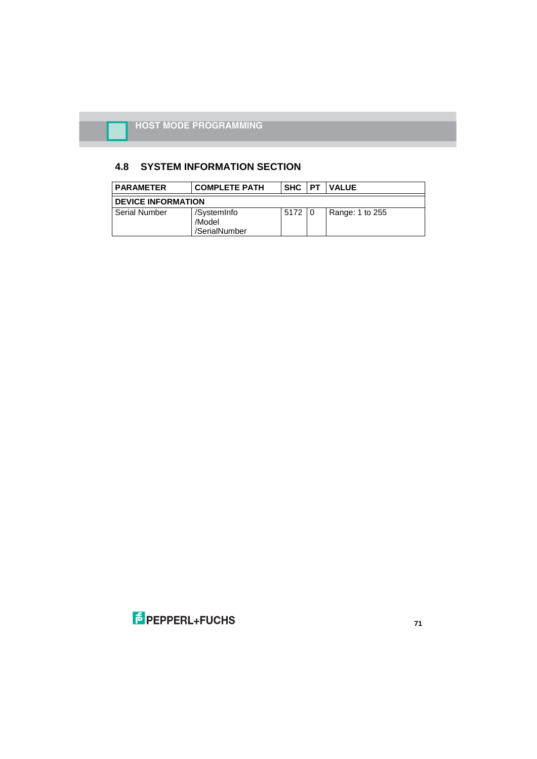## 4.8 SYSTEM INFORMATION SECTION

| PARAMETER | COMPLETE PATH | SHC | PT | VALUE |
|---|---|---|---|---|
| **DEVICE INFORMATION** | | | | |
| Serial Number | /SystemInfo /Model /SerialNumber | 5172 | 0 | Range: 1 to 255 |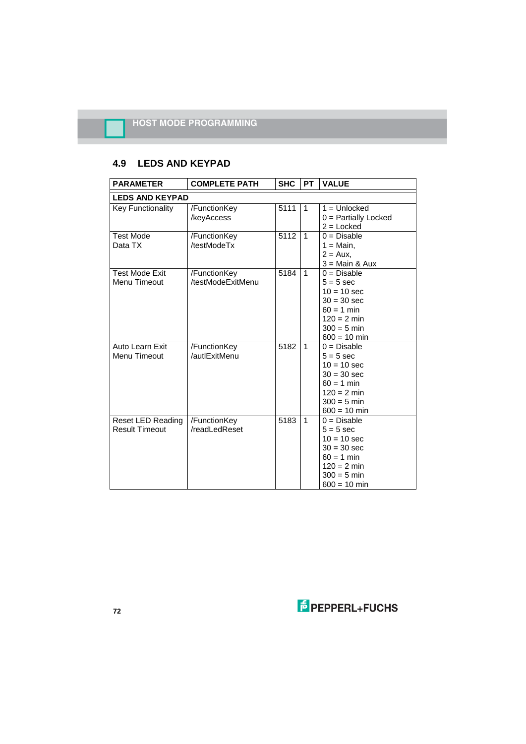## 4.9 LEDS AND KEYPAD

| PARAMETER | COMPLETE PATH | SHC | PT | VALUE |
|---|---|---|---|---|
| **LEDS AND KEYPAD** | | | | |
| Key Functionality | /FunctionKey /keyAccess | 5111 | 1 | 1 = Unlocked<br>0 = Partially Locked<br>2 = Locked |
| Test Mode Data TX | /FunctionKey /testModeTx | 5112 | 1 | 0 = Disable<br>1 = Main,<br>2 = Aux,<br>3 = Main & Aux |
| Test Mode Exit Menu Timeout | /FunctionKey /testModeExitMenu | 5184 | 1 | 0 = Disable<br>5 = 5 sec<br>10 = 10 sec<br>30 = 30 sec<br>60 = 1 min<br>120 = 2 min<br>300 = 5 min<br>600 = 10 min |
| Auto Learn Exit Menu Timeout | /FunctionKey /autlExitMenu | 5182 | 1 | 0 = Disable<br>5 = 5 sec<br>10 = 10 sec<br>30 = 30 sec<br>60 = 1 min<br>120 = 2 min<br>300 = 5 min<br>600 = 10 min |
| Reset LED Reading Result Timeout | /FunctionKey /readLedReset | 5183 | 1 | 0 = Disable<br>5 = 5 sec<br>10 = 10 sec<br>30 = 30 sec<br>60 = 1 min<br>120 = 2 min<br>300 = 5 min<br>600 = 10 min |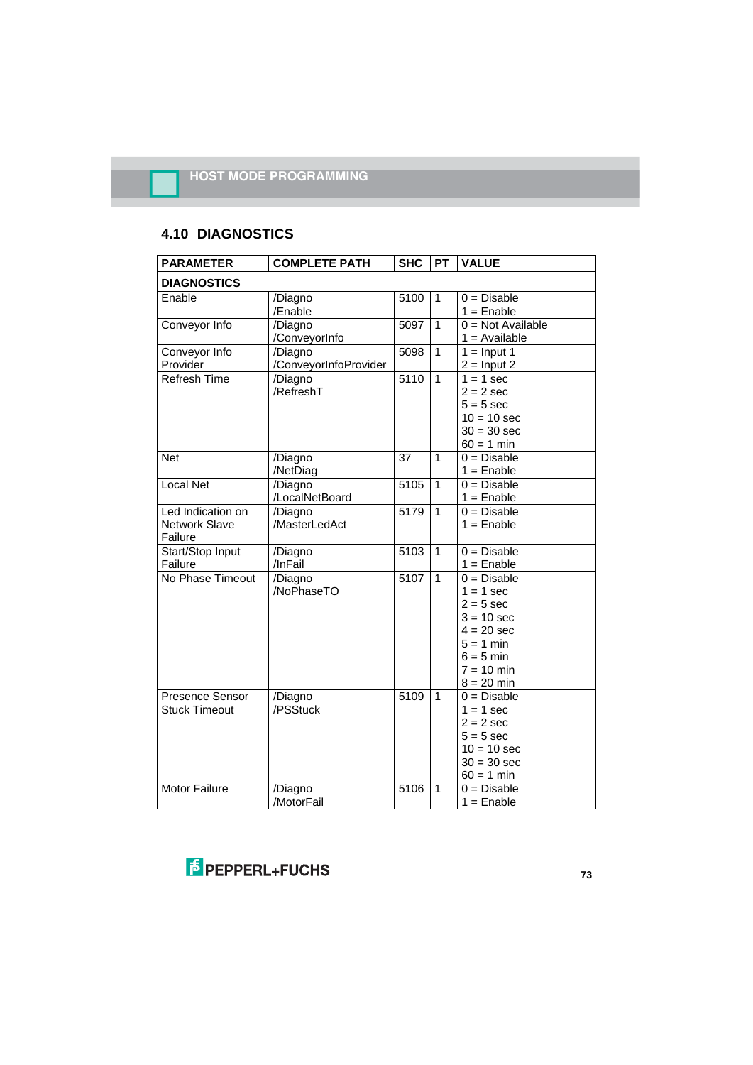## 4.10 DIAGNOSTICS

| PARAMETER | COMPLETE PATH | SHC | PT | VALUE |
|---|---|---|---|---|
| **DIAGNOSTICS** | | | | |
| Enable | /Diagno /Enable | 5100 | 1 | 0 = Disable<br>1 = Enable |
| Conveyor Info | /Diagno /ConveyorInfo | 5097 | 1 | 0 = Not Available<br>1 = Available |
| Conveyor Info Provider | /Diagno /ConveyorInfoProvider | 5098 | 1 | 1 = Input 1<br>2 = Input 2 |
| Refresh Time | /Diagno /RefreshT | 5110 | 1 | 1 = 1 sec<br>2 = 2 sec<br>5 = 5 sec<br>10 = 10 sec<br>30 = 30 sec<br>60 = 1 min |
| Net | /Diagno /NetDiag | 37 | 1 | 0 = Disable<br>1 = Enable |
| Local Net | /Diagno /LocalNetBoard | 5105 | 1 | 0 = Disable<br>1 = Enable |
| Led Indication on Network Slave Failure | /Diagno /MasterLedAct | 5179 | 1 | 0 = Disable<br>1 = Enable |
| Start/Stop Input Failure | /Diagno /InFail | 5103 | 1 | 0 = Disable<br>1 = Enable |
| No Phase Timeout | /Diagno /NoPhaseTO | 5107 | 1 | 0 = Disable<br>1 = 1 sec<br>2 = 5 sec<br>3 = 10 sec<br>4 = 20 sec<br>5 = 1 min<br>6 = 5 min<br>7 = 10 min<br>8 = 20 min |
| Presence Sensor Stuck Timeout | /Diagno /PSStuck | 5109 | 1 | 0 = Disable<br>1 = 1 sec<br>2 = 2 sec<br>5 = 5 sec<br>10 = 10 sec<br>30 = 30 sec<br>60 = 1 min |
| Motor Failure | /Diagno /MotorFail | 5106 | 1 | 0 = Disable<br>1 = Enable |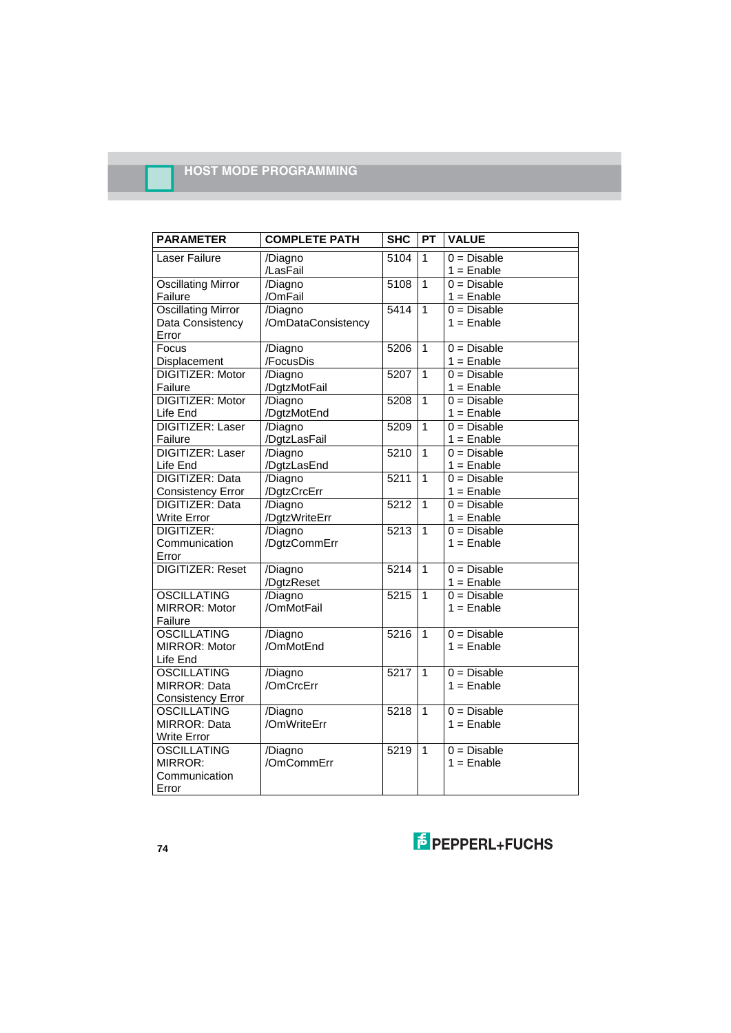| PARAMETER | COMPLETE PATH | SHC | PT | VALUE |
|---|---|---|---|---|
| Laser Failure | /Diagno /LasFail | 5104 | 1 | 0 = Disable 1 = Enable |
| Oscillating Mirror Failure | /Diagno /OmFail | 5108 | 1 | 0 = Disable 1 = Enable |
| Oscillating Mirror Data Consistency Error | /Diagno /OmDataConsistency | 5414 | 1 | 0 = Disable 1 = Enable |
| Focus Displacement | /Diagno /FocusDis | 5206 | 1 | 0 = Disable 1 = Enable |
| DIGITIZER: Motor Failure | /Diagno /DgtzMotFail | 5207 | 1 | 0 = Disable 1 = Enable |
| DIGITIZER: Motor Life End | /Diagno /DgtzMotEnd | 5208 | 1 | 0 = Disable 1 = Enable |
| DIGITIZER: Laser Failure | /Diagno /DgtzLasFail | 5209 | 1 | 0 = Disable 1 = Enable |
| DIGITIZER: Laser Life End | /Diagno /DgtzLasEnd | 5210 | 1 | 0 = Disable 1 = Enable |
| DIGITIZER: Data Consistency Error | /Diagno /DgtzCrcErr | 5211 | 1 | 0 = Disable 1 = Enable |
| DIGITIZER: Data Write Error | /Diagno /DgtzWriteErr | 5212 | 1 | 0 = Disable 1 = Enable |
| DIGITIZER: Communication Error | /Diagno /DgtzCommErr | 5213 | 1 | 0 = Disable 1 = Enable |
| DIGITIZER: Reset | /Diagno /DgtzReset | 5214 | 1 | 0 = Disable 1 = Enable |
| OSCILLATING MIRROR: Motor Failure | /Diagno /OmMotFail | 5215 | 1 | 0 = Disable 1 = Enable |
| OSCILLATING MIRROR: Motor Life End | /Diagno /OmMotEnd | 5216 | 1 | 0 = Disable 1 = Enable |
| OSCILLATING MIRROR: Data Consistency Error | /Diagno /OmCrcErr | 5217 | 1 | 0 = Disable 1 = Enable |
| OSCILLATING MIRROR: Data Write Error | /Diagno /OmWriteErr | 5218 | 1 | 0 = Disable 1 = Enable |
| OSCILLATING MIRROR: Communication Error | /Diagno /OmCommErr | 5219 | 1 | 0 = Disable 1 = Enable |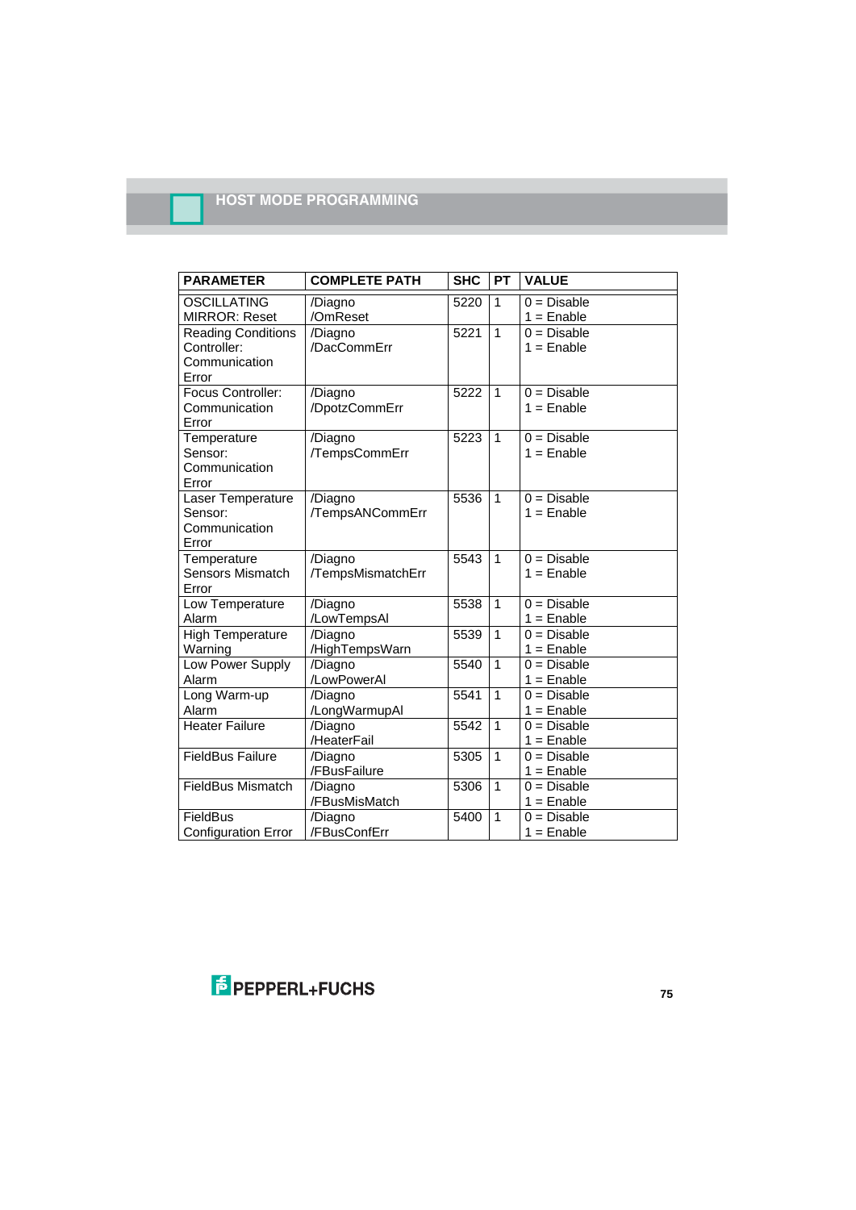| PARAMETER | COMPLETE PATH | SHC | PT | VALUE |
|---|---|---|---|---|
| OSCILLATING MIRROR: Reset | /Diagno /OmReset | 5220 | 1 | 0 = Disable 1 = Enable |
| Reading Conditions Controller: Communication Error | /Diagno /DacCommErr | 5221 | 1 | 0 = Disable 1 = Enable |
| Focus Controller: Communication Error | /Diagno /DpotzCommErr | 5222 | 1 | 0 = Disable 1 = Enable |
| Temperature Sensor: Communication Error | /Diagno /TempsCommErr | 5223 | 1 | 0 = Disable 1 = Enable |
| Laser Temperature Sensor: Communication Error | /Diagno /TempsANCommErr | 5536 | 1 | 0 = Disable 1 = Enable |
| Temperature Sensors Mismatch Error | /Diagno /TempsMismatchErr | 5543 | 1 | 0 = Disable 1 = Enable |
| Low Temperature Alarm | /Diagno /LowTempsAl | 5538 | 1 | 0 = Disable 1 = Enable |
| High Temperature Warning | /Diagno /HighTempsWarn | 5539 | 1 | 0 = Disable 1 = Enable |
| Low Power Supply Alarm | /Diagno /LowPowerAl | 5540 | 1 | 0 = Disable 1 = Enable |
| Long Warm-up Alarm | /Diagno /LongWarmupAl | 5541 | 1 | 0 = Disable 1 = Enable |
| Heater Failure | /Diagno /HeaterFail | 5542 | 1 | 0 = Disable 1 = Enable |
| FieldBus Failure | /Diagno /FBusFailure | 5305 | 1 | 0 = Disable 1 = Enable |
| FieldBus Mismatch | /Diagno /FBusMisMatch | 5306 | 1 | 0 = Disable 1 = Enable |
| FieldBus Configuration Error | /Diagno /FBusConfErr | 5400 | 1 | 0 = Disable 1 = Enable |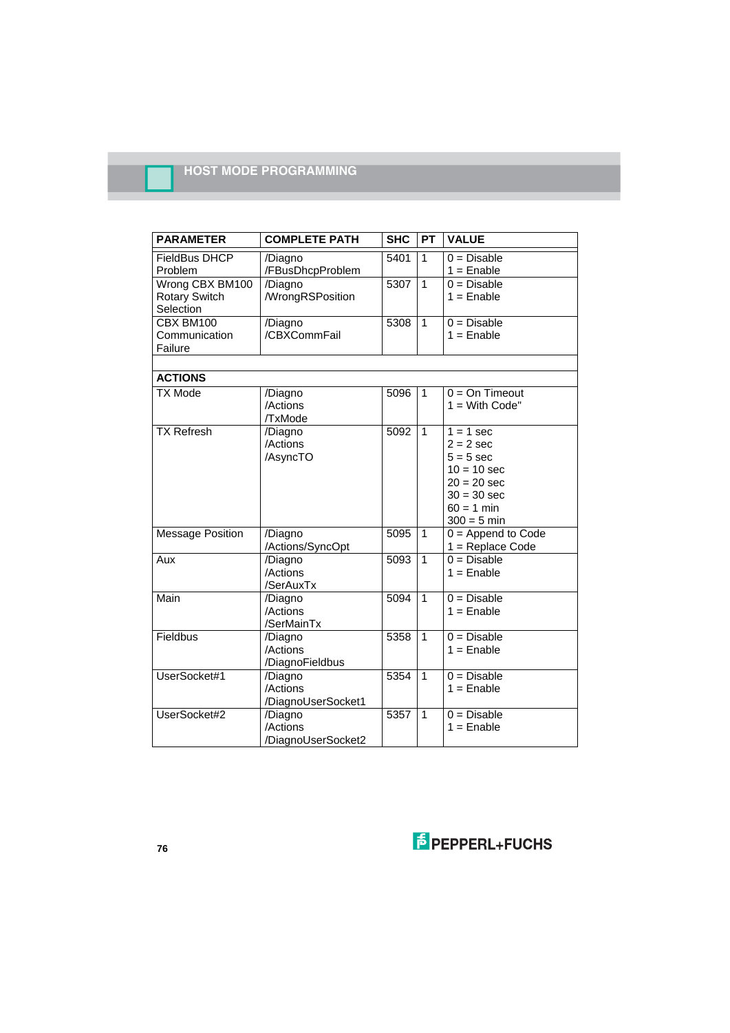## HOST MODE PROGRAMMING

| PARAMETER | COMPLETE PATH | SHC | PT | VALUE |
|---|---|---|---|---|
| FieldBus DHCP Problem | /Diagno /FBusDhcpProblem | 5401 | 1 | 0 = Disable<br>1 = Enable |
| Wrong CBX BM100 Rotary Switch Selection | /Diagno /WrongRSPosition | 5307 | 1 | 0 = Disable<br>1 = Enable |
| CBX BM100 Communication Failure | /Diagno /CBXCommFail | 5308 | 1 | 0 = Disable<br>1 = Enable |
| | | | | |
| **ACTIONS** | | | | |
| TX Mode | /Diagno /Actions /TxMode | 5096 | 1 | 0 = On Timeout<br>1 = With Code" |
| TX Refresh | /Diagno /Actions /AsyncTO | 5092 | 1 | 1 = 1 sec<br>2 = 2 sec<br>5 = 5 sec<br>10 = 10 sec<br>20 = 20 sec<br>30 = 30 sec<br>60 = 1 min<br>300 = 5 min |
| Message Position | /Diagno /Actions/SyncOpt | 5095 | 1 | 0 = Append to Code<br>1 = Replace Code |
| Aux | /Diagno /Actions /SerAuxTx | 5093 | 1 | 0 = Disable<br>1 = Enable |
| Main | /Diagno /Actions /SerMainTx | 5094 | 1 | 0 = Disable<br>1 = Enable |
| Fieldbus | /Diagno /Actions /DiagnoFieldbus | 5358 | 1 | 0 = Disable<br>1 = Enable |
| UserSocket#1 | /Diagno /Actions /DiagnoUserSocket1 | 5354 | 1 | 0 = Disable<br>1 = Enable |
| UserSocket#2 | /Diagno /Actions /DiagnoUserSocket2 | 5357 | 1 | 0 = Disable<br>1 = Enable |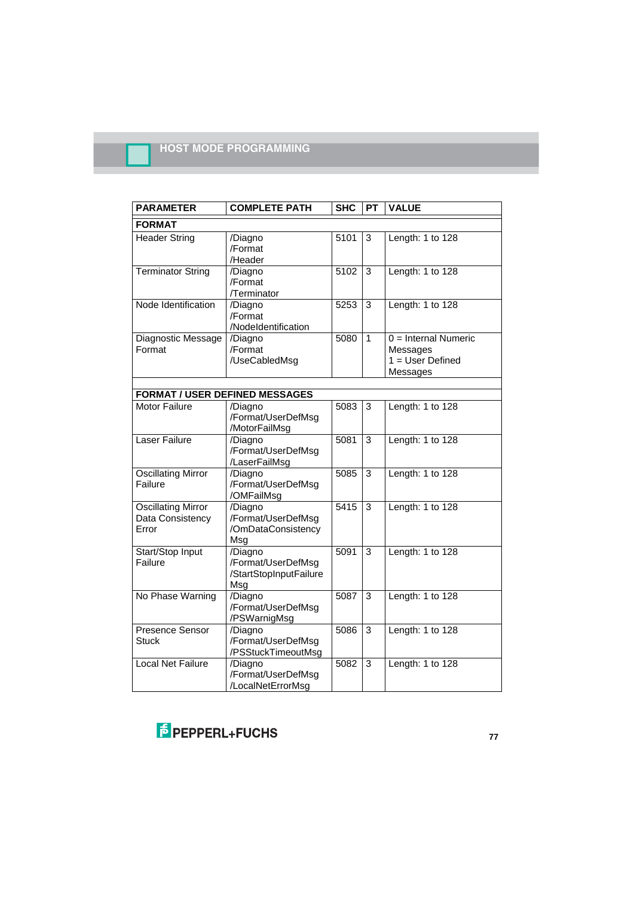## HOST MODE PROGRAMMING

| PARAMETER | COMPLETE PATH | SHC | PT | VALUE |
|---|---|---|---|---|
| **FORMAT** | | | | |
| Header String | /Diagno /Format /Header | 5101 | 3 | Length: 1 to 128 |
| Terminator String | /Diagno /Format /Terminator | 5102 | 3 | Length: 1 to 128 |
| Node Identification | /Diagno /Format /NodeIdentification | 5253 | 3 | Length: 1 to 128 |
| Diagnostic Message Format | /Diagno /Format /UseCabledMsg | 5080 | 1 | 0 = Internal Numeric Messages<br>1 = User Defined Messages |
| | | | | |
| **FORMAT / USER DEFINED MESSAGES** | | | | |
| Motor Failure | /Diagno /Format/UserDefMsg /MotorFailMsg | 5083 | 3 | Length: 1 to 128 |
| Laser Failure | /Diagno /Format/UserDefMsg /LaserFailMsg | 5081 | 3 | Length: 1 to 128 |
| Oscillating Mirror Failure | /Diagno /Format/UserDefMsg /OMFailMsg | 5085 | 3 | Length: 1 to 128 |
| Oscillating Mirror Data Consistency Error | /Diagno /Format/UserDefMsg /OmDataConsistency Msg | 5415 | 3 | Length: 1 to 128 |
| Start/Stop Input Failure | /Diagno /Format/UserDefMsg /StartStopInputFailure Msg | 5091 | 3 | Length: 1 to 128 |
| No Phase Warning | /Diagno /Format/UserDefMsg /PSWarnigMsg | 5087 | 3 | Length: 1 to 128 |
| Presence Sensor Stuck | /Diagno /Format/UserDefMsg /PSStuckTimeoutMsg | 5086 | 3 | Length: 1 to 128 |
| Local Net Failure | /Diagno /Format/UserDefMsg /LocalNetErrorMsg | 5082 | 3 | Length: 1 to 128 |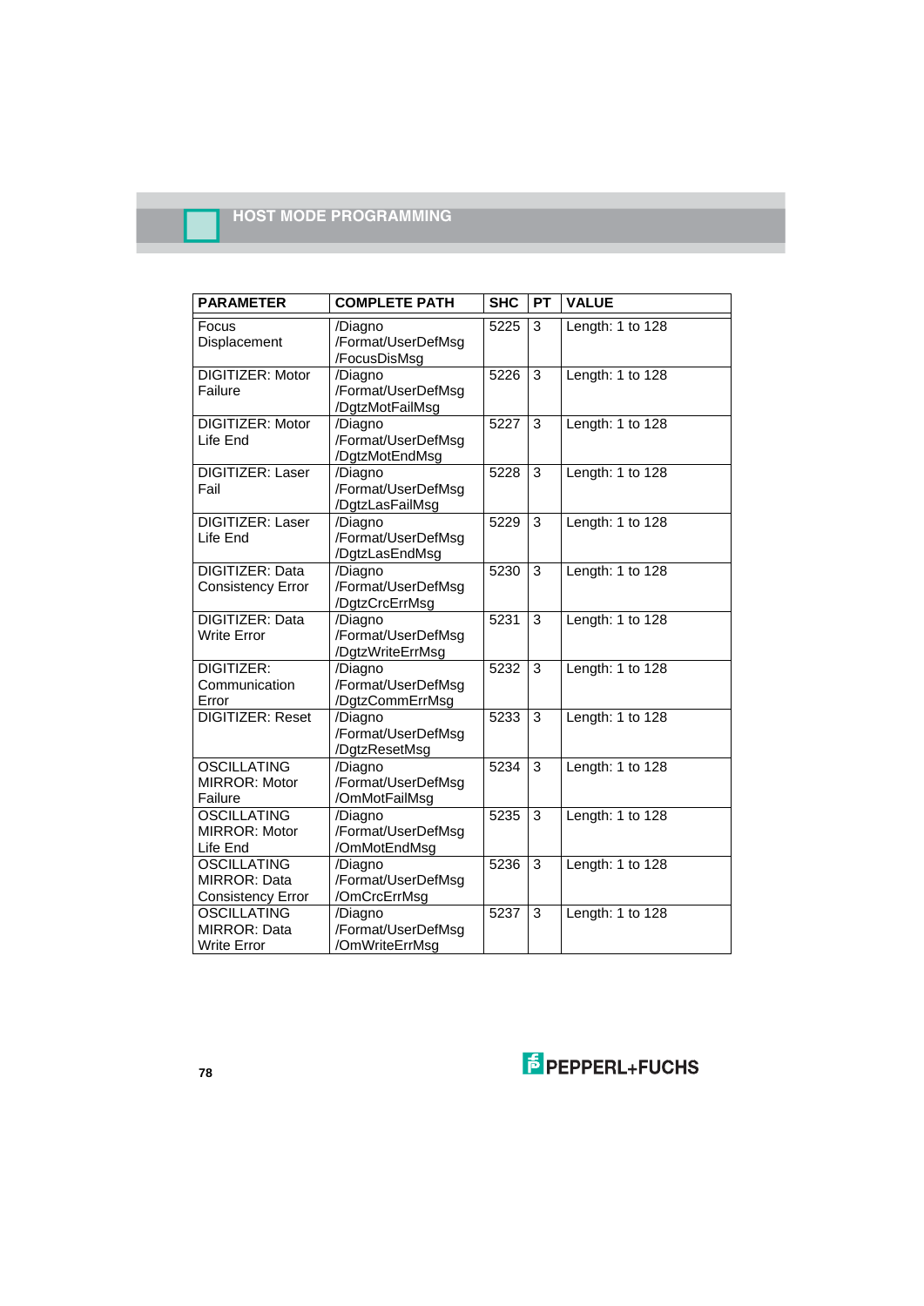## HOST MODE PROGRAMMING

| PARAMETER | COMPLETE PATH | SHC | PT | VALUE |
|---|---|---|---|---|
| Focus Displacement | /Diagno /Format/UserDefMsg /FocusDisMsg | 5225 | 3 | Length: 1 to 128 |
| DIGITIZER: Motor Failure | /Diagno /Format/UserDefMsg /DgtzMotFailMsg | 5226 | 3 | Length: 1 to 128 |
| DIGITIZER: Motor Life End | /Diagno /Format/UserDefMsg /DgtzMotEndMsg | 5227 | 3 | Length: 1 to 128 |
| DIGITIZER: Laser Fail | /Diagno /Format/UserDefMsg /DgtzLasFailMsg | 5228 | 3 | Length: 1 to 128 |
| DIGITIZER: Laser Life End | /Diagno /Format/UserDefMsg /DgtzLasEndMsg | 5229 | 3 | Length: 1 to 128 |
| DIGITIZER: Data Consistency Error | /Diagno /Format/UserDefMsg /DgtzCrcErrMsg | 5230 | 3 | Length: 1 to 128 |
| DIGITIZER: Data Write Error | /Diagno /Format/UserDefMsg /DgtzWriteErrMsg | 5231 | 3 | Length: 1 to 128 |
| DIGITIZER: Communication Error | /Diagno /Format/UserDefMsg /DgtzCommErrMsg | 5232 | 3 | Length: 1 to 128 |
| DIGITIZER: Reset | /Diagno /Format/UserDefMsg /DgtzResetMsg | 5233 | 3 | Length: 1 to 128 |
| OSCILLATING MIRROR: Motor Failure | /Diagno /Format/UserDefMsg /OmMotFailMsg | 5234 | 3 | Length: 1 to 128 |
| OSCILLATING MIRROR: Motor Life End | /Diagno /Format/UserDefMsg /OmMotEndMsg | 5235 | 3 | Length: 1 to 128 |
| OSCILLATING MIRROR: Data Consistency Error | /Diagno /Format/UserDefMsg /OmCrcErrMsg | 5236 | 3 | Length: 1 to 128 |
| OSCILLATING MIRROR: Data Write Error | /Diagno /Format/UserDefMsg /OmWriteErrMsg | 5237 | 3 | Length: 1 to 128 |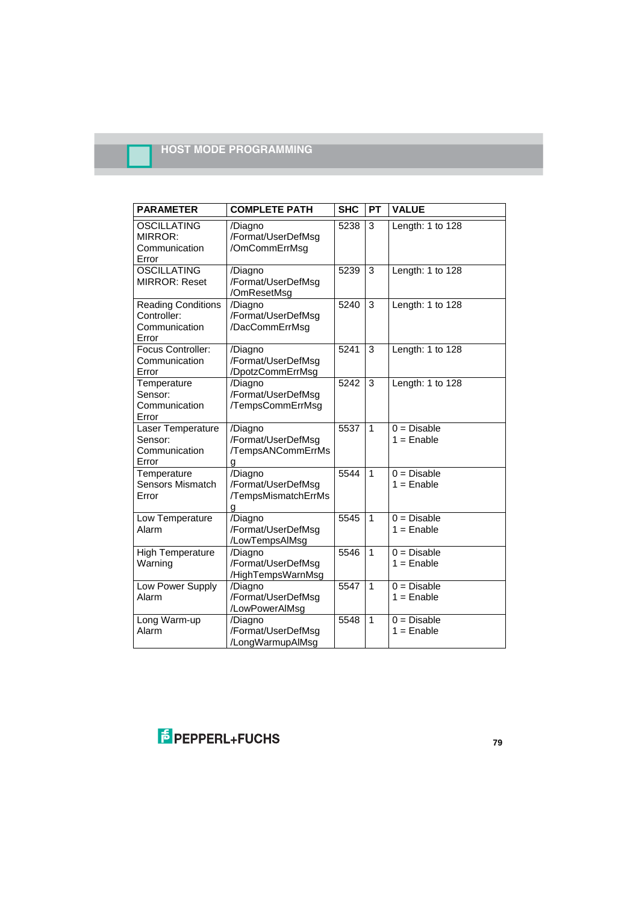| PARAMETER | COMPLETE PATH | SHC | PT | VALUE |
|---|---|---|---|---|
| OSCILLATING MIRROR: Communication Error | /Diagno /Format/UserDefMsg /OmCommErrMsg | 5238 | 3 | Length: 1 to 128 |
| OSCILLATING MIRROR: Reset | /Diagno /Format/UserDefMsg /OmResetMsg | 5239 | 3 | Length: 1 to 128 |
| Reading Conditions Controller: Communication Error | /Diagno /Format/UserDefMsg /DacCommErrMsg | 5240 | 3 | Length: 1 to 128 |
| Focus Controller: Communication Error | /Diagno /Format/UserDefMsg /DpotzCommErrMsg | 5241 | 3 | Length: 1 to 128 |
| Temperature Sensor: Communication Error | /Diagno /Format/UserDefMsg /TempsCommErrMsg | 5242 | 3 | Length: 1 to 128 |
| Laser Temperature Sensor: Communication Error | /Diagno /Format/UserDefMsg /TempsANCommErrMsg | 5537 | 1 | 0 = Disable<br>1 = Enable |
| Temperature Sensors Mismatch Error | /Diagno /Format/UserDefMsg /TempsMismatchErrMsg | 5544 | 1 | 0 = Disable<br>1 = Enable |
| Low Temperature Alarm | /Diagno /Format/UserDefMsg /LowTempsAlMsg | 5545 | 1 | 0 = Disable<br>1 = Enable |
| High Temperature Warning | /Diagno /Format/UserDefMsg /HighTempsWarnMsg | 5546 | 1 | 0 = Disable<br>1 = Enable |
| Low Power Supply Alarm | /Diagno /Format/UserDefMsg /LowPowerAlMsg | 5547 | 1 | 0 = Disable<br>1 = Enable |
| Long Warm-up Alarm | /Diagno /Format/UserDefMsg /LongWarmupAlMsg | 5548 | 1 | 0 = Disable<br>1 = Enable |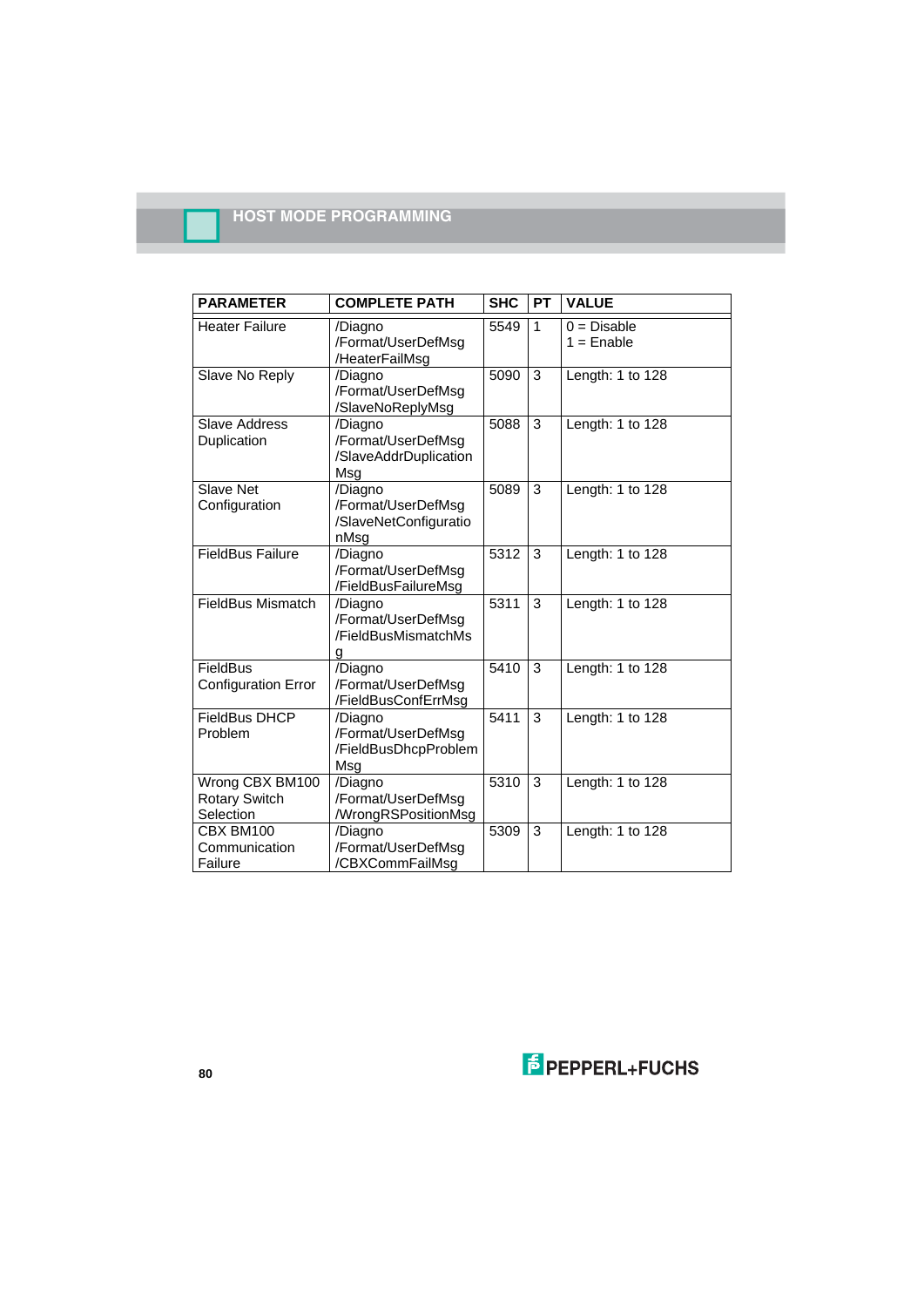| PARAMETER | COMPLETE PATH | SHC | PT | VALUE |
|---|---|---|---|---|
| Heater Failure | /Diagno /Format/UserDefMsg /HeaterFailMsg | 5549 | 1 | 0 = Disable<br>1 = Enable |
| Slave No Reply | /Diagno /Format/UserDefMsg /SlaveNoReplyMsg | 5090 | 3 | Length: 1 to 128 |
| Slave Address Duplication | /Diagno /Format/UserDefMsg /SlaveAddrDuplicationMsg | 5088 | 3 | Length: 1 to 128 |
| Slave Net Configuration | /Diagno /Format/UserDefMsg /SlaveNetConfigurationMsg | 5089 | 3 | Length: 1 to 128 |
| FieldBus Failure | /Diagno /Format/UserDefMsg /FieldBusFailureMsg | 5312 | 3 | Length: 1 to 128 |
| FieldBus Mismatch | /Diagno /Format/UserDefMsg /FieldBusMismatchMsg | 5311 | 3 | Length: 1 to 128 |
| FieldBus Configuration Error | /Diagno /Format/UserDefMsg /FieldBusConfErrMsg | 5410 | 3 | Length: 1 to 128 |
| FieldBus DHCP Problem | /Diagno /Format/UserDefMsg /FieldBusDhcpProblemMsg | 5411 | 3 | Length: 1 to 128 |
| Wrong CBX BM100 Rotary Switch Selection | /Diagno /Format/UserDefMsg /WrongRSPositionMsg | 5310 | 3 | Length: 1 to 128 |
| CBX BM100 Communication Failure | /Diagno /Format/UserDefMsg /CBXCommFailMsg | 5309 | 3 | Length: 1 to 128 |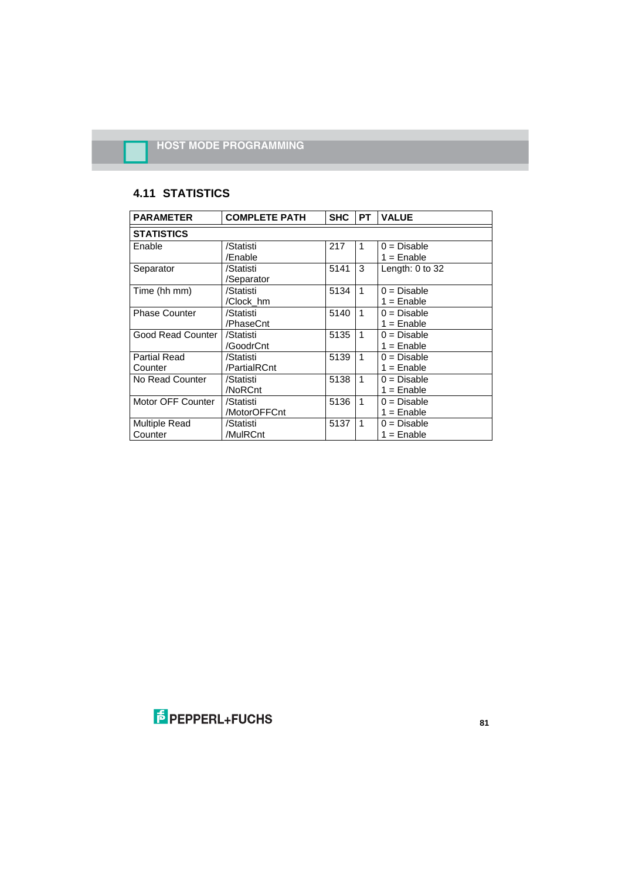## 4.11 STATISTICS

| PARAMETER | COMPLETE PATH | SHC | PT | VALUE |
|---|---|---|---|---|
| **STATISTICS** | | | | |
| Enable | /Statisti /Enable | 217 | 1 | 0 = Disable 1 = Enable |
| Separator | /Statisti /Separator | 5141 | 3 | Length: 0 to 32 |
| Time (hh mm) | /Statisti /Clock_hm | 5134 | 1 | 0 = Disable 1 = Enable |
| Phase Counter | /Statisti /PhaseCnt | 5140 | 1 | 0 = Disable 1 = Enable |
| Good Read Counter | /Statisti /GoodrCnt | 5135 | 1 | 0 = Disable 1 = Enable |
| Partial Read Counter | /Statisti /PartialRCnt | 5139 | 1 | 0 = Disable 1 = Enable |
| No Read Counter | /Statisti /NoRCnt | 5138 | 1 | 0 = Disable 1 = Enable |
| Motor OFF Counter | /Statisti /MotorOFFCnt | 5136 | 1 | 0 = Disable 1 = Enable |
| Multiple Read Counter | /Statisti /MulRCnt | 5137 | 1 | 0 = Disable 1 = Enable |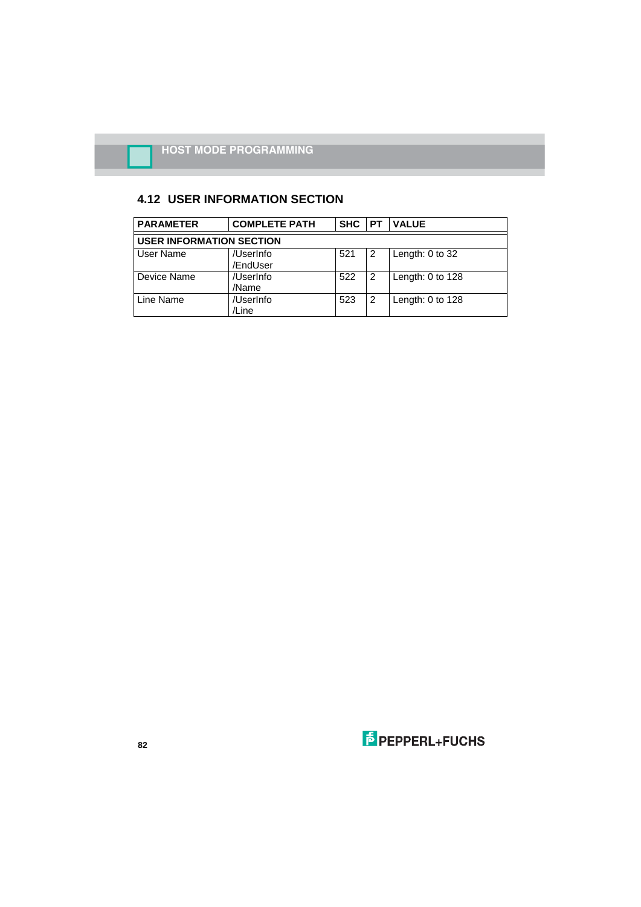## 4.12 USER INFORMATION SECTION

| PARAMETER | COMPLETE PATH | SHC | PT | VALUE |
|---|---|---|---|---|
| **USER INFORMATION SECTION** | | | | |
| User Name | /UserInfo /EndUser | 521 | 2 | Length: 0 to 32 |
| Device Name | /UserInfo /Name | 522 | 2 | Length: 0 to 128 |
| Line Name | /UserInfo /Line | 523 | 2 | Length: 0 to 128 |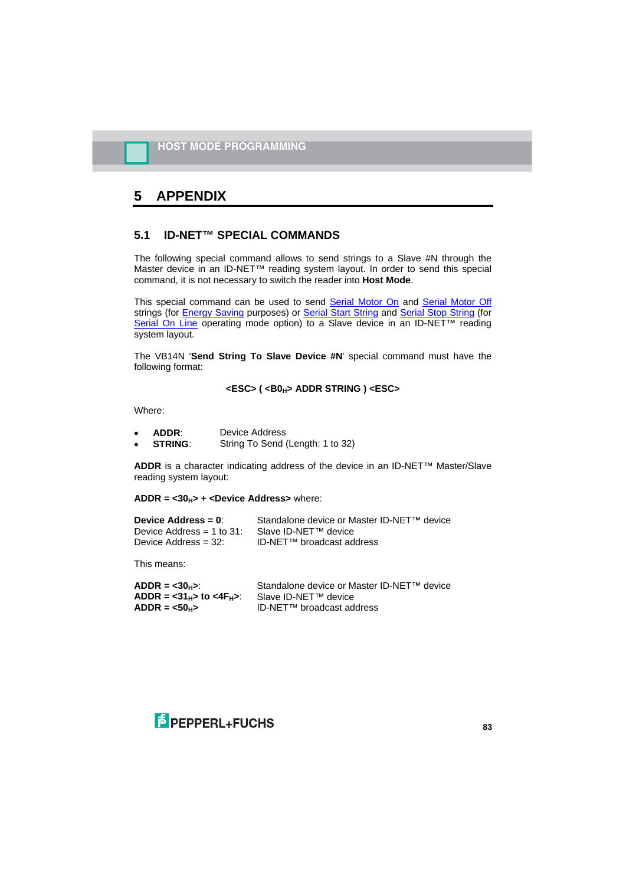# 5 APPENDIX

## 5.1 ID-NET™ SPECIAL COMMANDS

The following special command allows to send strings to a Slave #N through the Master device in an ID-NET™ reading system layout. In order to send this special command, it is not necessary to switch the reader into **Host Mode**.

This special command can be used to send Serial Motor On and Serial Motor Off strings (for Energy Saving purposes) or Serial Start String and Serial Stop String (for Serial On Line operating mode option) to a Slave device in an ID-NET™ reading system layout.

The VB14N '**Send String To Slave Device #N**' special command must have the following format:

**<ESC> ( <B0$_H$> ADDR STRING ) <ESC>**

Where:

- **ADDR**: Device Address
- **STRING**: String To Send (Length: 1 to 32)

**ADDR** is a character indicating address of the device in an ID-NET™ Master/Slave reading system layout:

**ADDR = <30$_H$> + <Device Address>** where:

| | |
|---|---|
| **Device Address = 0**: | Standalone device or Master ID-NET™ device |
| Device Address = 1 to 31: | Slave ID-NET™ device |
| Device Address = 32: | ID-NET™ broadcast address |

This means:

| | |
|---|---|
| **ADDR = <30$_H$>**: | Standalone device or Master ID-NET™ device |
| **ADDR = <31$_H$> to <4F$_H$>**: | Slave ID-NET™ device |
| **ADDR = <50$_H$>** | ID-NET™ broadcast address |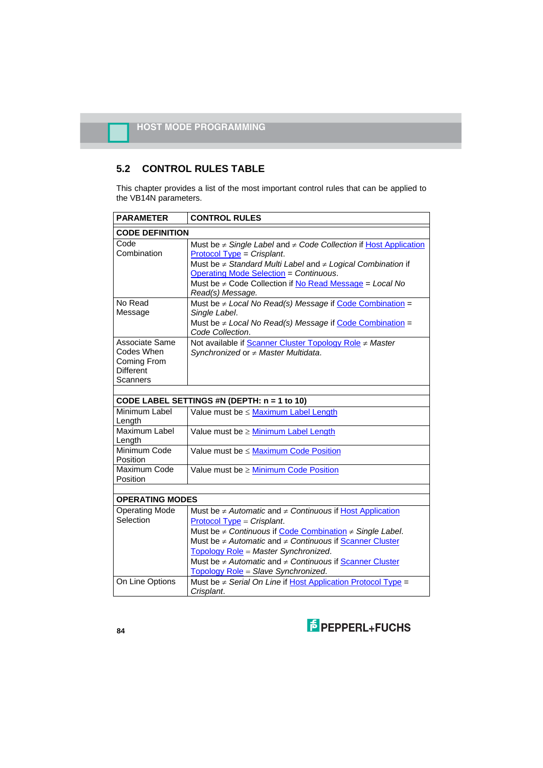## 5.2 CONTROL RULES TABLE

This chapter provides a list of the most important control rules that can be applied to the VB14N parameters.

| PARAMETER | CONTROL RULES |
|---|---|
| **CODE DEFINITION** | |
| Code Combination | Must be ≠ *Single Label* and ≠ *Code Collection* if Host Application Protocol Type = *Crisplant*.<br>Must be ≠ *Standard Multi Label* and ≠ *Logical Combination* if Operating Mode Selection = *Continuous*.<br>Must be ≠ Code Collection if No Read Message = *Local No Read(s) Message.* |
| No Read Message | Must be ≠ *Local No Read(s) Message* if Code Combination = *Single Label*.<br>Must be ≠ *Local No Read(s) Message* if Code Combination = *Code Collection*. |
| Associate Same Codes When Coming From Different Scanners | Not available if Scanner Cluster Topology Role ≠ *Master Synchronized* or ≠ *Master Multidata*. |
| **CODE LABEL SETTINGS #N (DEPTH: n = 1 to 10)** | |
| Minimum Label Length | Value must be ≤ Maximum Label Length |
| Maximum Label Length | Value must be ≥ Minimum Label Length |
| Minimum Code Position | Value must be ≤ Maximum Code Position |
| Maximum Code Position | Value must be ≥ Minimum Code Position |
| **OPERATING MODES** | |
| Operating Mode Selection | Must be ≠ *Automatic* and ≠ *Continuous* if Host Application Protocol Type = *Crisplant*.<br>Must be ≠ *Continuous* if Code Combination ≠ *Single Label*.<br>Must be ≠ *Automatic* and ≠ *Continuous* if Scanner Cluster Topology Role = *Master Synchronized*.<br>Must be ≠ *Automatic* and ≠ *Continuous* if Scanner Cluster Topology Role = *Slave Synchronized*. |
| On Line Options | Must be ≠ *Serial On Line* if Host Application Protocol Type = *Crisplant*. |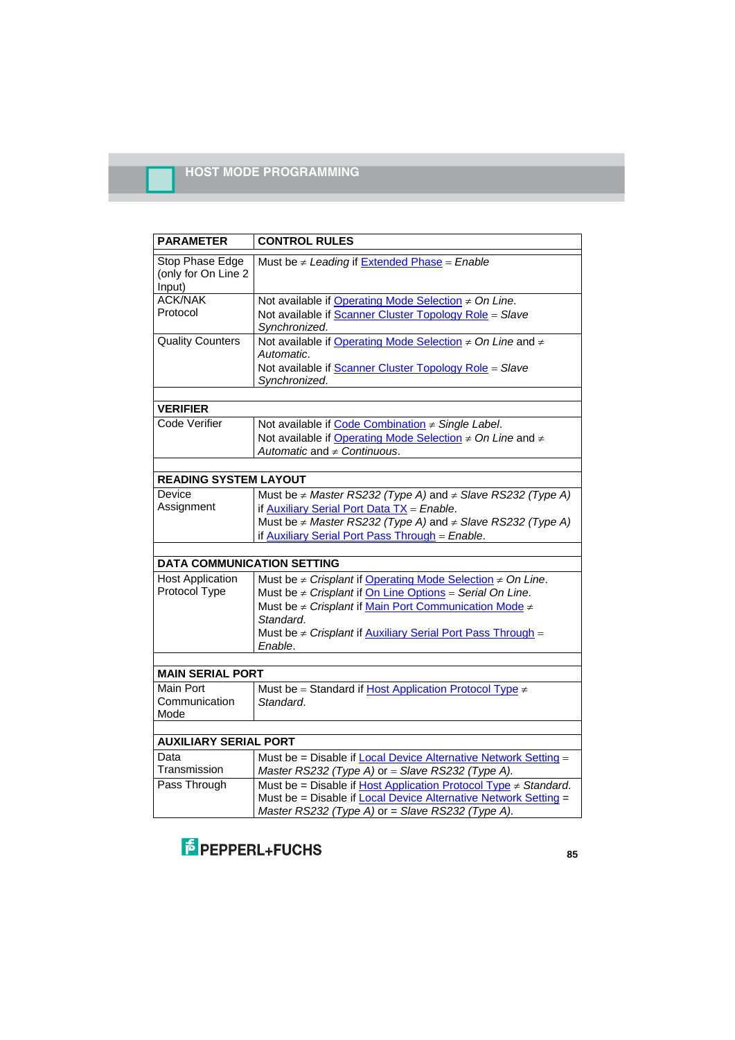| PARAMETER | CONTROL RULES |
|---|---|
| Stop Phase Edge (only for On Line 2 Input) | Must be ≠ *Leading* if Extended Phase = *Enable* |
| ACK/NAK Protocol | Not available if Operating Mode Selection ≠ *On Line*.<br>Not available if Scanner Cluster Topology Role = *Slave Synchronized*. |
| Quality Counters | Not available if Operating Mode Selection ≠ *On Line* and ≠ *Automatic*.<br>Not available if Scanner Cluster Topology Role = *Slave Synchronized*. |
| | |
| **VERIFIER** | |
| Code Verifier | Not available if Code Combination ≠ *Single Label*.<br>Not available if Operating Mode Selection ≠ *On Line* and ≠ *Automatic* and ≠ *Continuous*. |
| | |
| **READING SYSTEM LAYOUT** | |
| Device Assignment | Must be ≠ *Master RS232 (Type A)* and ≠ *Slave RS232 (Type A)* if Auxiliary Serial Port Data TX = *Enable*.<br>Must be ≠ *Master RS232 (Type A)* and ≠ *Slave RS232 (Type A)* if Auxiliary Serial Port Pass Through = *Enable*. |
| | |
| **DATA COMMUNICATION SETTING** | |
| Host Application Protocol Type | Must be ≠ *Crisplant* if Operating Mode Selection ≠ *On Line*.<br>Must be ≠ *Crisplant* if On Line Options = *Serial On Line*.<br>Must be ≠ *Crisplant* if Main Port Communication Mode ≠ *Standard*.<br>Must be ≠ *Crisplant* if Auxiliary Serial Port Pass Through = *Enable*. |
| | |
| **MAIN SERIAL PORT** | |
| Main Port Communication Mode | Must be = Standard if Host Application Protocol Type ≠ *Standard*. |
| | |
| **AUXILIARY SERIAL PORT** | |
| Data Transmission | Must be = Disable if Local Device Alternative Network Setting = *Master RS232 (Type A)* or = *Slave RS232 (Type A)*. |
| Pass Through | Must be = Disable if Host Application Protocol Type ≠ *Standard*.<br>Must be = Disable if Local Device Alternative Network Setting = *Master RS232 (Type A)* or = *Slave RS232 (Type A)*. |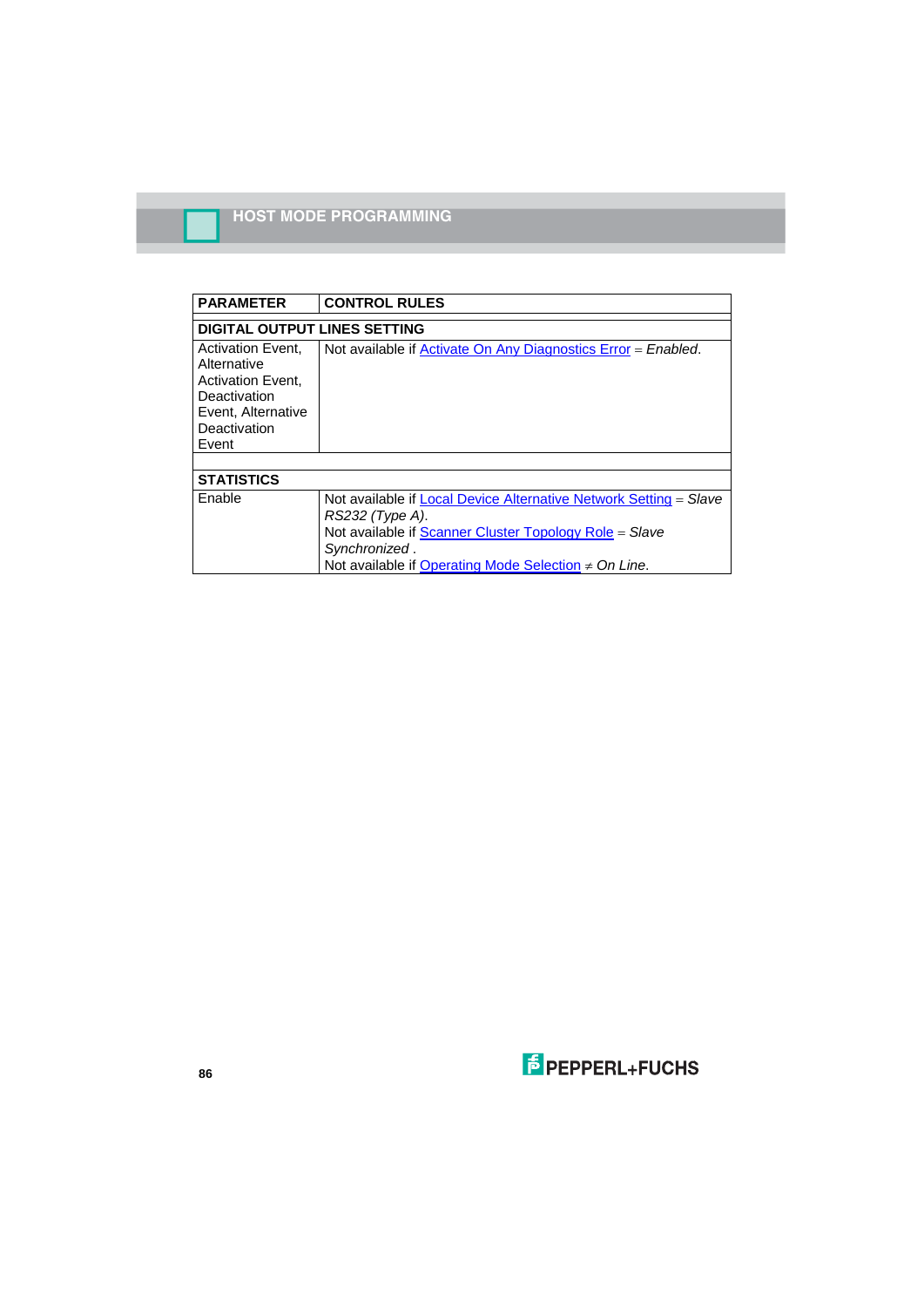| PARAMETER | CONTROL RULES |
|---|---|
| **DIGITAL OUTPUT LINES SETTING** | |
| Activation Event, Alternative Activation Event, Deactivation Event, Alternative Deactivation Event | Not available if Activate On Any Diagnostics Error = *Enabled*. |
| | |
| **STATISTICS** | |
| Enable | Not available if Local Device Alternative Network Setting = *Slave RS232 (Type A)*.<br>Not available if Scanner Cluster Topology Role = *Slave Synchronized* .<br>Not available if Operating Mode Selection ≠ *On Line*. |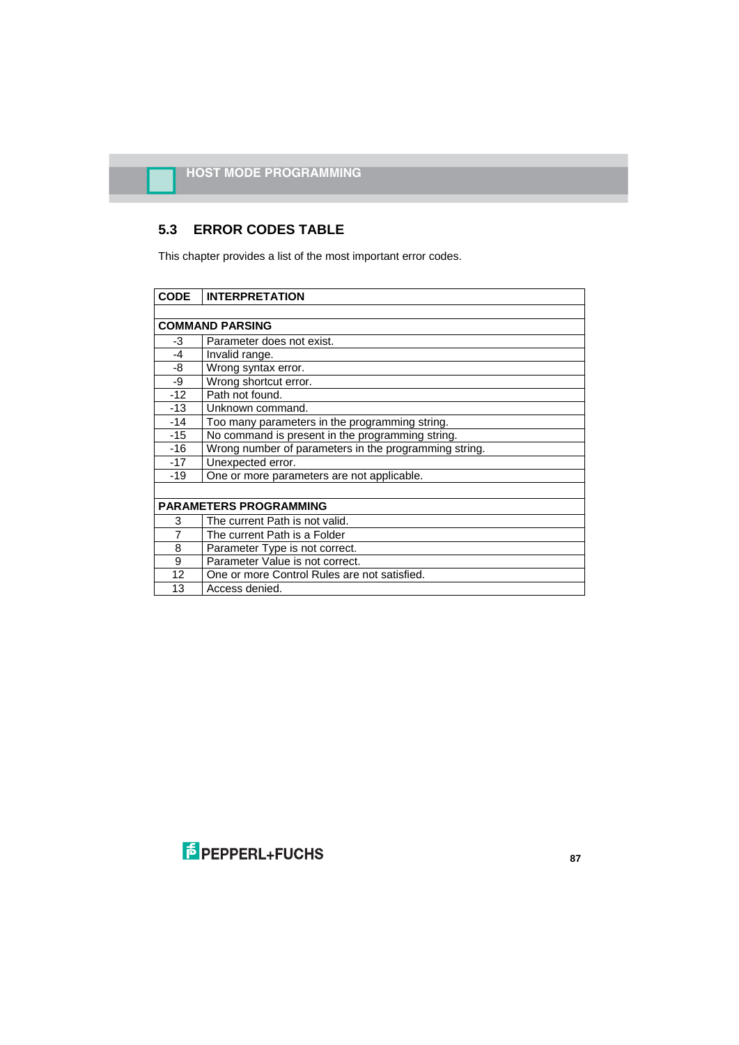## 5.3 ERROR CODES TABLE

This chapter provides a list of the most important error codes.

| CODE | INTERPRETATION |
|---|---|
| | |
| **COMMAND PARSING** | |
| -3 | Parameter does not exist. |
| -4 | Invalid range. |
| -8 | Wrong syntax error. |
| -9 | Wrong shortcut error. |
| -12 | Path not found. |
| -13 | Unknown command. |
| -14 | Too many parameters in the programming string. |
| -15 | No command is present in the programming string. |
| -16 | Wrong number of parameters in the programming string. |
| -17 | Unexpected error. |
| -19 | One or more parameters are not applicable. |
| | |
| **PARAMETERS PROGRAMMING** | |
| 3 | The current Path is not valid. |
| 7 | The current Path is a Folder |
| 8 | Parameter Type is not correct. |
| 9 | Parameter Value is not correct. |
| 12 | One or more Control Rules are not satisfied. |
| 13 | Access denied. |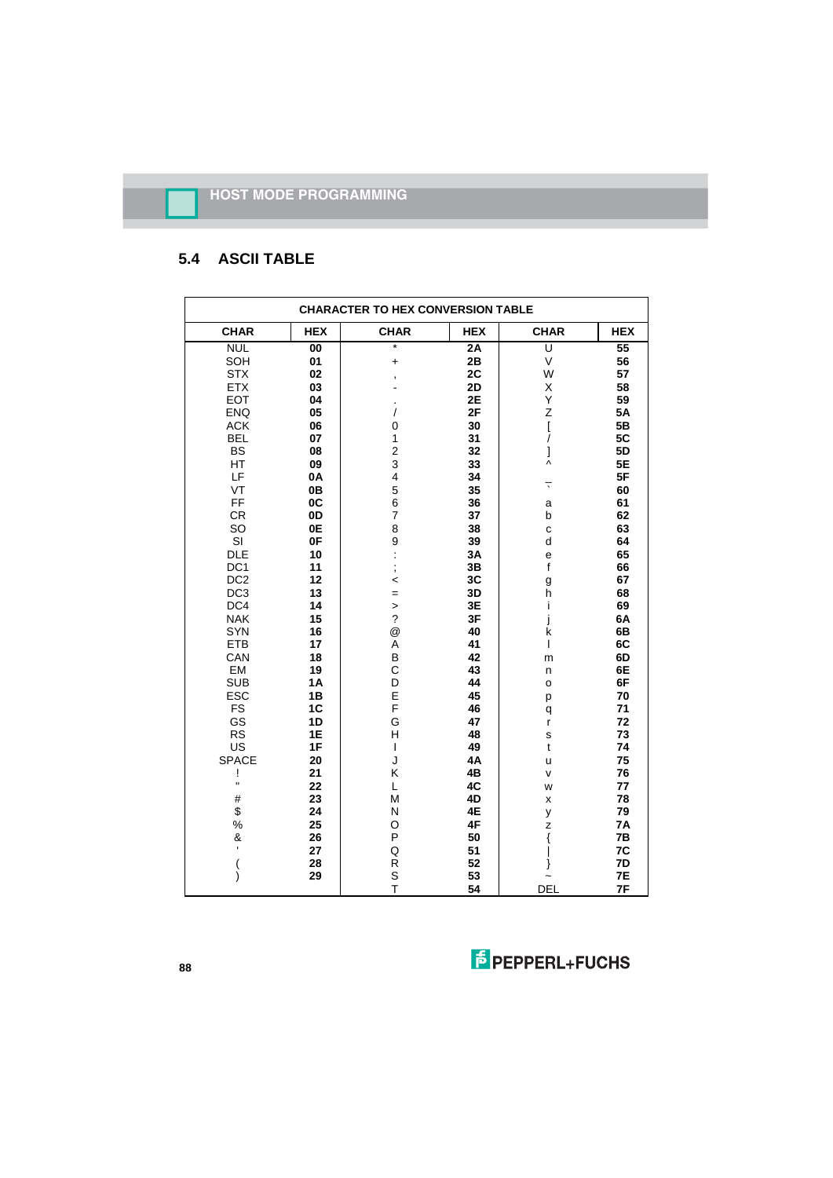## 5.4 ASCII TABLE

| CHARACTER TO HEX CONVERSION TABLE | | | | | |
|---|---|---|---|---|---|
| **CHAR** | **HEX** | **CHAR** | **HEX** | **CHAR** | **HEX** |
| NUL | 00 | * | 2A | U | 55 |
| SOH | 01 | + | 2B | V | 56 |
| STX | 02 | , | 2C | W | 57 |
| ETX | 03 | - | 2D | X | 58 |
| EOT | 04 | . | 2E | Y | 59 |
| ENQ | 05 | / | 2F | Z | 5A |
| ACK | 06 | 0 | 30 | [ | 5B |
| BEL | 07 | 1 | 31 | / | 5C |
| BS | 08 | 2 | 32 | ] | 5D |
| HT | 09 | 3 | 33 | ^ | 5E |
| LF | 0A | 4 | 34 | _ | 5F |
| VT | 0B | 5 | 35 | ` | 60 |
| FF | 0C | 6 | 36 | a | 61 |
| CR | 0D | 7 | 37 | b | 62 |
| SO | 0E | 8 | 38 | c | 63 |
| SI | 0F | 9 | 39 | d | 64 |
| DLE | 10 | : | 3A | e | 65 |
| DC1 | 11 | ; | 3B | f | 66 |
| DC2 | 12 | < | 3C | g | 67 |
| DC3 | 13 | = | 3D | h | 68 |
| DC4 | 14 | > | 3E | i | 69 |
| NAK | 15 | ? | 3F | j | 6A |
| SYN | 16 | @ | 40 | k | 6B |
| ETB | 17 | A | 41 | l | 6C |
| CAN | 18 | B | 42 | m | 6D |
| EM | 19 | C | 43 | n | 6E |
| SUB | 1A | D | 44 | o | 6F |
| ESC | 1B | E | 45 | p | 70 |
| FS | 1C | F | 46 | q | 71 |
| GS | 1D | G | 47 | r | 72 |
| RS | 1E | H | 48 | s | 73 |
| US | 1F | I | 49 | t | 74 |
| SPACE | 20 | J | 4A | u | 75 |
| ! | 21 | K | 4B | v | 76 |
| " | 22 | L | 4C | w | 77 |
| # | 23 | M | 4D | x | 78 |
| $ | 24 | N | 4E | y | 79 |
| % | 25 | O | 4F | z | 7A |
| & | 26 | P | 50 | { | 7B |
| ' | 27 | Q | 51 | \| | 7C |
| ( | 28 | R | 52 | } | 7D |
| ) | 29 | S | 53 | ~ | 7E |
| | | T | 54 | DEL | 7F |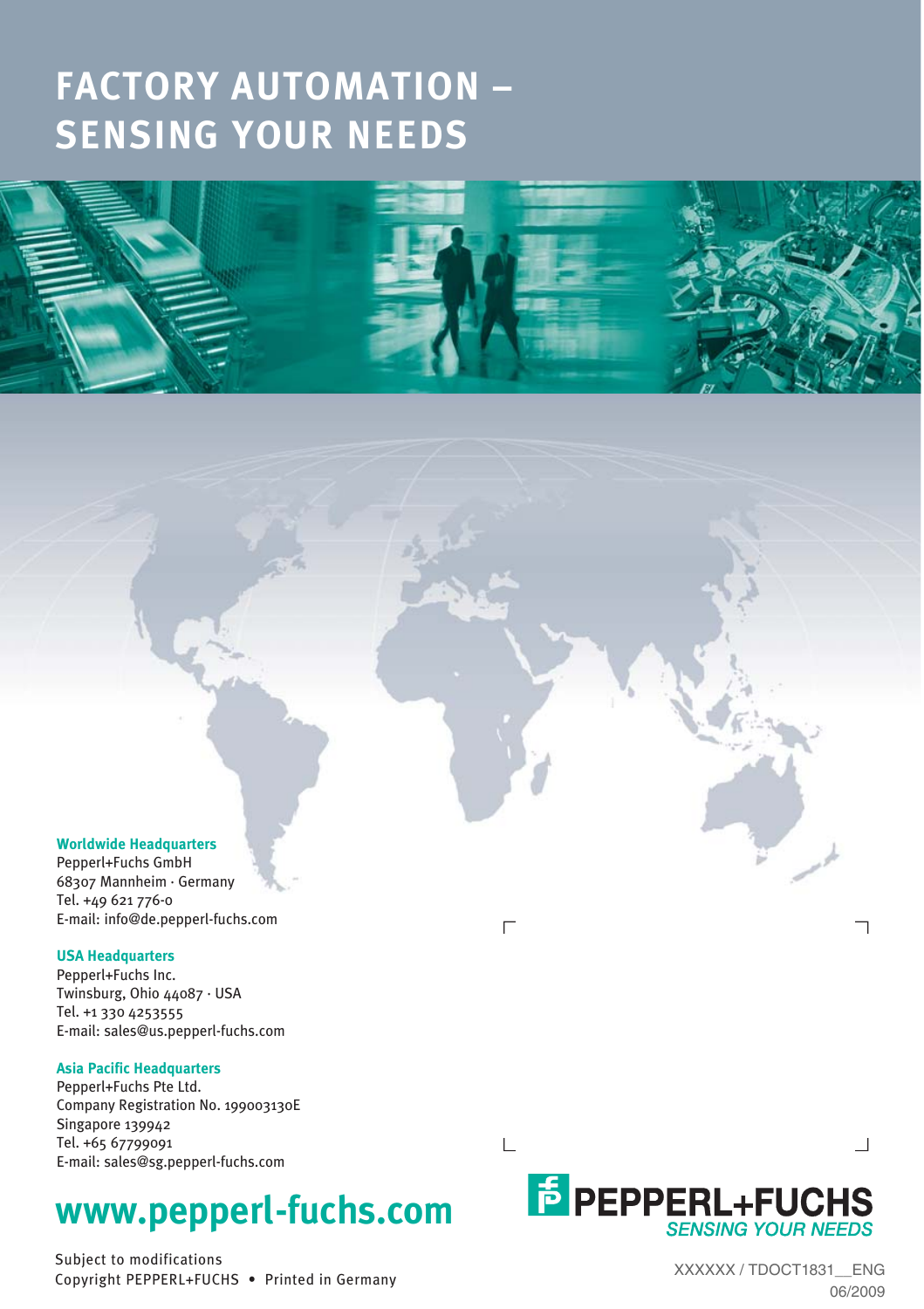# FACTORY AUTOMATION – SENSING YOUR NEEDS

**Worldwide Headquarters**
Pepperl+Fuchs GmbH
68307 Mannheim · Germany
Tel. +49 621 776-0
E-mail: info@de.pepperl-fuchs.com

**USA Headquarters**
Pepperl+Fuchs Inc.
Twinsburg, Ohio 44087 · USA
Tel. +1 330 4253555
E-mail: sales@us.pepperl-fuchs.com

**Asia Pacific Headquarters**
Pepperl+Fuchs Pte Ltd.
Company Registration No. 199003130E
Singapore 139942
Tel. +65 67799091
E-mail: sales@sg.pepperl-fuchs.com

## www.pepperl-fuchs.com

PEPPERL+FUCHS
*SENSING YOUR NEEDS*

Subject to modifications
Copyright PEPPERL+FUCHS • Printed in Germany

XXXXXX / TDOCT1831__ENG
06/2009